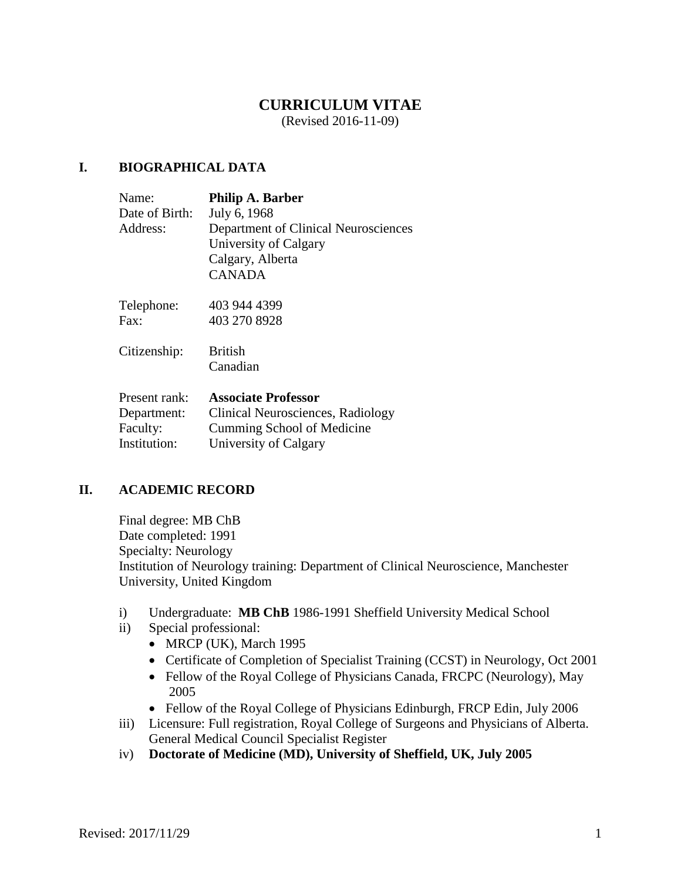# CURRICULUM VITAE

(Revised 2016-11-09)

## I. BIOGRAPHICAL DATA

Name: **Philip A. Barber**
Date of Birth: July 6, 1968
Address: Department of Clinical Neurosciences
University of Calgary
Calgary, Alberta
CANADA

Telephone: 403 944 4399
Fax: 403 270 8928

Citizenship: British
Canadian

Present rank: **Associate Professor**
Department: Clinical Neurosciences, Radiology
Faculty: Cumming School of Medicine
Institution: University of Calgary

## II. ACADEMIC RECORD

Final degree: MB ChB
Date completed: 1991
Specialty: Neurology
Institution of Neurology training: Department of Clinical Neuroscience, Manchester University, United Kingdom

i) Undergraduate: **MB ChB** 1986-1991 Sheffield University Medical School
ii) Special professional:
   - MRCP (UK), March 1995
   - Certificate of Completion of Specialist Training (CCST) in Neurology, Oct 2001
   - Fellow of the Royal College of Physicians Canada, FRCPC (Neurology), May 2005
   - Fellow of the Royal College of Physicians Edinburgh, FRCP Edin, July 2006
iii) Licensure: Full registration, Royal College of Surgeons and Physicians of Alberta. General Medical Council Specialist Register
iv) **Doctorate of Medicine (MD), University of Sheffield, UK, July 2005**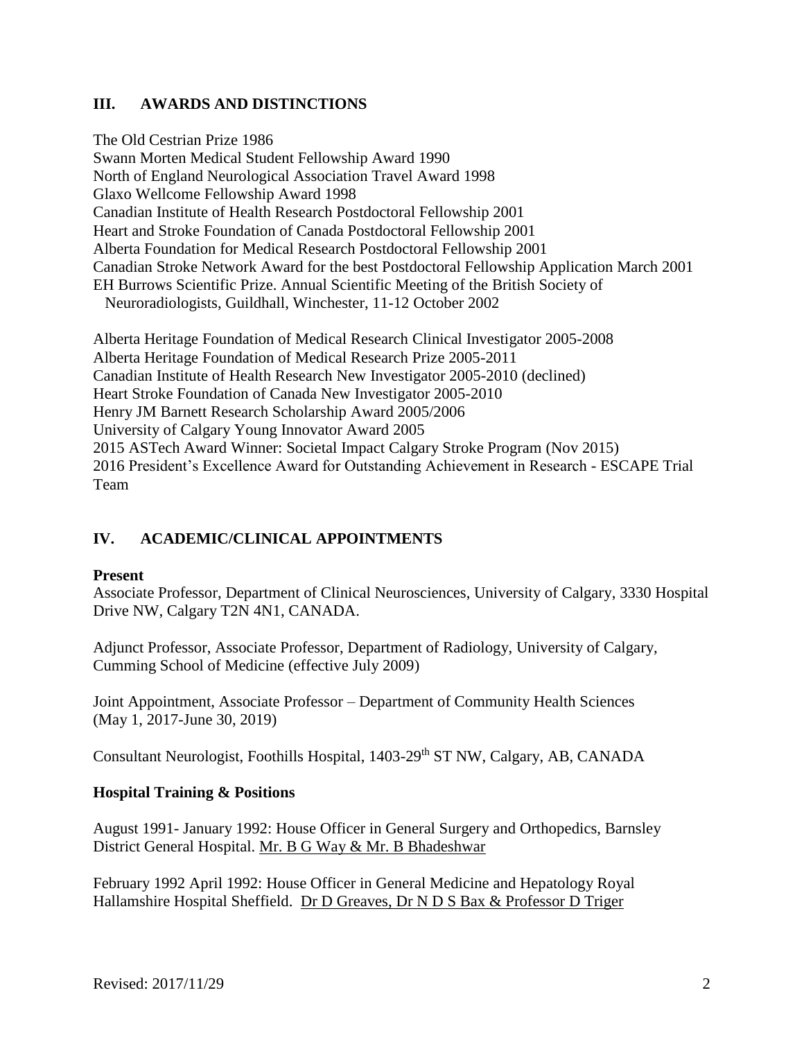## III. AWARDS AND DISTINCTIONS

The Old Cestrian Prize 1986
Swann Morten Medical Student Fellowship Award 1990
North of England Neurological Association Travel Award 1998
Glaxo Wellcome Fellowship Award 1998
Canadian Institute of Health Research Postdoctoral Fellowship 2001
Heart and Stroke Foundation of Canada Postdoctoral Fellowship 2001
Alberta Foundation for Medical Research Postdoctoral Fellowship 2001
Canadian Stroke Network Award for the best Postdoctoral Fellowship Application March 2001
EH Burrows Scientific Prize. Annual Scientific Meeting of the British Society of Neuroradiologists, Guildhall, Winchester, 11-12 October 2002

Alberta Heritage Foundation of Medical Research Clinical Investigator 2005-2008
Alberta Heritage Foundation of Medical Research Prize 2005-2011
Canadian Institute of Health Research New Investigator 2005-2010 (declined)
Heart Stroke Foundation of Canada New Investigator 2005-2010
Henry JM Barnett Research Scholarship Award 2005/2006
University of Calgary Young Innovator Award 2005
2015 ASTech Award Winner: Societal Impact Calgary Stroke Program (Nov 2015)
2016 President's Excellence Award for Outstanding Achievement in Research - ESCAPE Trial Team

## IV. ACADEMIC/CLINICAL APPOINTMENTS

**Present**

Associate Professor, Department of Clinical Neurosciences, University of Calgary, 3330 Hospital Drive NW, Calgary T2N 4N1, CANADA.

Adjunct Professor, Associate Professor, Department of Radiology, University of Calgary, Cumming School of Medicine (effective July 2009)

Joint Appointment, Associate Professor – Department of Community Health Sciences (May 1, 2017-June 30, 2019)

Consultant Neurologist, Foothills Hospital, 1403-29th ST NW, Calgary, AB, CANADA

**Hospital Training & Positions**

August 1991- January 1992: House Officer in General Surgery and Orthopedics, Barnsley District General Hospital. Mr. B G Way & Mr. B Bhadeshwar

February 1992 April 1992: House Officer in General Medicine and Hepatology Royal Hallamshire Hospital Sheffield. Dr D Greaves, Dr N D S Bax & Professor D Triger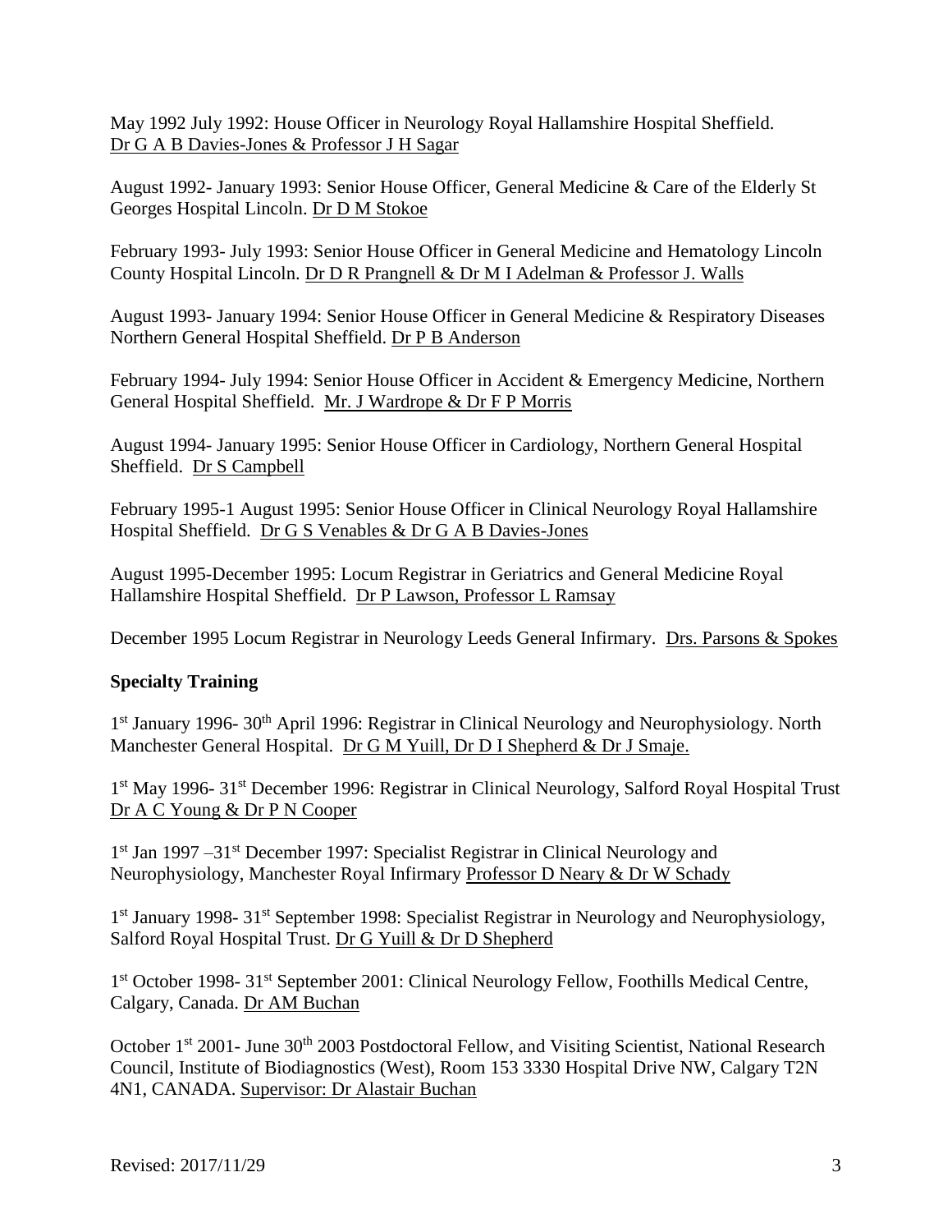May 1992 July 1992: House Officer in Neurology Royal Hallamshire Hospital Sheffield. Dr G A B Davies-Jones & Professor J H Sagar

August 1992- January 1993: Senior House Officer, General Medicine & Care of the Elderly St Georges Hospital Lincoln. Dr D M Stokoe

February 1993- July 1993: Senior House Officer in General Medicine and Hematology Lincoln County Hospital Lincoln. Dr D R Prangnell & Dr M I Adelman & Professor J. Walls

August 1993- January 1994: Senior House Officer in General Medicine & Respiratory Diseases Northern General Hospital Sheffield. Dr P B Anderson

February 1994- July 1994: Senior House Officer in Accident & Emergency Medicine, Northern General Hospital Sheffield. Mr. J Wardrope & Dr F P Morris

August 1994- January 1995: Senior House Officer in Cardiology, Northern General Hospital Sheffield. Dr S Campbell

February 1995-1 August 1995: Senior House Officer in Clinical Neurology Royal Hallamshire Hospital Sheffield. Dr G S Venables & Dr G A B Davies-Jones

August 1995-December 1995: Locum Registrar in Geriatrics and General Medicine Royal Hallamshire Hospital Sheffield. Dr P Lawson, Professor L Ramsay

December 1995 Locum Registrar in Neurology Leeds General Infirmary. Drs. Parsons & Spokes

**Specialty Training**

1st January 1996- 30th April 1996: Registrar in Clinical Neurology and Neurophysiology. North Manchester General Hospital. Dr G M Yuill, Dr D I Shepherd & Dr J Smaje.

1st May 1996- 31st December 1996: Registrar in Clinical Neurology, Salford Royal Hospital Trust Dr A C Young & Dr P N Cooper

1st Jan 1997 –31st December 1997: Specialist Registrar in Clinical Neurology and Neurophysiology, Manchester Royal Infirmary Professor D Neary & Dr W Schady

1st January 1998- 31st September 1998: Specialist Registrar in Neurology and Neurophysiology, Salford Royal Hospital Trust. Dr G Yuill & Dr D Shepherd

1st October 1998- 31st September 2001: Clinical Neurology Fellow, Foothills Medical Centre, Calgary, Canada. Dr AM Buchan

October 1st 2001- June 30th 2003 Postdoctoral Fellow, and Visiting Scientist, National Research Council, Institute of Biodiagnostics (West), Room 153 3330 Hospital Drive NW, Calgary T2N 4N1, CANADA. Supervisor: Dr Alastair Buchan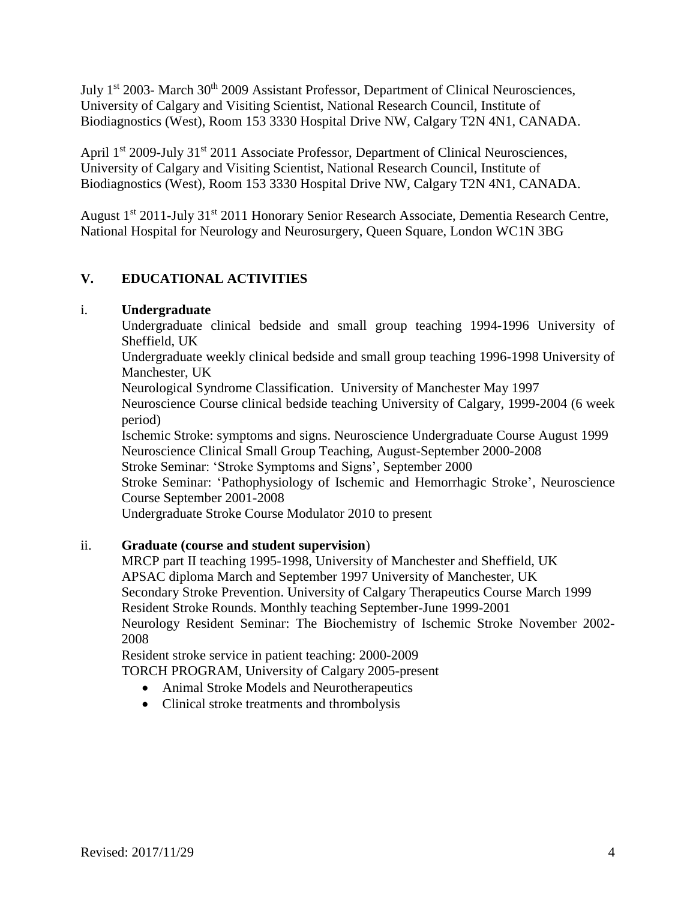July 1st 2003- March 30th 2009 Assistant Professor, Department of Clinical Neurosciences, University of Calgary and Visiting Scientist, National Research Council, Institute of Biodiagnostics (West), Room 153 3330 Hospital Drive NW, Calgary T2N 4N1, CANADA.

April 1st 2009-July 31st 2011 Associate Professor, Department of Clinical Neurosciences, University of Calgary and Visiting Scientist, National Research Council, Institute of Biodiagnostics (West), Room 153 3330 Hospital Drive NW, Calgary T2N 4N1, CANADA.

August 1st 2011-July 31st 2011 Honorary Senior Research Associate, Dementia Research Centre, National Hospital for Neurology and Neurosurgery, Queen Square, London WC1N 3BG

## V. EDUCATIONAL ACTIVITIES

### i. Undergraduate

Undergraduate clinical bedside and small group teaching 1994-1996 University of Sheffield, UK

Undergraduate weekly clinical bedside and small group teaching 1996-1998 University of Manchester, UK

Neurological Syndrome Classification. University of Manchester May 1997

Neuroscience Course clinical bedside teaching University of Calgary, 1999-2004 (6 week period)

Ischemic Stroke: symptoms and signs. Neuroscience Undergraduate Course August 1999

Neuroscience Clinical Small Group Teaching, August-September 2000-2008

Stroke Seminar: 'Stroke Symptoms and Signs', September 2000

Stroke Seminar: 'Pathophysiology of Ischemic and Hemorrhagic Stroke', Neuroscience Course September 2001-2008

Undergraduate Stroke Course Modulator 2010 to present

### ii. Graduate (course and student supervision)

MRCP part II teaching 1995-1998, University of Manchester and Sheffield, UK

APSAC diploma March and September 1997 University of Manchester, UK

Secondary Stroke Prevention. University of Calgary Therapeutics Course March 1999

Resident Stroke Rounds. Monthly teaching September-June 1999-2001

Neurology Resident Seminar: The Biochemistry of Ischemic Stroke November 2002-2008

Resident stroke service in patient teaching: 2000-2009

TORCH PROGRAM, University of Calgary 2005-present

- Animal Stroke Models and Neurotherapeutics
- Clinical stroke treatments and thrombolysis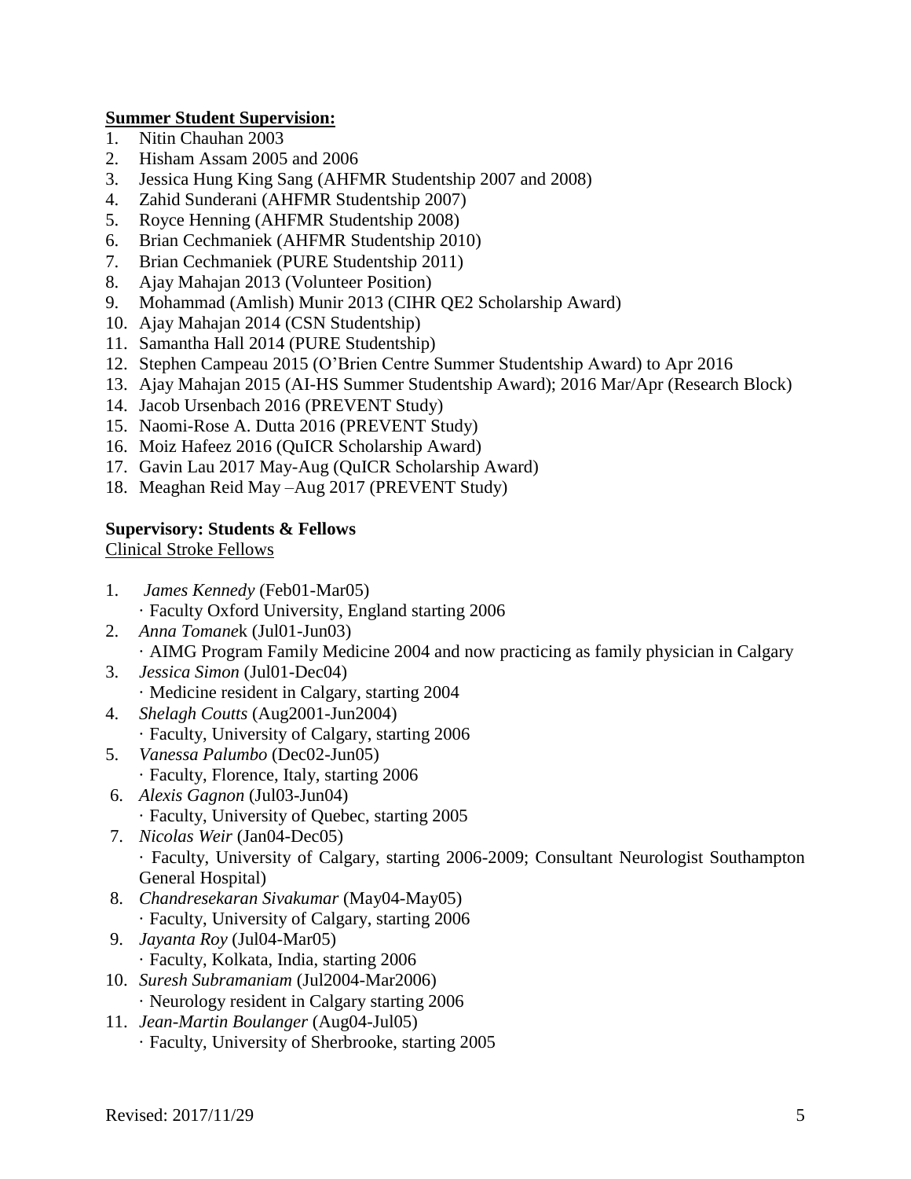**Summer Student Supervision:**

1. Nitin Chauhan 2003
2. Hisham Assam 2005 and 2006
3. Jessica Hung King Sang (AHFMR Studentship 2007 and 2008)
4. Zahid Sunderani (AHFMR Studentship 2007)
5. Royce Henning (AHFMR Studentship 2008)
6. Brian Cechmaniek (AHFMR Studentship 2010)
7. Brian Cechmaniek (PURE Studentship 2011)
8. Ajay Mahajan 2013 (Volunteer Position)
9. Mohammad (Amlish) Munir 2013 (CIHR QE2 Scholarship Award)
10. Ajay Mahajan 2014 (CSN Studentship)
11. Samantha Hall 2014 (PURE Studentship)
12. Stephen Campeau 2015 (O'Brien Centre Summer Studentship Award) to Apr 2016
13. Ajay Mahajan 2015 (AI-HS Summer Studentship Award); 2016 Mar/Apr (Research Block)
14. Jacob Ursenbach 2016 (PREVENT Study)
15. Naomi-Rose A. Dutta 2016 (PREVENT Study)
16. Moiz Hafeez 2016 (QuICR Scholarship Award)
17. Gavin Lau 2017 May-Aug (QuICR Scholarship Award)
18. Meaghan Reid May –Aug 2017 (PREVENT Study)

**Supervisory: Students & Fellows**

Clinical Stroke Fellows

1. *James Kennedy* (Feb01-Mar05)
   · Faculty Oxford University, England starting 2006
2. *Anna Tomanek* (Jul01-Jun03)
   · AIMG Program Family Medicine 2004 and now practicing as family physician in Calgary
3. *Jessica Simon* (Jul01-Dec04)
   · Medicine resident in Calgary, starting 2004
4. *Shelagh Coutts* (Aug2001-Jun2004)
   · Faculty, University of Calgary, starting 2006
5. *Vanessa Palumbo* (Dec02-Jun05)
   · Faculty, Florence, Italy, starting 2006
6. *Alexis Gagnon* (Jul03-Jun04)
   · Faculty, University of Quebec, starting 2005
7. *Nicolas Weir* (Jan04-Dec05)
   · Faculty, University of Calgary, starting 2006-2009; Consultant Neurologist Southampton General Hospital)
8. *Chandresekaran Sivakumar* (May04-May05)
   · Faculty, University of Calgary, starting 2006
9. *Jayanta Roy* (Jul04-Mar05)
   · Faculty, Kolkata, India, starting 2006
10. *Suresh Subramaniam* (Jul2004-Mar2006)
    · Neurology resident in Calgary starting 2006
11. *Jean-Martin Boulanger* (Aug04-Jul05)
    · Faculty, University of Sherbrooke, starting 2005

Revised: 2017/11/29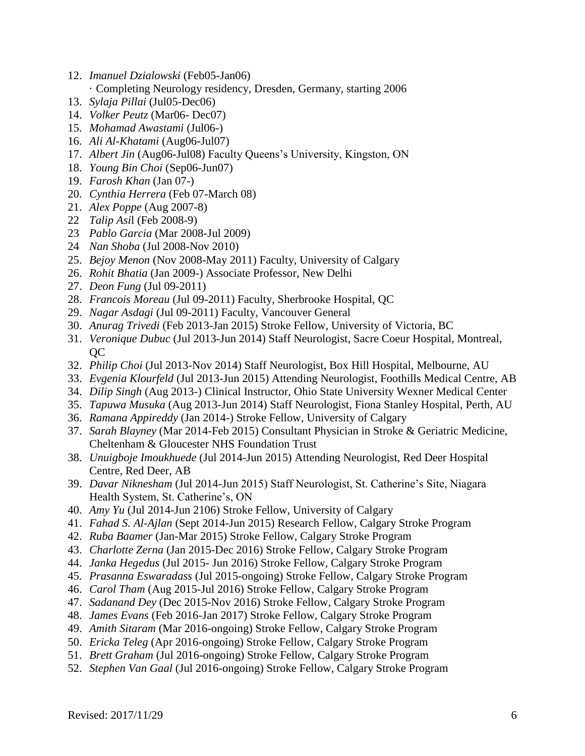12. *Imanuel Dzialowski* (Feb05-Jan06)
    · Completing Neurology residency, Dresden, Germany, starting 2006
13. *Sylaja Pillai* (Jul05-Dec06)
14. *Volker Peutz* (Mar06- Dec07)
15. *Mohamad Awastami* (Jul06-)
16. *Ali Al-Khatami* (Aug06-Jul07)
17. *Albert Jin* (Aug06-Jul08) Faculty Queens's University, Kingston, ON
18. *Young Bin Choi* (Sep06-Jun07)
19. *Farosh Khan* (Jan 07-)
20. *Cynthia Herrera* (Feb 07-March 08)
21. *Alex Poppe* (Aug 2007-8)
22. *Talip Asi*l (Feb 2008-9)
23. *Pablo Garcia* (Mar 2008-Jul 2009)
24. *Nan Shoba* (Jul 2008-Nov 2010)
25. *Bejoy Menon* (Nov 2008-May 2011) Faculty, University of Calgary
26. *Rohit Bhatia* (Jan 2009-) Associate Professor, New Delhi
27. *Deon Fung* (Jul 09-2011)
28. *Francois Moreau* (Jul 09-2011) Faculty, Sherbrooke Hospital, QC
29. *Nagar Asdagi* (Jul 09-2011) Faculty, Vancouver General
30. *Anurag Trivedi* (Feb 2013-Jan 2015) Stroke Fellow, University of Victoria, BC
31. *Veronique Dubuc* (Jul 2013-Jun 2014) Staff Neurologist, Sacre Coeur Hospital, Montreal, QC
32. *Philip Choi* (Jul 2013-Nov 2014) Staff Neurologist, Box Hill Hospital, Melbourne, AU
33. *Evgenia Klourfeld* (Jul 2013-Jun 2015) Attending Neurologist, Foothills Medical Centre, AB
34. *Dilip Singh* (Aug 2013-) Clinical Instructor, Ohio State University Wexner Medical Center
35. *Tapuwa Musuka* (Aug 2013-Jun 2014) Staff Neurologist, Fiona Stanley Hospital, Perth, AU
36. *Ramana Appireddy* (Jan 2014-) Stroke Fellow, University of Calgary
37. *Sarah Blayney* (Mar 2014-Feb 2015) Consultant Physician in Stroke & Geriatric Medicine, Cheltenham & Gloucester NHS Foundation Trust
38. *Unuigboje Imoukhuede* (Jul 2014-Jun 2015) Attending Neurologist, Red Deer Hospital Centre, Red Deer, AB
39. *Davar Niknesham* (Jul 2014-Jun 2015) Staff Neurologist, St. Catherine's Site, Niagara Health System, St. Catherine's, ON
40. *Amy Yu* (Jul 2014-Jun 2106) Stroke Fellow, University of Calgary
41. *Fahad S. Al-Ajlan* (Sept 2014-Jun 2015) Research Fellow, Calgary Stroke Program
42. *Ruba Baamer* (Jan-Mar 2015) Stroke Fellow, Calgary Stroke Program
43. *Charlotte Zerna* (Jan 2015-Dec 2016) Stroke Fellow, Calgary Stroke Program
44. *Janka Hegedus* (Jul 2015- Jun 2016) Stroke Fellow, Calgary Stroke Program
45. *Prasanna Eswaradass* (Jul 2015-ongoing) Stroke Fellow, Calgary Stroke Program
46. *Carol Tham* (Aug 2015-Jul 2016) Stroke Fellow, Calgary Stroke Program
47. *Sadanand Dey* (Dec 2015-Nov 2016) Stroke Fellow, Calgary Stroke Program
48. *James Evans* (Feb 2016-Jan 2017) Stroke Fellow, Calgary Stroke Program
49. *Amith Sitaram* (Mar 2016-ongoing) Stroke Fellow, Calgary Stroke Program
50. *Ericka Teleg* (Apr 2016-ongoing) Stroke Fellow, Calgary Stroke Program
51. *Brett Graham* (Jul 2016-ongoing) Stroke Fellow, Calgary Stroke Program
52. *Stephen Van Gaal* (Jul 2016-ongoing) Stroke Fellow, Calgary Stroke Program

Revised: 2017/11/29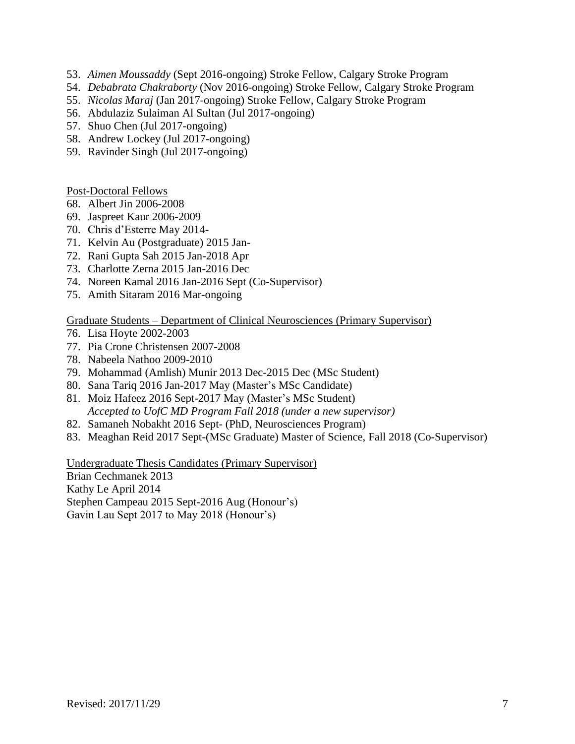53. *Aimen Moussaddy* (Sept 2016-ongoing) Stroke Fellow, Calgary Stroke Program
54. *Debabrata Chakraborty* (Nov 2016-ongoing) Stroke Fellow, Calgary Stroke Program
55. *Nicolas Maraj* (Jan 2017-ongoing) Stroke Fellow, Calgary Stroke Program
56. Abdulaziz Sulaiman Al Sultan (Jul 2017-ongoing)
57. Shuo Chen (Jul 2017-ongoing)
58. Andrew Lockey (Jul 2017-ongoing)
59. Ravinder Singh (Jul 2017-ongoing)

<u>Post-Doctoral Fellows</u>

68. Albert Jin 2006-2008
69. Jaspreet Kaur 2006-2009
70. Chris d'Esterre May 2014-
71. Kelvin Au (Postgraduate) 2015 Jan-
72. Rani Gupta Sah 2015 Jan-2018 Apr
73. Charlotte Zerna 2015 Jan-2016 Dec
74. Noreen Kamal 2016 Jan-2016 Sept (Co-Supervisor)
75. Amith Sitaram 2016 Mar-ongoing

<u>Graduate Students – Department of Clinical Neurosciences (Primary Supervisor)</u>

76. Lisa Hoyte 2002-2003
77. Pia Crone Christensen 2007-2008
78. Nabeela Nathoo 2009-2010
79. Mohammad (Amlish) Munir 2013 Dec-2015 Dec (MSc Student)
80. Sana Tariq 2016 Jan-2017 May (Master's MSc Candidate)
81. Moiz Hafeez 2016 Sept-2017 May (Master's MSc Student)
    *Accepted to UofC MD Program Fall 2018 (under a new supervisor)*
82. Samaneh Nobakht 2016 Sept- (PhD, Neurosciences Program)
83. Meaghan Reid 2017 Sept-(MSc Graduate) Master of Science, Fall 2018 (Co-Supervisor)

<u>Undergraduate Thesis Candidates (Primary Supervisor)</u>

Brian Cechmanek 2013
Kathy Le April 2014
Stephen Campeau 2015 Sept-2016 Aug (Honour's)
Gavin Lau Sept 2017 to May 2018 (Honour's)

Revised: 2017/11/29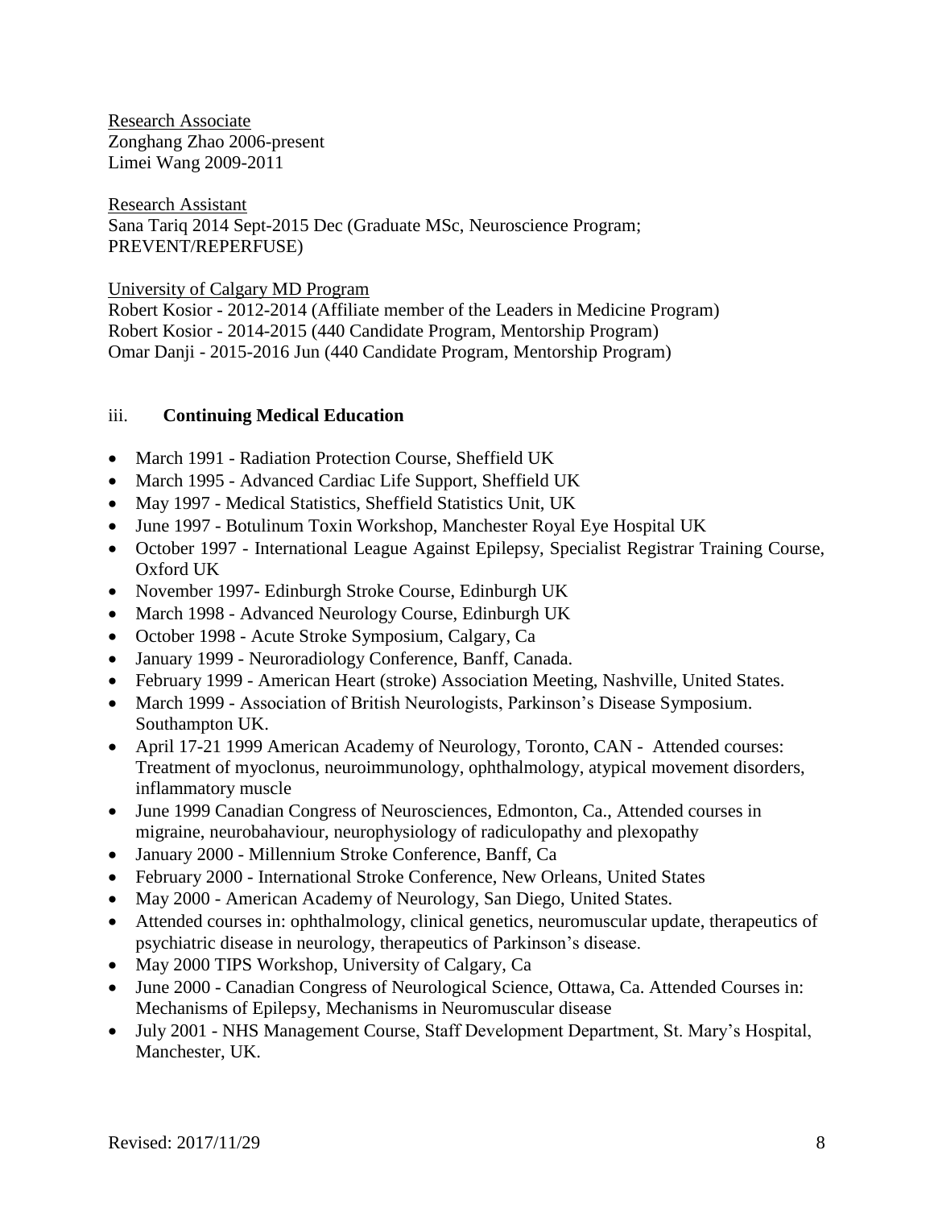Research Associate
Zonghang Zhao 2006-present
Limei Wang 2009-2011

Research Assistant
Sana Tariq 2014 Sept-2015 Dec (Graduate MSc, Neuroscience Program; PREVENT/REPERFUSE)

University of Calgary MD Program
Robert Kosior - 2012-2014 (Affiliate member of the Leaders in Medicine Program)
Robert Kosior - 2014-2015 (440 Candidate Program, Mentorship Program)
Omar Danji - 2015-2016 Jun (440 Candidate Program, Mentorship Program)

### iii. **Continuing Medical Education**

- March 1991 - Radiation Protection Course, Sheffield UK
- March 1995 - Advanced Cardiac Life Support, Sheffield UK
- May 1997 - Medical Statistics, Sheffield Statistics Unit, UK
- June 1997 - Botulinum Toxin Workshop, Manchester Royal Eye Hospital UK
- October 1997 - International League Against Epilepsy, Specialist Registrar Training Course, Oxford UK
- November 1997- Edinburgh Stroke Course, Edinburgh UK
- March 1998 - Advanced Neurology Course, Edinburgh UK
- October 1998 - Acute Stroke Symposium, Calgary, Ca
- January 1999 - Neuroradiology Conference, Banff, Canada.
- February 1999 - American Heart (stroke) Association Meeting, Nashville, United States.
- March 1999 - Association of British Neurologists, Parkinson's Disease Symposium. Southampton UK.
- April 17-21 1999 American Academy of Neurology, Toronto, CAN - Attended courses: Treatment of myoclonus, neuroimmunology, ophthalmology, atypical movement disorders, inflammatory muscle
- June 1999 Canadian Congress of Neurosciences, Edmonton, Ca., Attended courses in migraine, neurobahaviour, neurophysiology of radiculopathy and plexopathy
- January 2000 - Millennium Stroke Conference, Banff, Ca
- February 2000 - International Stroke Conference, New Orleans, United States
- May 2000 - American Academy of Neurology, San Diego, United States.
- Attended courses in: ophthalmology, clinical genetics, neuromuscular update, therapeutics of psychiatric disease in neurology, therapeutics of Parkinson's disease.
- May 2000 TIPS Workshop, University of Calgary, Ca
- June 2000 - Canadian Congress of Neurological Science, Ottawa, Ca. Attended Courses in: Mechanisms of Epilepsy, Mechanisms in Neuromuscular disease
- July 2001 - NHS Management Course, Staff Development Department, St. Mary's Hospital, Manchester, UK.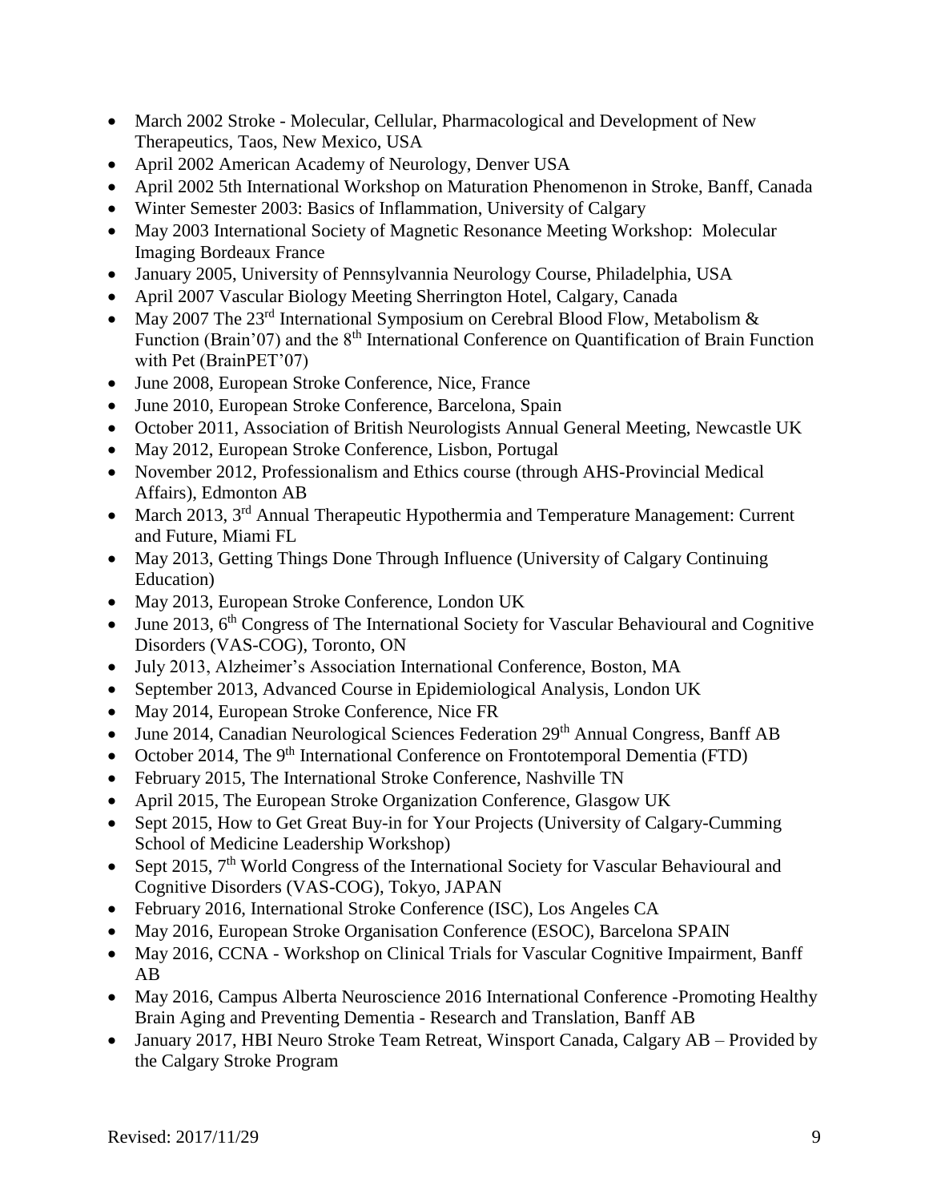- March 2002 Stroke - Molecular, Cellular, Pharmacological and Development of New Therapeutics, Taos, New Mexico, USA
- April 2002 American Academy of Neurology, Denver USA
- April 2002 5th International Workshop on Maturation Phenomenon in Stroke, Banff, Canada
- Winter Semester 2003: Basics of Inflammation, University of Calgary
- May 2003 International Society of Magnetic Resonance Meeting Workshop: Molecular Imaging Bordeaux France
- January 2005, University of Pennsylvannia Neurology Course, Philadelphia, USA
- April 2007 Vascular Biology Meeting Sherrington Hotel, Calgary, Canada
- May 2007 The 23rd International Symposium on Cerebral Blood Flow, Metabolism & Function (Brain'07) and the 8th International Conference on Quantification of Brain Function with Pet (BrainPET'07)
- June 2008, European Stroke Conference, Nice, France
- June 2010, European Stroke Conference, Barcelona, Spain
- October 2011, Association of British Neurologists Annual General Meeting, Newcastle UK
- May 2012, European Stroke Conference, Lisbon, Portugal
- November 2012, Professionalism and Ethics course (through AHS-Provincial Medical Affairs), Edmonton AB
- March 2013, 3rd Annual Therapeutic Hypothermia and Temperature Management: Current and Future, Miami FL
- May 2013, Getting Things Done Through Influence (University of Calgary Continuing Education)
- May 2013, European Stroke Conference, London UK
- June 2013, 6th Congress of The International Society for Vascular Behavioural and Cognitive Disorders (VAS-COG), Toronto, ON
- July 2013, Alzheimer's Association International Conference, Boston, MA
- September 2013, Advanced Course in Epidemiological Analysis, London UK
- May 2014, European Stroke Conference, Nice FR
- June 2014, Canadian Neurological Sciences Federation 29th Annual Congress, Banff AB
- October 2014, The 9th International Conference on Frontotemporal Dementia (FTD)
- February 2015, The International Stroke Conference, Nashville TN
- April 2015, The European Stroke Organization Conference, Glasgow UK
- Sept 2015, How to Get Great Buy-in for Your Projects (University of Calgary-Cumming School of Medicine Leadership Workshop)
- Sept 2015, 7th World Congress of the International Society for Vascular Behavioural and Cognitive Disorders (VAS-COG), Tokyo, JAPAN
- February 2016, International Stroke Conference (ISC), Los Angeles CA
- May 2016, European Stroke Organisation Conference (ESOC), Barcelona SPAIN
- May 2016, CCNA - Workshop on Clinical Trials for Vascular Cognitive Impairment, Banff AB
- May 2016, Campus Alberta Neuroscience 2016 International Conference -Promoting Healthy Brain Aging and Preventing Dementia - Research and Translation, Banff AB
- January 2017, HBI Neuro Stroke Team Retreat, Winsport Canada, Calgary AB – Provided by the Calgary Stroke Program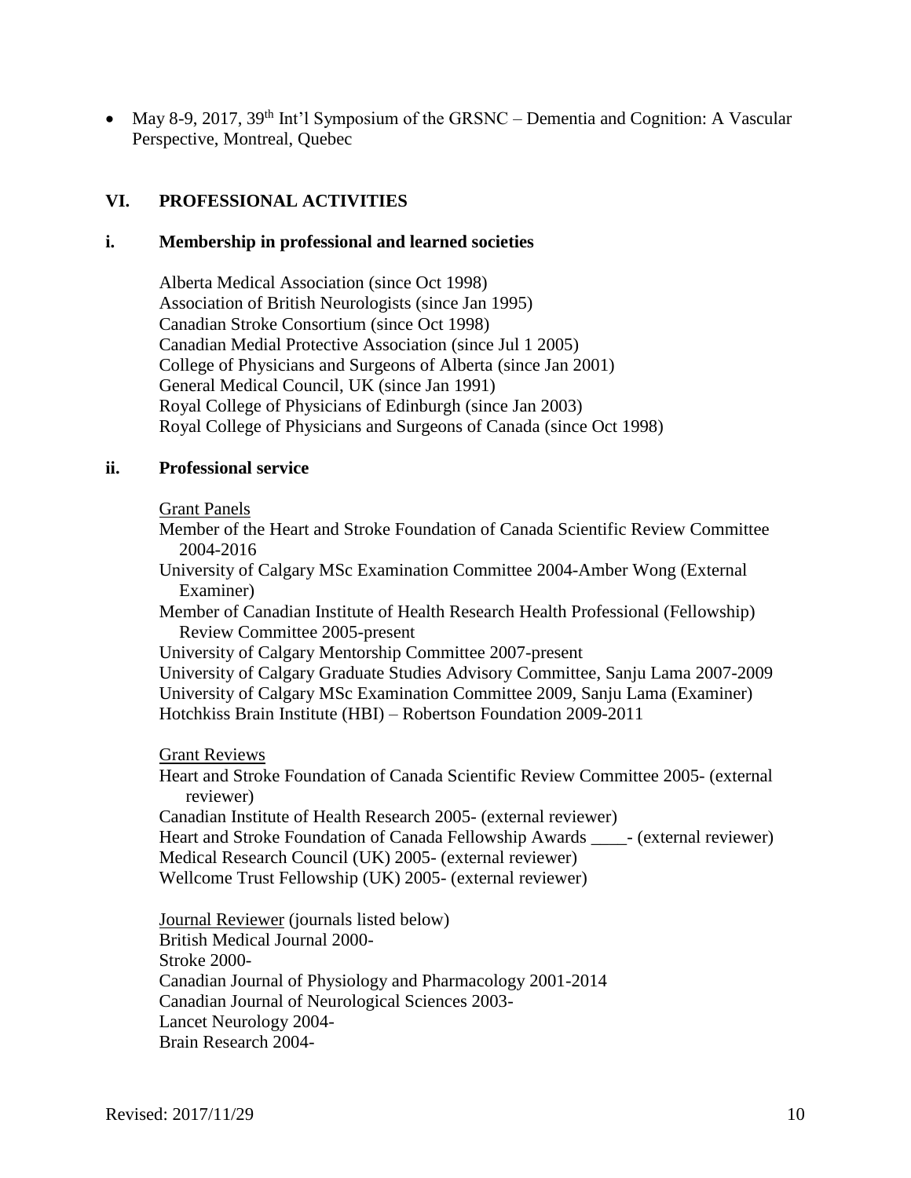- May 8-9, 2017, 39th Int'l Symposium of the GRSNC – Dementia and Cognition: A Vascular Perspective, Montreal, Quebec

## VI. PROFESSIONAL ACTIVITIES

### i. Membership in professional and learned societies

Alberta Medical Association (since Oct 1998)
Association of British Neurologists (since Jan 1995)
Canadian Stroke Consortium (since Oct 1998)
Canadian Medial Protective Association (since Jul 1 2005)
College of Physicians and Surgeons of Alberta (since Jan 2001)
General Medical Council, UK (since Jan 1991)
Royal College of Physicians of Edinburgh (since Jan 2003)
Royal College of Physicians and Surgeons of Canada (since Oct 1998)

### ii. Professional service

Grant Panels

Member of the Heart and Stroke Foundation of Canada Scientific Review Committee 2004-2016
University of Calgary MSc Examination Committee 2004-Amber Wong (External Examiner)
Member of Canadian Institute of Health Research Health Professional (Fellowship) Review Committee 2005-present
University of Calgary Mentorship Committee 2007-present
University of Calgary Graduate Studies Advisory Committee, Sanju Lama 2007-2009
University of Calgary MSc Examination Committee 2009, Sanju Lama (Examiner)
Hotchkiss Brain Institute (HBI) – Robertson Foundation 2009-2011

Grant Reviews

Heart and Stroke Foundation of Canada Scientific Review Committee 2005- (external reviewer)
Canadian Institute of Health Research 2005- (external reviewer)
Heart and Stroke Foundation of Canada Fellowship Awards ____- (external reviewer)
Medical Research Council (UK) 2005- (external reviewer)
Wellcome Trust Fellowship (UK) 2005- (external reviewer)

Journal Reviewer (journals listed below)

British Medical Journal 2000-
Stroke 2000-
Canadian Journal of Physiology and Pharmacology 2001-2014
Canadian Journal of Neurological Sciences 2003-
Lancet Neurology 2004-
Brain Research 2004-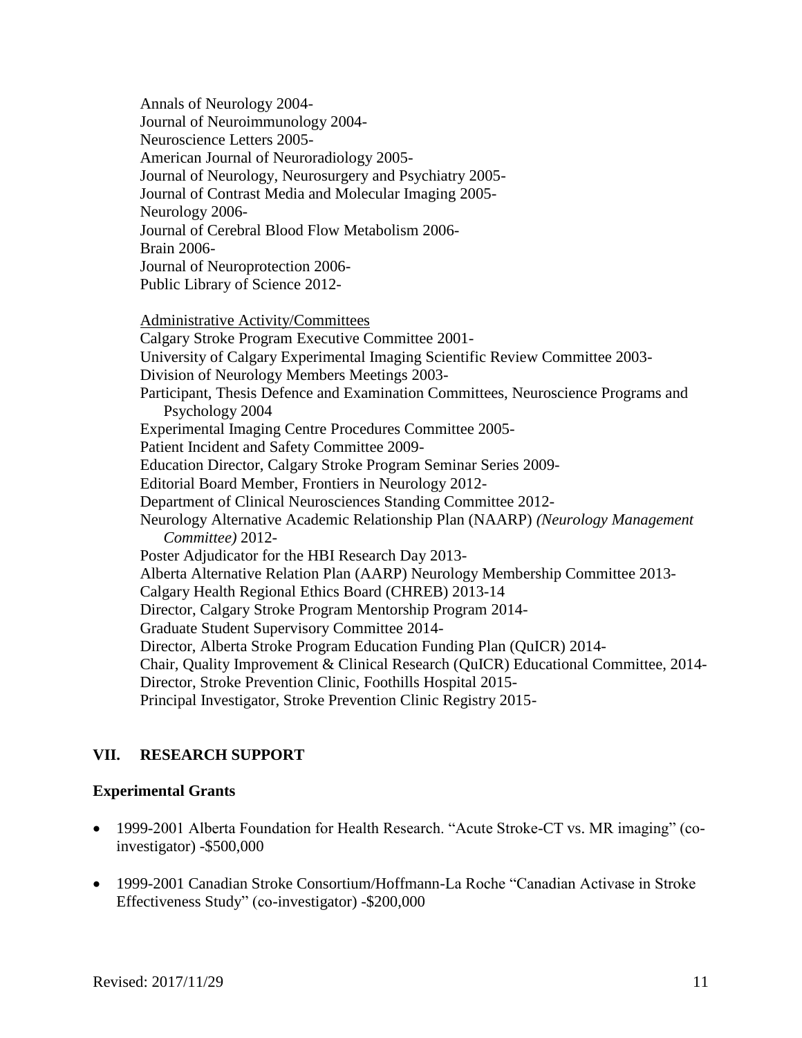Annals of Neurology 2004-
Journal of Neuroimmunology 2004-
Neuroscience Letters 2005-
American Journal of Neuroradiology 2005-
Journal of Neurology, Neurosurgery and Psychiatry 2005-
Journal of Contrast Media and Molecular Imaging 2005-
Neurology 2006-
Journal of Cerebral Blood Flow Metabolism 2006-
Brain 2006-
Journal of Neuroprotection 2006-
Public Library of Science 2012-

<u>Administrative Activity/Committees</u>
Calgary Stroke Program Executive Committee 2001-
University of Calgary Experimental Imaging Scientific Review Committee 2003-
Division of Neurology Members Meetings 2003-
Participant, Thesis Defence and Examination Committees, Neuroscience Programs and Psychology 2004
Experimental Imaging Centre Procedures Committee 2005-
Patient Incident and Safety Committee 2009-
Education Director, Calgary Stroke Program Seminar Series 2009-
Editorial Board Member, Frontiers in Neurology 2012-
Department of Clinical Neurosciences Standing Committee 2012-
Neurology Alternative Academic Relationship Plan (NAARP) *(Neurology Management Committee)* 2012-
Poster Adjudicator for the HBI Research Day 2013-
Alberta Alternative Relation Plan (AARP) Neurology Membership Committee 2013-
Calgary Health Regional Ethics Board (CHREB) 2013-14
Director, Calgary Stroke Program Mentorship Program 2014-
Graduate Student Supervisory Committee 2014-
Director, Alberta Stroke Program Education Funding Plan (QuICR) 2014-
Chair, Quality Improvement & Clinical Research (QuICR) Educational Committee, 2014-
Director, Stroke Prevention Clinic, Foothills Hospital 2015-
Principal Investigator, Stroke Prevention Clinic Registry 2015-

## VII. RESEARCH SUPPORT

### Experimental Grants

- 1999-2001 Alberta Foundation for Health Research. "Acute Stroke-CT vs. MR imaging" (co-investigator) -$500,000

- 1999-2001 Canadian Stroke Consortium/Hoffmann-La Roche "Canadian Activase in Stroke Effectiveness Study" (co-investigator) -$200,000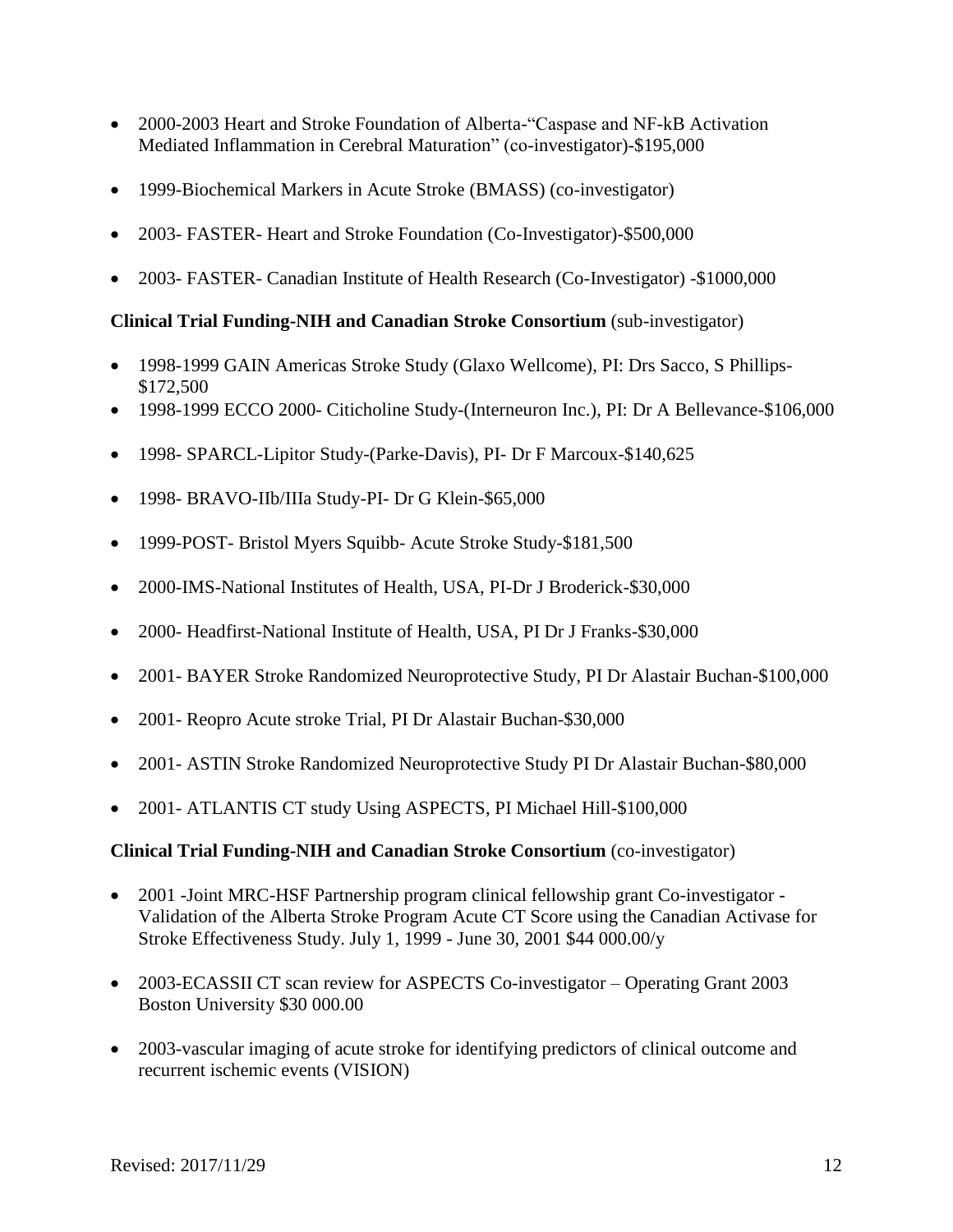- 2000-2003 Heart and Stroke Foundation of Alberta-"Caspase and NF-kB Activation Mediated Inflammation in Cerebral Maturation" (co-investigator)-$195,000

- 1999-Biochemical Markers in Acute Stroke (BMASS) (co-investigator)

- 2003- FASTER- Heart and Stroke Foundation (Co-Investigator)-$500,000

- 2003- FASTER- Canadian Institute of Health Research (Co-Investigator) -$1000,000

**Clinical Trial Funding-NIH and Canadian Stroke Consortium** (sub-investigator)

- 1998-1999 GAIN Americas Stroke Study (Glaxo Wellcome), PI: Drs Sacco, S Phillips-$172,500
- 1998-1999 ECCO 2000- Citicholine Study-(Interneuron Inc.), PI: Dr A Bellevance-$106,000

- 1998- SPARCL-Lipitor Study-(Parke-Davis), PI- Dr F Marcoux-$140,625

- 1998- BRAVO-IIb/IIIa Study-PI- Dr G Klein-$65,000

- 1999-POST- Bristol Myers Squibb- Acute Stroke Study-$181,500

- 2000-IMS-National Institutes of Health, USA, PI-Dr J Broderick-$30,000

- 2000- Headfirst-National Institute of Health, USA, PI Dr J Franks-$30,000

- 2001- BAYER Stroke Randomized Neuroprotective Study, PI Dr Alastair Buchan-$100,000

- 2001- Reopro Acute stroke Trial, PI Dr Alastair Buchan-$30,000

- 2001- ASTIN Stroke Randomized Neuroprotective Study PI Dr Alastair Buchan-$80,000

- 2001- ATLANTIS CT study Using ASPECTS, PI Michael Hill-$100,000

**Clinical Trial Funding-NIH and Canadian Stroke Consortium** (co-investigator)

- 2001 -Joint MRC-HSF Partnership program clinical fellowship grant Co-investigator - Validation of the Alberta Stroke Program Acute CT Score using the Canadian Activase for Stroke Effectiveness Study. July 1, 1999 - June 30, 2001 $44 000.00/y

- 2003-ECASSII CT scan review for ASPECTS Co-investigator – Operating Grant 2003 Boston University $30 000.00

- 2003-vascular imaging of acute stroke for identifying predictors of clinical outcome and recurrent ischemic events (VISION)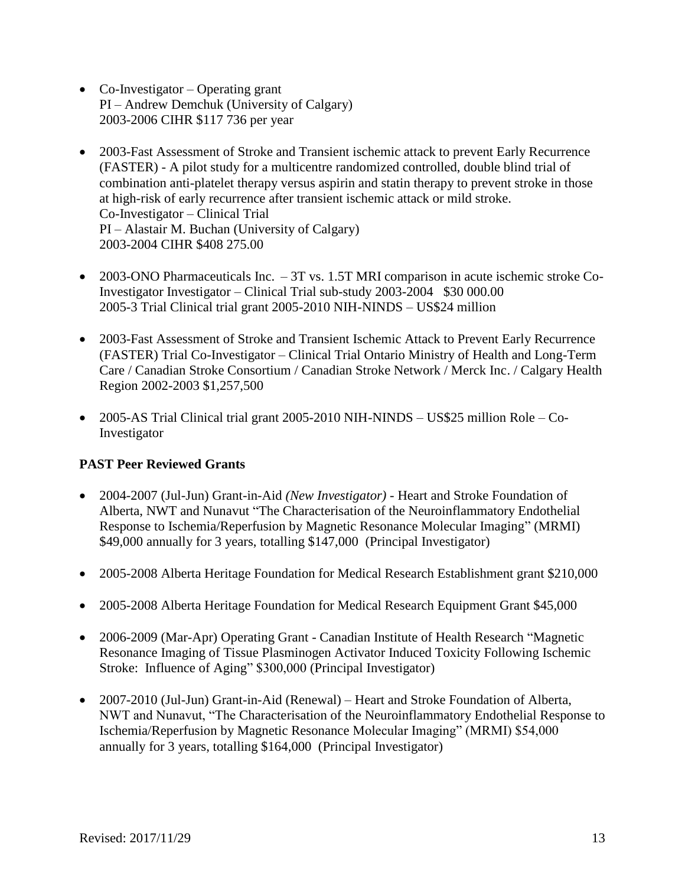- Co-Investigator – Operating grant
  PI – Andrew Demchuk (University of Calgary)
  2003-2006 CIHR $117 736 per year

- 2003-Fast Assessment of Stroke and Transient ischemic attack to prevent Early Recurrence (FASTER) - A pilot study for a multicentre randomized controlled, double blind trial of combination anti-platelet therapy versus aspirin and statin therapy to prevent stroke in those at high-risk of early recurrence after transient ischemic attack or mild stroke.
  Co-Investigator – Clinical Trial
  PI – Alastair M. Buchan (University of Calgary)
  2003-2004 CIHR $408 275.00

- 2003-ONO Pharmaceuticals Inc. – 3T vs. 1.5T MRI comparison in acute ischemic stroke Co-Investigator Investigator – Clinical Trial sub-study 2003-2004 $30 000.00
  2005-3 Trial Clinical trial grant 2005-2010 NIH-NINDS – US$24 million

- 2003-Fast Assessment of Stroke and Transient Ischemic Attack to Prevent Early Recurrence (FASTER) Trial Co-Investigator – Clinical Trial Ontario Ministry of Health and Long-Term Care / Canadian Stroke Consortium / Canadian Stroke Network / Merck Inc. / Calgary Health Region 2002-2003 $1,257,500

- 2005-AS Trial Clinical trial grant 2005-2010 NIH-NINDS – US$25 million Role – Co-Investigator

**PAST Peer Reviewed Grants**

- 2004-2007 (Jul-Jun) Grant-in-Aid *(New Investigator)* - Heart and Stroke Foundation of Alberta, NWT and Nunavut "The Characterisation of the Neuroinflammatory Endothelial Response to Ischemia/Reperfusion by Magnetic Resonance Molecular Imaging" (MRMI) $49,000 annually for 3 years, totalling $147,000 (Principal Investigator)

- 2005-2008 Alberta Heritage Foundation for Medical Research Establishment grant $210,000

- 2005-2008 Alberta Heritage Foundation for Medical Research Equipment Grant $45,000

- 2006-2009 (Mar-Apr) Operating Grant - Canadian Institute of Health Research "Magnetic Resonance Imaging of Tissue Plasminogen Activator Induced Toxicity Following Ischemic Stroke: Influence of Aging" $300,000 (Principal Investigator)

- 2007-2010 (Jul-Jun) Grant-in-Aid (Renewal) – Heart and Stroke Foundation of Alberta, NWT and Nunavut, "The Characterisation of the Neuroinflammatory Endothelial Response to Ischemia/Reperfusion by Magnetic Resonance Molecular Imaging" (MRMI) $54,000 annually for 3 years, totalling $164,000 (Principal Investigator)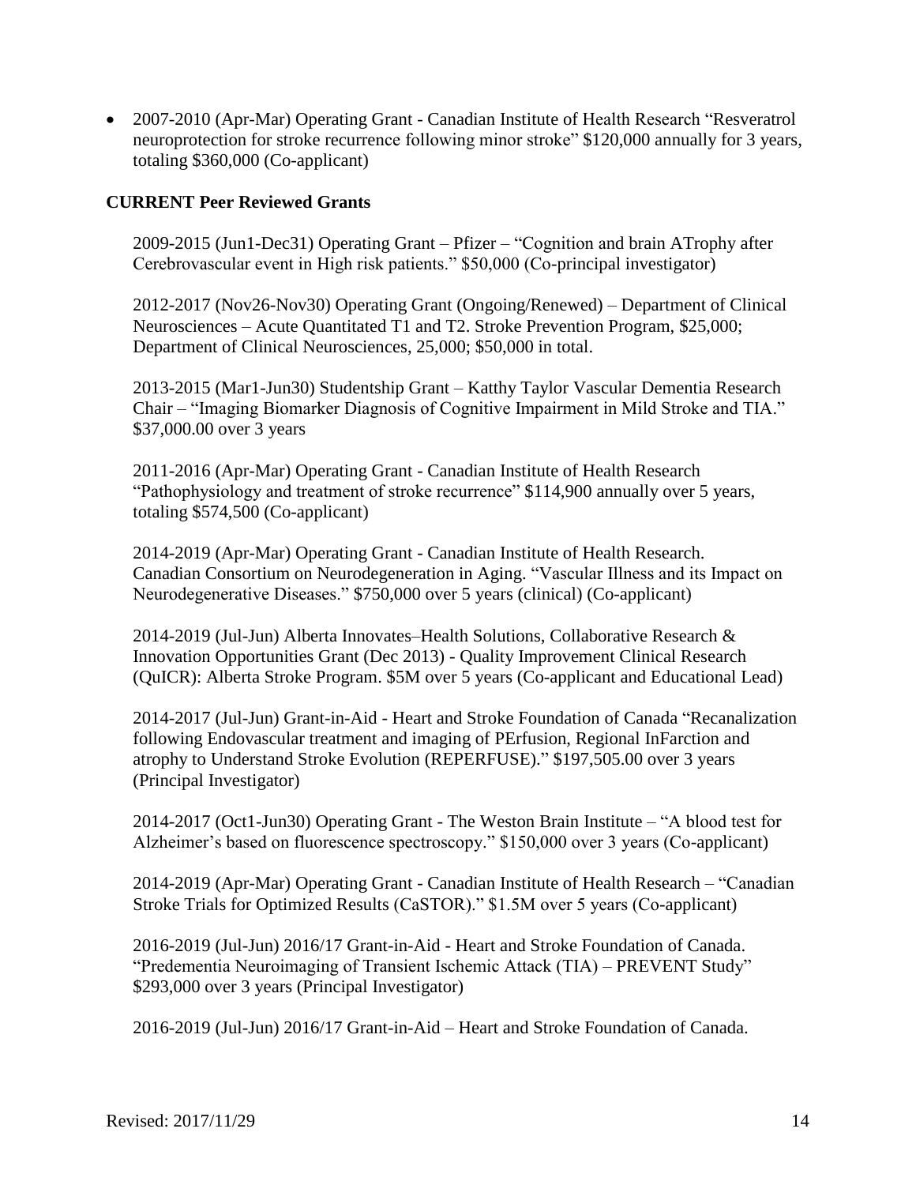- 2007-2010 (Apr-Mar) Operating Grant - Canadian Institute of Health Research "Resveratrol neuroprotection for stroke recurrence following minor stroke" $120,000 annually for 3 years, totaling $360,000 (Co-applicant)

**CURRENT Peer Reviewed Grants**

2009-2015 (Jun1-Dec31) Operating Grant – Pfizer – "Cognition and brain ATrophy after Cerebrovascular event in High risk patients." $50,000 (Co-principal investigator)

2012-2017 (Nov26-Nov30) Operating Grant (Ongoing/Renewed) – Department of Clinical Neurosciences – Acute Quantitated T1 and T2. Stroke Prevention Program, $25,000; Department of Clinical Neurosciences, 25,000; $50,000 in total.

2013-2015 (Mar1-Jun30) Studentship Grant – Katthy Taylor Vascular Dementia Research Chair – "Imaging Biomarker Diagnosis of Cognitive Impairment in Mild Stroke and TIA." $37,000.00 over 3 years

2011-2016 (Apr-Mar) Operating Grant - Canadian Institute of Health Research "Pathophysiology and treatment of stroke recurrence" $114,900 annually over 5 years, totaling $574,500 (Co-applicant)

2014-2019 (Apr-Mar) Operating Grant - Canadian Institute of Health Research. Canadian Consortium on Neurodegeneration in Aging. "Vascular Illness and its Impact on Neurodegenerative Diseases." $750,000 over 5 years (clinical) (Co-applicant)

2014-2019 (Jul-Jun) Alberta Innovates–Health Solutions, Collaborative Research & Innovation Opportunities Grant (Dec 2013) - Quality Improvement Clinical Research (QuICR): Alberta Stroke Program. $5M over 5 years (Co-applicant and Educational Lead)

2014-2017 (Jul-Jun) Grant-in-Aid - Heart and Stroke Foundation of Canada "Recanalization following Endovascular treatment and imaging of PErfusion, Regional InFarction and atrophy to Understand Stroke Evolution (REPERFUSE)." $197,505.00 over 3 years (Principal Investigator)

2014-2017 (Oct1-Jun30) Operating Grant - The Weston Brain Institute – "A blood test for Alzheimer's based on fluorescence spectroscopy." $150,000 over 3 years (Co-applicant)

2014-2019 (Apr-Mar) Operating Grant - Canadian Institute of Health Research – "Canadian Stroke Trials for Optimized Results (CaSTOR)." $1.5M over 5 years (Co-applicant)

2016-2019 (Jul-Jun) 2016/17 Grant-in-Aid - Heart and Stroke Foundation of Canada. "Predementia Neuroimaging of Transient Ischemic Attack (TIA) – PREVENT Study" $293,000 over 3 years (Principal Investigator)

2016-2019 (Jul-Jun) 2016/17 Grant-in-Aid – Heart and Stroke Foundation of Canada.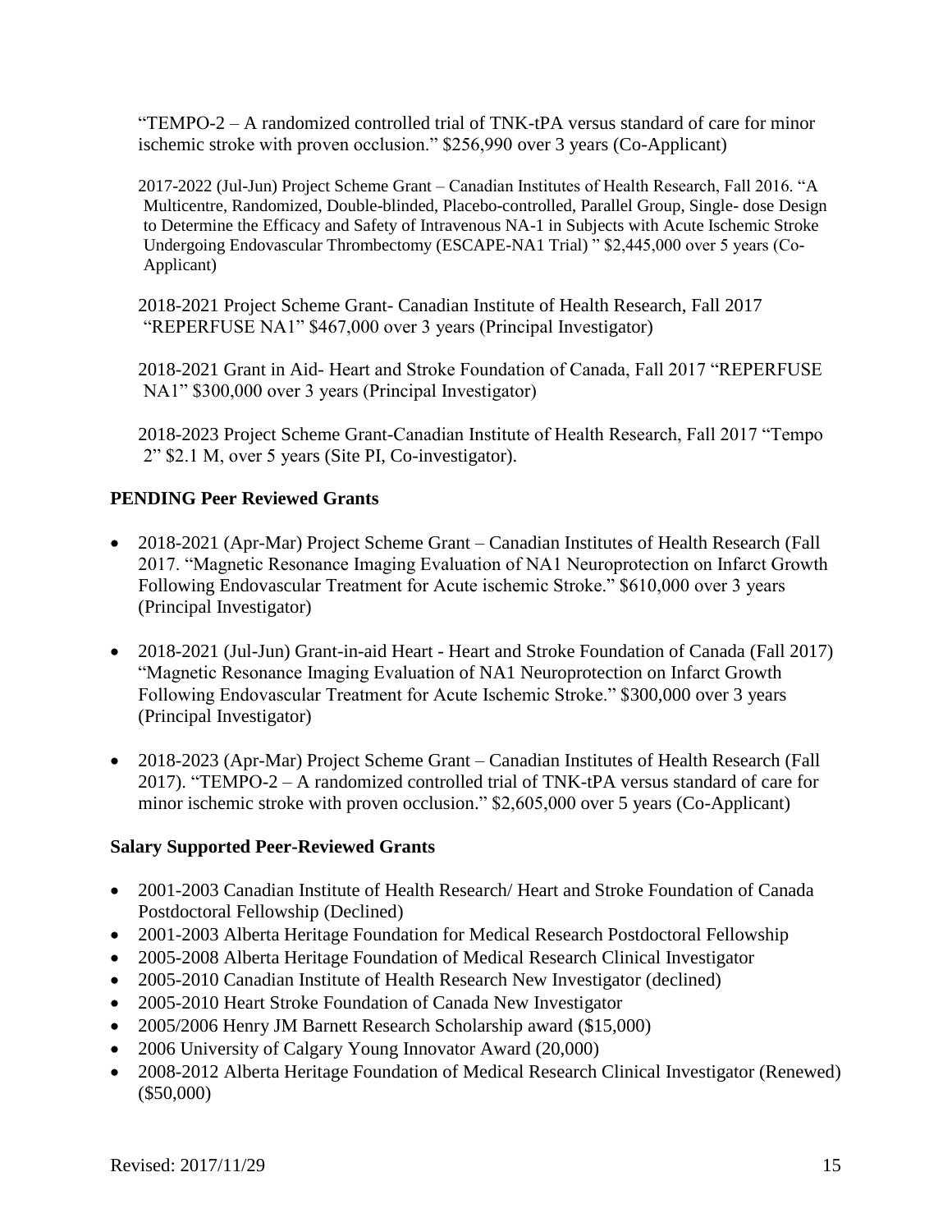"TEMPO-2 – A randomized controlled trial of TNK-tPA versus standard of care for minor ischemic stroke with proven occlusion." $256,990 over 3 years (Co-Applicant)

2017-2022 (Jul-Jun) Project Scheme Grant – Canadian Institutes of Health Research, Fall 2016. "A Multicentre, Randomized, Double-blinded, Placebo-controlled, Parallel Group, Single- dose Design to Determine the Efficacy and Safety of Intravenous NA-1 in Subjects with Acute Ischemic Stroke Undergoing Endovascular Thrombectomy (ESCAPE-NA1 Trial) " $2,445,000 over 5 years (Co-Applicant)

2018-2021 Project Scheme Grant- Canadian Institute of Health Research, Fall 2017 "REPERFUSE NA1" $467,000 over 3 years (Principal Investigator)

2018-2021 Grant in Aid- Heart and Stroke Foundation of Canada, Fall 2017 "REPERFUSE NA1" $300,000 over 3 years (Principal Investigator)

2018-2023 Project Scheme Grant-Canadian Institute of Health Research, Fall 2017 "Tempo 2" $2.1 M, over 5 years (Site PI, Co-investigator).

**PENDING Peer Reviewed Grants**

- 2018-2021 (Apr-Mar) Project Scheme Grant – Canadian Institutes of Health Research (Fall 2017. "Magnetic Resonance Imaging Evaluation of NA1 Neuroprotection on Infarct Growth Following Endovascular Treatment for Acute ischemic Stroke." $610,000 over 3 years (Principal Investigator)
- 2018-2021 (Jul-Jun) Grant-in-aid Heart - Heart and Stroke Foundation of Canada (Fall 2017) "Magnetic Resonance Imaging Evaluation of NA1 Neuroprotection on Infarct Growth Following Endovascular Treatment for Acute Ischemic Stroke." $300,000 over 3 years (Principal Investigator)
- 2018-2023 (Apr-Mar) Project Scheme Grant – Canadian Institutes of Health Research (Fall 2017). "TEMPO-2 – A randomized controlled trial of TNK-tPA versus standard of care for minor ischemic stroke with proven occlusion." $2,605,000 over 5 years (Co-Applicant)

**Salary Supported Peer-Reviewed Grants**

- 2001-2003 Canadian Institute of Health Research/ Heart and Stroke Foundation of Canada Postdoctoral Fellowship (Declined)
- 2001-2003 Alberta Heritage Foundation for Medical Research Postdoctoral Fellowship
- 2005-2008 Alberta Heritage Foundation of Medical Research Clinical Investigator
- 2005-2010 Canadian Institute of Health Research New Investigator (declined)
- 2005-2010 Heart Stroke Foundation of Canada New Investigator
- 2005/2006 Henry JM Barnett Research Scholarship award ($15,000)
- 2006 University of Calgary Young Innovator Award (20,000)
- 2008-2012 Alberta Heritage Foundation of Medical Research Clinical Investigator (Renewed) ($50,000)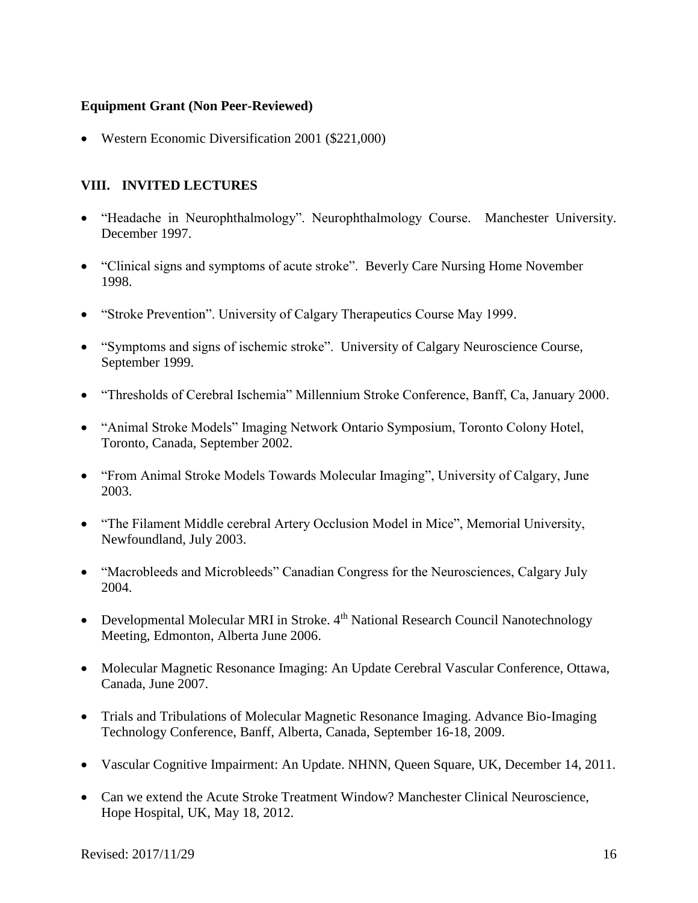### Equipment Grant (Non Peer-Reviewed)

- Western Economic Diversification 2001 ($221,000)

## VIII. INVITED LECTURES

- "Headache in Neurophthalmology". Neurophthalmology Course. Manchester University. December 1997.
- "Clinical signs and symptoms of acute stroke". Beverly Care Nursing Home November 1998.
- "Stroke Prevention". University of Calgary Therapeutics Course May 1999.
- "Symptoms and signs of ischemic stroke". University of Calgary Neuroscience Course, September 1999.
- "Thresholds of Cerebral Ischemia" Millennium Stroke Conference, Banff, Ca, January 2000.
- "Animal Stroke Models" Imaging Network Ontario Symposium, Toronto Colony Hotel, Toronto, Canada, September 2002.
- "From Animal Stroke Models Towards Molecular Imaging", University of Calgary, June 2003.
- "The Filament Middle cerebral Artery Occlusion Model in Mice", Memorial University, Newfoundland, July 2003.
- "Macrobleeds and Microbleeds" Canadian Congress for the Neurosciences, Calgary July 2004.
- Developmental Molecular MRI in Stroke. 4th National Research Council Nanotechnology Meeting, Edmonton, Alberta June 2006.
- Molecular Magnetic Resonance Imaging: An Update Cerebral Vascular Conference, Ottawa, Canada, June 2007.
- Trials and Tribulations of Molecular Magnetic Resonance Imaging. Advance Bio-Imaging Technology Conference, Banff, Alberta, Canada, September 16-18, 2009.
- Vascular Cognitive Impairment: An Update. NHNN, Queen Square, UK, December 14, 2011.
- Can we extend the Acute Stroke Treatment Window? Manchester Clinical Neuroscience, Hope Hospital, UK, May 18, 2012.

Revised: 2017/11/29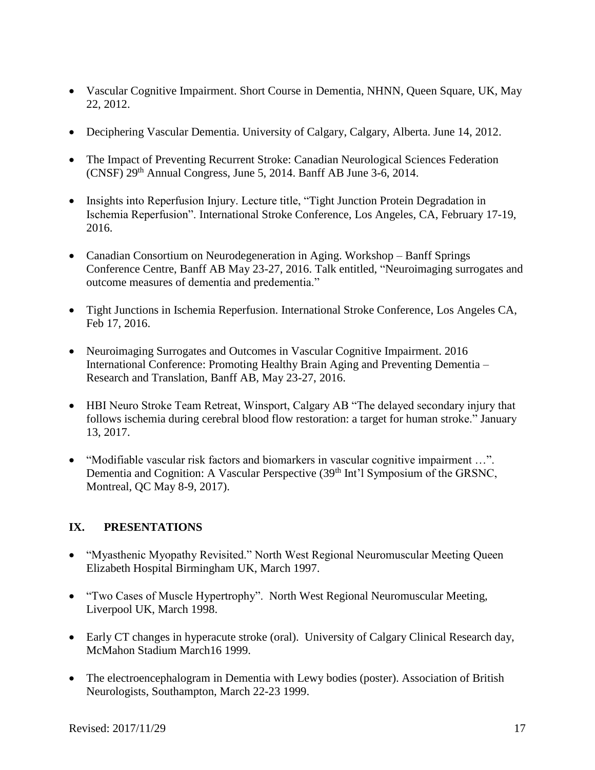- Vascular Cognitive Impairment. Short Course in Dementia, NHNN, Queen Square, UK, May 22, 2012.

- Deciphering Vascular Dementia. University of Calgary, Calgary, Alberta. June 14, 2012.

- The Impact of Preventing Recurrent Stroke: Canadian Neurological Sciences Federation (CNSF) 29th Annual Congress, June 5, 2014. Banff AB June 3-6, 2014.

- Insights into Reperfusion Injury. Lecture title, "Tight Junction Protein Degradation in Ischemia Reperfusion". International Stroke Conference, Los Angeles, CA, February 17-19, 2016.

- Canadian Consortium on Neurodegeneration in Aging. Workshop – Banff Springs Conference Centre, Banff AB May 23-27, 2016. Talk entitled, "Neuroimaging surrogates and outcome measures of dementia and predementia."

- Tight Junctions in Ischemia Reperfusion. International Stroke Conference, Los Angeles CA, Feb 17, 2016.

- Neuroimaging Surrogates and Outcomes in Vascular Cognitive Impairment. 2016 International Conference: Promoting Healthy Brain Aging and Preventing Dementia – Research and Translation, Banff AB, May 23-27, 2016.

- HBI Neuro Stroke Team Retreat, Winsport, Calgary AB "The delayed secondary injury that follows ischemia during cerebral blood flow restoration: a target for human stroke." January 13, 2017.

- "Modifiable vascular risk factors and biomarkers in vascular cognitive impairment …". Dementia and Cognition: A Vascular Perspective (39th Int'l Symposium of the GRSNC, Montreal, QC May 8-9, 2017).

## IX. PRESENTATIONS

- "Myasthenic Myopathy Revisited." North West Regional Neuromuscular Meeting Queen Elizabeth Hospital Birmingham UK, March 1997.

- "Two Cases of Muscle Hypertrophy". North West Regional Neuromuscular Meeting, Liverpool UK, March 1998.

- Early CT changes in hyperacute stroke (oral). University of Calgary Clinical Research day, McMahon Stadium March16 1999.

- The electroencephalogram in Dementia with Lewy bodies (poster). Association of British Neurologists, Southampton, March 22-23 1999.

Revised: 2017/11/29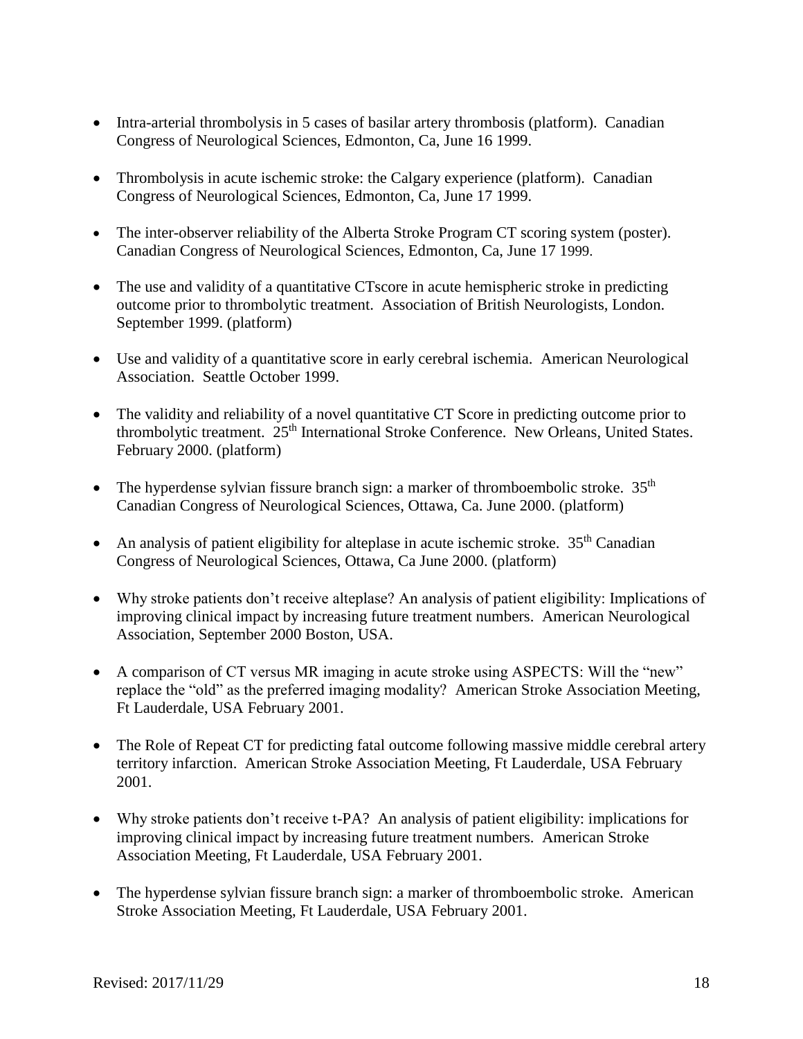- Intra-arterial thrombolysis in 5 cases of basilar artery thrombosis (platform). Canadian Congress of Neurological Sciences, Edmonton, Ca, June 16 1999.

- Thrombolysis in acute ischemic stroke: the Calgary experience (platform). Canadian Congress of Neurological Sciences, Edmonton, Ca, June 17 1999.

- The inter-observer reliability of the Alberta Stroke Program CT scoring system (poster). Canadian Congress of Neurological Sciences, Edmonton, Ca, June 17 1999.

- The use and validity of a quantitative CTscore in acute hemispheric stroke in predicting outcome prior to thrombolytic treatment. Association of British Neurologists, London. September 1999. (platform)

- Use and validity of a quantitative score in early cerebral ischemia. American Neurological Association. Seattle October 1999.

- The validity and reliability of a novel quantitative CT Score in predicting outcome prior to thrombolytic treatment. 25th International Stroke Conference. New Orleans, United States. February 2000. (platform)

- The hyperdense sylvian fissure branch sign: a marker of thromboembolic stroke. 35th Canadian Congress of Neurological Sciences, Ottawa, Ca. June 2000. (platform)

- An analysis of patient eligibility for alteplase in acute ischemic stroke. 35th Canadian Congress of Neurological Sciences, Ottawa, Ca June 2000. (platform)

- Why stroke patients don't receive alteplase? An analysis of patient eligibility: Implications of improving clinical impact by increasing future treatment numbers. American Neurological Association, September 2000 Boston, USA.

- A comparison of CT versus MR imaging in acute stroke using ASPECTS: Will the "new" replace the "old" as the preferred imaging modality? American Stroke Association Meeting, Ft Lauderdale, USA February 2001.

- The Role of Repeat CT for predicting fatal outcome following massive middle cerebral artery territory infarction. American Stroke Association Meeting, Ft Lauderdale, USA February 2001.

- Why stroke patients don't receive t-PA? An analysis of patient eligibility: implications for improving clinical impact by increasing future treatment numbers. American Stroke Association Meeting, Ft Lauderdale, USA February 2001.

- The hyperdense sylvian fissure branch sign: a marker of thromboembolic stroke. American Stroke Association Meeting, Ft Lauderdale, USA February 2001.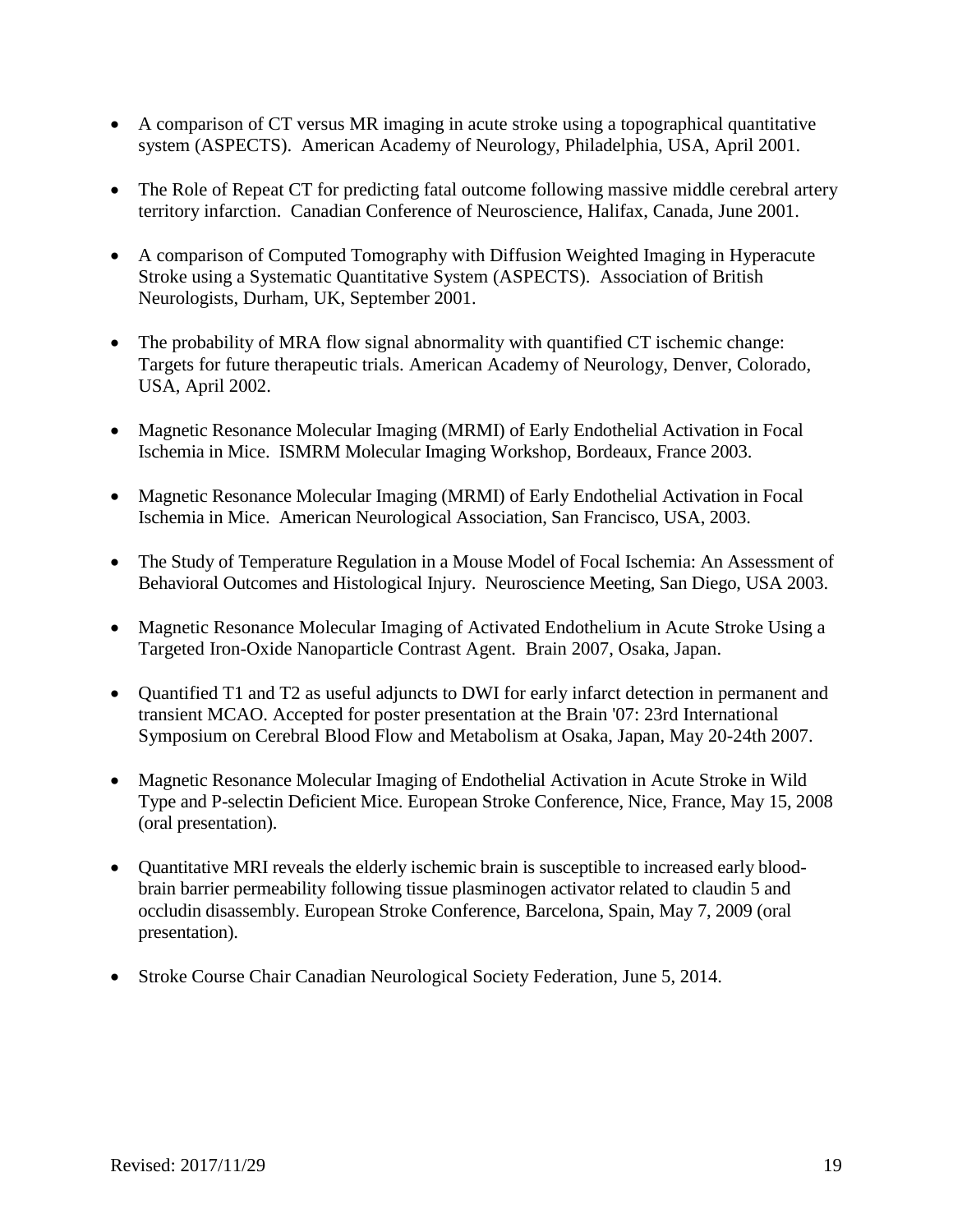- A comparison of CT versus MR imaging in acute stroke using a topographical quantitative system (ASPECTS). American Academy of Neurology, Philadelphia, USA, April 2001.

- The Role of Repeat CT for predicting fatal outcome following massive middle cerebral artery territory infarction. Canadian Conference of Neuroscience, Halifax, Canada, June 2001.

- A comparison of Computed Tomography with Diffusion Weighted Imaging in Hyperacute Stroke using a Systematic Quantitative System (ASPECTS). Association of British Neurologists, Durham, UK, September 2001.

- The probability of MRA flow signal abnormality with quantified CT ischemic change: Targets for future therapeutic trials. American Academy of Neurology, Denver, Colorado, USA, April 2002.

- Magnetic Resonance Molecular Imaging (MRMI) of Early Endothelial Activation in Focal Ischemia in Mice. ISMRM Molecular Imaging Workshop, Bordeaux, France 2003.

- Magnetic Resonance Molecular Imaging (MRMI) of Early Endothelial Activation in Focal Ischemia in Mice. American Neurological Association, San Francisco, USA, 2003.

- The Study of Temperature Regulation in a Mouse Model of Focal Ischemia: An Assessment of Behavioral Outcomes and Histological Injury. Neuroscience Meeting, San Diego, USA 2003.

- Magnetic Resonance Molecular Imaging of Activated Endothelium in Acute Stroke Using a Targeted Iron-Oxide Nanoparticle Contrast Agent. Brain 2007, Osaka, Japan.

- Quantified T1 and T2 as useful adjuncts to DWI for early infarct detection in permanent and transient MCAO. Accepted for poster presentation at the Brain '07: 23rd International Symposium on Cerebral Blood Flow and Metabolism at Osaka, Japan, May 20-24th 2007.

- Magnetic Resonance Molecular Imaging of Endothelial Activation in Acute Stroke in Wild Type and P-selectin Deficient Mice. European Stroke Conference, Nice, France, May 15, 2008 (oral presentation).

- Quantitative MRI reveals the elderly ischemic brain is susceptible to increased early blood-brain barrier permeability following tissue plasminogen activator related to claudin 5 and occludin disassembly. European Stroke Conference, Barcelona, Spain, May 7, 2009 (oral presentation).

- Stroke Course Chair Canadian Neurological Society Federation, June 5, 2014.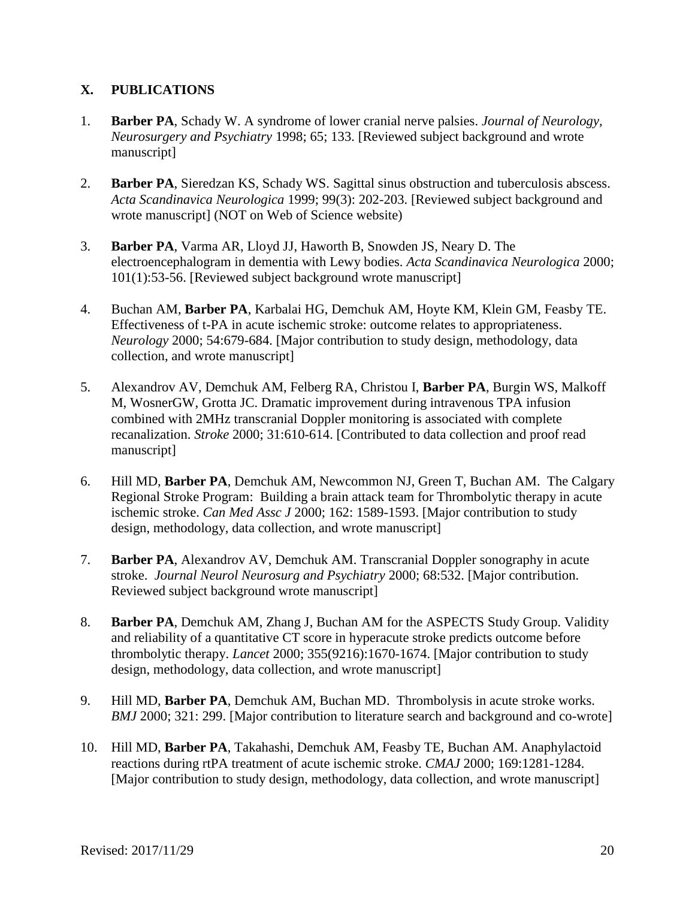## X. PUBLICATIONS

1. **Barber PA**, Schady W. A syndrome of lower cranial nerve palsies. *Journal of Neurology, Neurosurgery and Psychiatry* 1998; 65; 133. [Reviewed subject background and wrote manuscript]

2. **Barber PA**, Sieredzan KS, Schady WS. Sagittal sinus obstruction and tuberculosis abscess. *Acta Scandinavica Neurologica* 1999; 99(3): 202-203. [Reviewed subject background and wrote manuscript] (NOT on Web of Science website)

3. **Barber PA**, Varma AR, Lloyd JJ, Haworth B, Snowden JS, Neary D. The electroencephalogram in dementia with Lewy bodies. *Acta Scandinavica Neurologica* 2000; 101(1):53-56. [Reviewed subject background wrote manuscript]

4. Buchan AM, **Barber PA**, Karbalai HG, Demchuk AM, Hoyte KM, Klein GM, Feasby TE. Effectiveness of t-PA in acute ischemic stroke: outcome relates to appropriateness. *Neurology* 2000; 54:679-684. [Major contribution to study design, methodology, data collection, and wrote manuscript]

5. Alexandrov AV, Demchuk AM, Felberg RA, Christou I, **Barber PA**, Burgin WS, Malkoff M, WosnerGW, Grotta JC. Dramatic improvement during intravenous TPA infusion combined with 2MHz transcranial Doppler monitoring is associated with complete recanalization. *Stroke* 2000; 31:610-614. [Contributed to data collection and proof read manuscript]

6. Hill MD, **Barber PA**, Demchuk AM, Newcommon NJ, Green T, Buchan AM. The Calgary Regional Stroke Program: Building a brain attack team for Thrombolytic therapy in acute ischemic stroke. *Can Med Assc J* 2000; 162: 1589-1593. [Major contribution to study design, methodology, data collection, and wrote manuscript]

7. **Barber PA**, Alexandrov AV, Demchuk AM. Transcranial Doppler sonography in acute stroke. *Journal Neurol Neurosurg and Psychiatry* 2000; 68:532. [Major contribution. Reviewed subject background wrote manuscript]

8. **Barber PA**, Demchuk AM, Zhang J, Buchan AM for the ASPECTS Study Group. Validity and reliability of a quantitative CT score in hyperacute stroke predicts outcome before thrombolytic therapy. *Lancet* 2000; 355(9216):1670-1674. [Major contribution to study design, methodology, data collection, and wrote manuscript]

9. Hill MD, **Barber PA**, Demchuk AM, Buchan MD. Thrombolysis in acute stroke works. *BMJ* 2000; 321: 299. [Major contribution to literature search and background and co-wrote]

10. Hill MD, **Barber PA**, Takahashi, Demchuk AM, Feasby TE, Buchan AM. Anaphylactoid reactions during rtPA treatment of acute ischemic stroke. *CMAJ* 2000; 169:1281-1284. [Major contribution to study design, methodology, data collection, and wrote manuscript]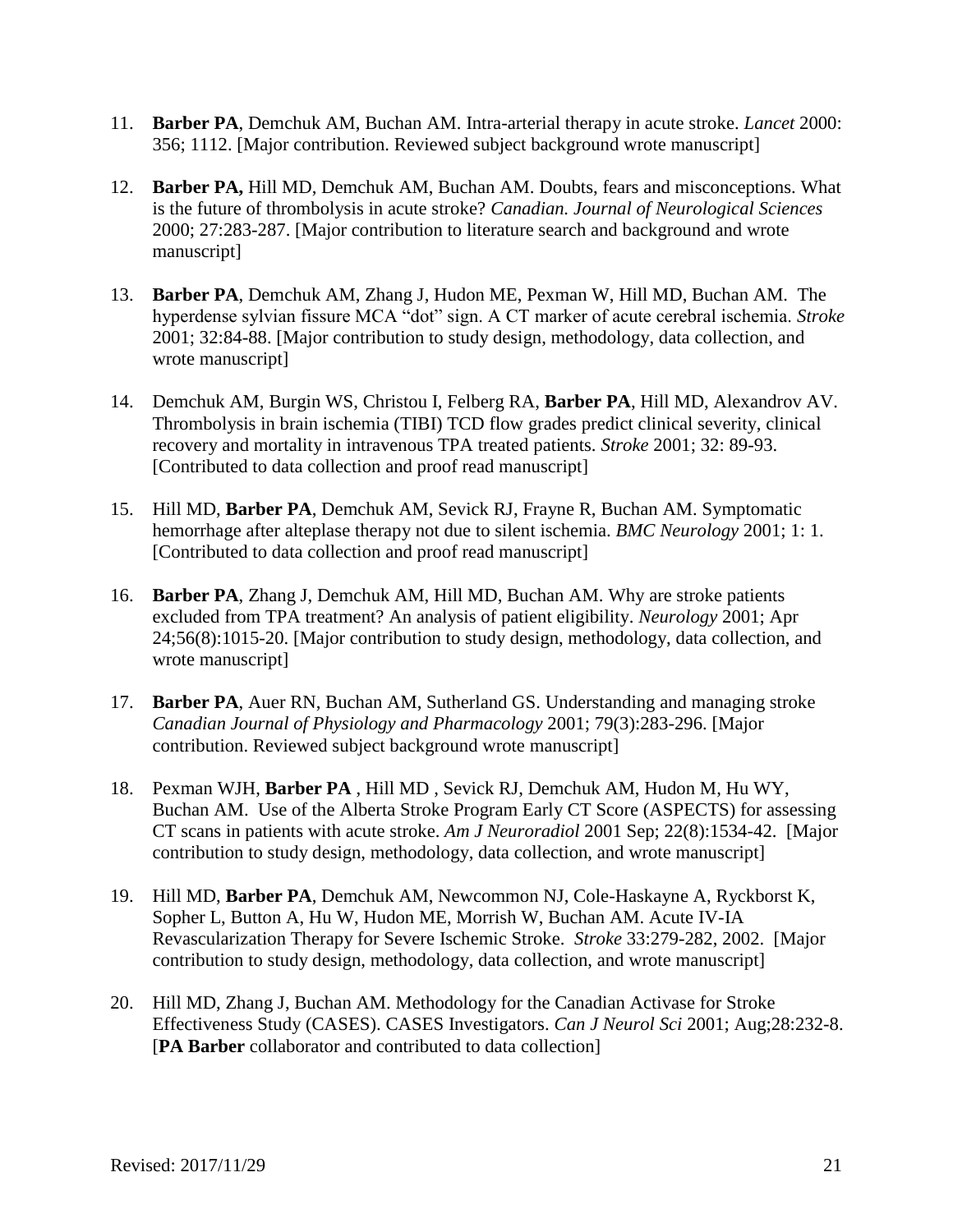11. **Barber PA**, Demchuk AM, Buchan AM. Intra-arterial therapy in acute stroke. *Lancet* 2000: 356; 1112. [Major contribution. Reviewed subject background wrote manuscript]

12. **Barber PA,** Hill MD, Demchuk AM, Buchan AM. Doubts, fears and misconceptions. What is the future of thrombolysis in acute stroke? *Canadian. Journal of Neurological Sciences* 2000; 27:283-287. [Major contribution to literature search and background and wrote manuscript]

13. **Barber PA**, Demchuk AM, Zhang J, Hudon ME, Pexman W, Hill MD, Buchan AM. The hyperdense sylvian fissure MCA "dot" sign. A CT marker of acute cerebral ischemia. *Stroke* 2001; 32:84-88. [Major contribution to study design, methodology, data collection, and wrote manuscript]

14. Demchuk AM, Burgin WS, Christou I, Felberg RA, **Barber PA**, Hill MD, Alexandrov AV. Thrombolysis in brain ischemia (TIBI) TCD flow grades predict clinical severity, clinical recovery and mortality in intravenous TPA treated patients. *Stroke* 2001; 32: 89-93. [Contributed to data collection and proof read manuscript]

15. Hill MD, **Barber PA**, Demchuk AM, Sevick RJ, Frayne R, Buchan AM. Symptomatic hemorrhage after alteplase therapy not due to silent ischemia. *BMC Neurology* 2001; 1: 1. [Contributed to data collection and proof read manuscript]

16. **Barber PA**, Zhang J, Demchuk AM, Hill MD, Buchan AM. Why are stroke patients excluded from TPA treatment? An analysis of patient eligibility. *Neurology* 2001; Apr 24;56(8):1015-20. [Major contribution to study design, methodology, data collection, and wrote manuscript]

17. **Barber PA**, Auer RN, Buchan AM, Sutherland GS. Understanding and managing stroke *Canadian Journal of Physiology and Pharmacology* 2001; 79(3):283-296. [Major contribution. Reviewed subject background wrote manuscript]

18. Pexman WJH, **Barber PA** , Hill MD , Sevick RJ, Demchuk AM, Hudon M, Hu WY, Buchan AM. Use of the Alberta Stroke Program Early CT Score (ASPECTS) for assessing CT scans in patients with acute stroke. *Am J Neuroradiol* 2001 Sep; 22(8):1534-42. [Major contribution to study design, methodology, data collection, and wrote manuscript]

19. Hill MD, **Barber PA**, Demchuk AM, Newcommon NJ, Cole-Haskayne A, Ryckborst K, Sopher L, Button A, Hu W, Hudon ME, Morrish W, Buchan AM. Acute IV-IA Revascularization Therapy for Severe Ischemic Stroke. *Stroke* 33:279-282, 2002. [Major contribution to study design, methodology, data collection, and wrote manuscript]

20. Hill MD, Zhang J, Buchan AM. Methodology for the Canadian Activase for Stroke Effectiveness Study (CASES). CASES Investigators. *Can J Neurol Sci* 2001; Aug;28:232-8. [**PA Barber** collaborator and contributed to data collection]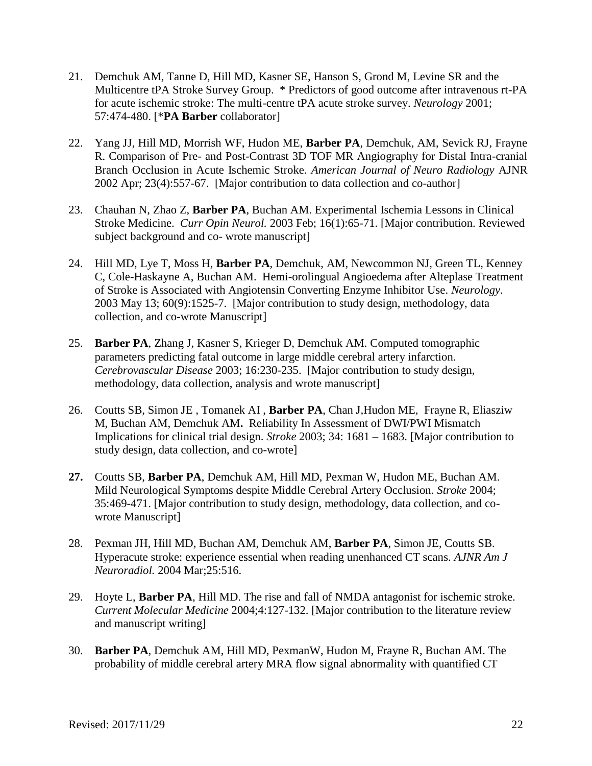21. Demchuk AM, Tanne D, Hill MD, Kasner SE, Hanson S, Grond M, Levine SR and the Multicentre tPA Stroke Survey Group. * Predictors of good outcome after intravenous rt-PA for acute ischemic stroke: The multi-centre tPA acute stroke survey. *Neurology* 2001; 57:474-480. [***PA Barber** collaborator]

22. Yang JJ, Hill MD, Morrish WF, Hudon ME, **Barber PA**, Demchuk, AM, Sevick RJ, Frayne R. Comparison of Pre- and Post-Contrast 3D TOF MR Angiography for Distal Intra-cranial Branch Occlusion in Acute Ischemic Stroke. *American Journal of Neuro Radiology* AJNR 2002 Apr; 23(4):557-67. [Major contribution to data collection and co-author]

23. Chauhan N, Zhao Z, **Barber PA**, Buchan AM. Experimental Ischemia Lessons in Clinical Stroke Medicine. *Curr Opin Neurol.* 2003 Feb; 16(1):65-71. [Major contribution. Reviewed subject background and co- wrote manuscript]

24. Hill MD, Lye T, Moss H, **Barber PA**, Demchuk, AM, Newcommon NJ, Green TL, Kenney C, Cole-Haskayne A, Buchan AM. Hemi-orolingual Angioedema after Alteplase Treatment of Stroke is Associated with Angiotensin Converting Enzyme Inhibitor Use. *Neurology*. 2003 May 13; 60(9):1525-7. [Major contribution to study design, methodology, data collection, and co-wrote Manuscript]

25. **Barber PA**, Zhang J, Kasner S, Krieger D, Demchuk AM. Computed tomographic parameters predicting fatal outcome in large middle cerebral artery infarction. *Cerebrovascular Disease* 2003; 16:230-235. [Major contribution to study design, methodology, data collection, analysis and wrote manuscript]

26. Coutts SB, Simon JE , Tomanek AI , **Barber PA**, Chan J,Hudon ME, Frayne R, Eliasziw M, Buchan AM, Demchuk AM**.** Reliability In Assessment of DWI/PWI Mismatch Implications for clinical trial design. *Stroke* 2003; 34: 1681 – 1683. [Major contribution to study design, data collection, and co-wrote]

**27.** Coutts SB, **Barber PA**, Demchuk AM, Hill MD, Pexman W, Hudon ME, Buchan AM. Mild Neurological Symptoms despite Middle Cerebral Artery Occlusion. *Stroke* 2004; 35:469-471. [Major contribution to study design, methodology, data collection, and co-wrote Manuscript]

28. Pexman JH, Hill MD, Buchan AM, Demchuk AM, **Barber PA**, Simon JE, Coutts SB. Hyperacute stroke: experience essential when reading unenhanced CT scans. *AJNR Am J Neuroradiol.* 2004 Mar;25:516.

29. Hoyte L, **Barber PA**, Hill MD. The rise and fall of NMDA antagonist for ischemic stroke. *Current Molecular Medicine* 2004;4:127-132. [Major contribution to the literature review and manuscript writing]

30. **Barber PA**, Demchuk AM, Hill MD, PexmanW, Hudon M, Frayne R, Buchan AM. The probability of middle cerebral artery MRA flow signal abnormality with quantified CT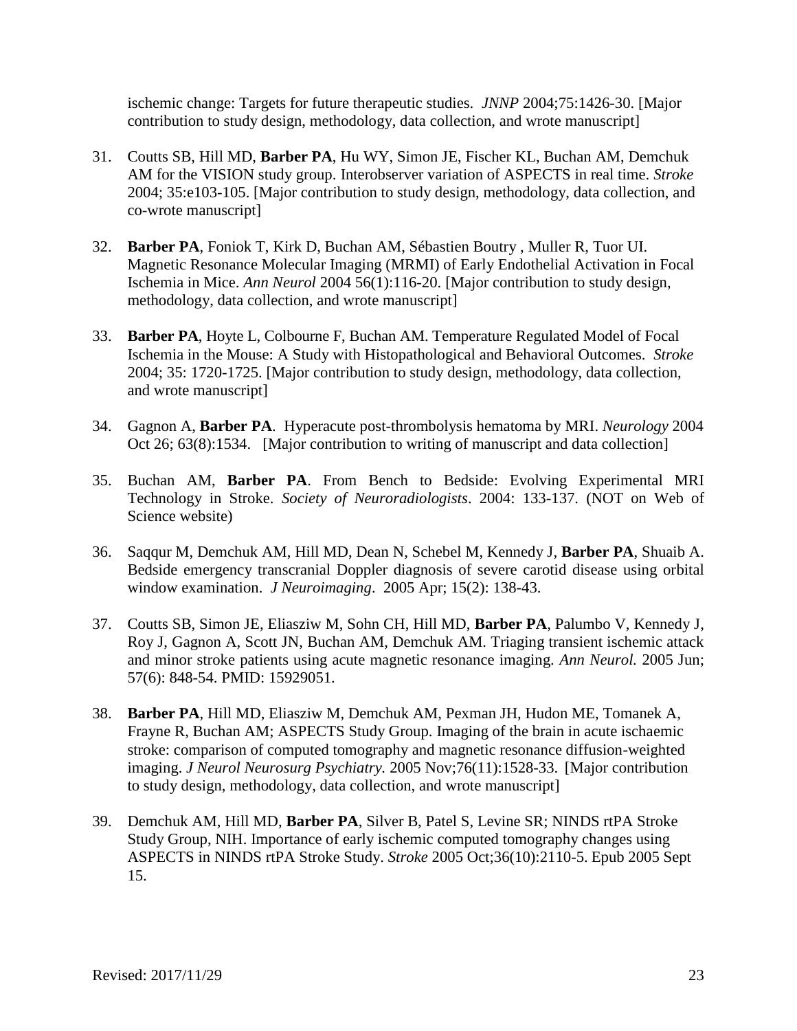ischemic change: Targets for future therapeutic studies. *JNNP* 2004;75:1426-30. [Major contribution to study design, methodology, data collection, and wrote manuscript]

31. Coutts SB, Hill MD, **Barber PA**, Hu WY, Simon JE, Fischer KL, Buchan AM, Demchuk AM for the VISION study group. Interobserver variation of ASPECTS in real time. *Stroke* 2004; 35:e103-105. [Major contribution to study design, methodology, data collection, and co-wrote manuscript]

32. **Barber PA**, Foniok T, Kirk D, Buchan AM, Sébastien Boutry , Muller R, Tuor UI. Magnetic Resonance Molecular Imaging (MRMI) of Early Endothelial Activation in Focal Ischemia in Mice. *Ann Neurol* 2004 56(1):116-20. [Major contribution to study design, methodology, data collection, and wrote manuscript]

33. **Barber PA**, Hoyte L, Colbourne F, Buchan AM. Temperature Regulated Model of Focal Ischemia in the Mouse: A Study with Histopathological and Behavioral Outcomes. *Stroke* 2004; 35: 1720-1725. [Major contribution to study design, methodology, data collection, and wrote manuscript]

34. Gagnon A, **Barber PA**. Hyperacute post-thrombolysis hematoma by MRI. *Neurology* 2004 Oct 26; 63(8):1534. [Major contribution to writing of manuscript and data collection]

35. Buchan AM, **Barber PA**. From Bench to Bedside: Evolving Experimental MRI Technology in Stroke. *Society of Neuroradiologists*. 2004: 133-137. (NOT on Web of Science website)

36. Saqqur M, Demchuk AM, Hill MD, Dean N, Schebel M, Kennedy J, **Barber PA**, Shuaib A. Bedside emergency transcranial Doppler diagnosis of severe carotid disease using orbital window examination. *J Neuroimaging*. 2005 Apr; 15(2): 138-43.

37. Coutts SB, Simon JE, Eliasziw M, Sohn CH, Hill MD, **Barber PA**, Palumbo V, Kennedy J, Roy J, Gagnon A, Scott JN, Buchan AM, Demchuk AM. Triaging transient ischemic attack and minor stroke patients using acute magnetic resonance imaging. *Ann Neurol.* 2005 Jun; 57(6): 848-54. PMID: 15929051.

38. **Barber PA**, Hill MD, Eliasziw M, Demchuk AM, Pexman JH, Hudon ME, Tomanek A, Frayne R, Buchan AM; ASPECTS Study Group. Imaging of the brain in acute ischaemic stroke: comparison of computed tomography and magnetic resonance diffusion-weighted imaging. *J Neurol Neurosurg Psychiatry.* 2005 Nov;76(11):1528-33. [Major contribution to study design, methodology, data collection, and wrote manuscript]

39. Demchuk AM, Hill MD, **Barber PA**, Silver B, Patel S, Levine SR; NINDS rtPA Stroke Study Group, NIH. Importance of early ischemic computed tomography changes using ASPECTS in NINDS rtPA Stroke Study. *Stroke* 2005 Oct;36(10):2110-5. Epub 2005 Sept 15.

Revised: 2017/11/29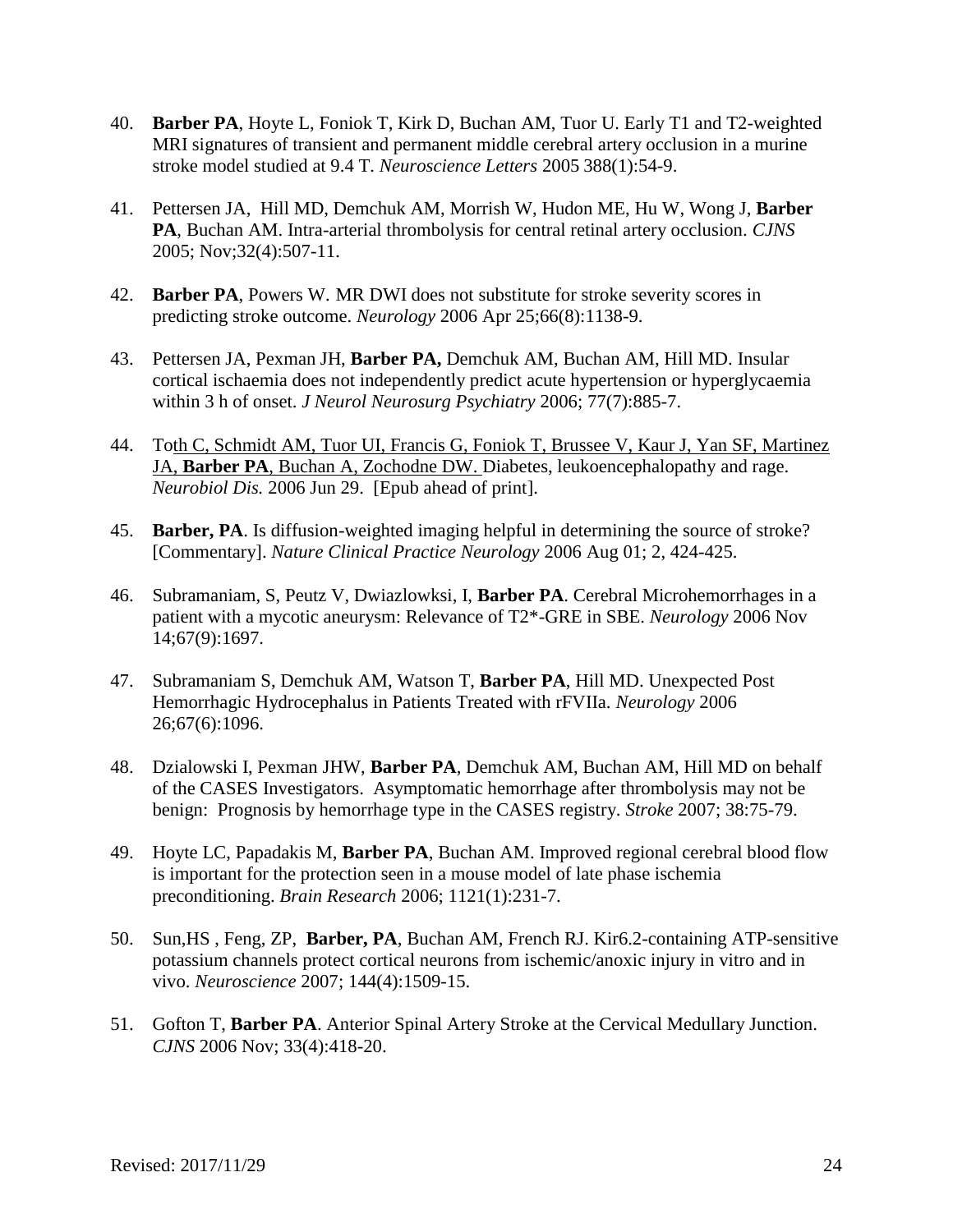40. **Barber PA**, Hoyte L, Foniok T, Kirk D, Buchan AM, Tuor U. Early T1 and T2-weighted MRI signatures of transient and permanent middle cerebral artery occlusion in a murine stroke model studied at 9.4 T. *Neuroscience Letters* 2005 388(1):54-9.

41. Pettersen JA, Hill MD, Demchuk AM, Morrish W, Hudon ME, Hu W, Wong J, **Barber PA**, Buchan AM. Intra-arterial thrombolysis for central retinal artery occlusion. *CJNS* 2005; Nov;32(4):507-11.

42. **Barber PA**, Powers W. MR DWI does not substitute for stroke severity scores in predicting stroke outcome. *Neurology* 2006 Apr 25;66(8):1138-9.

43. Pettersen JA, Pexman JH, **Barber PA,** Demchuk AM, Buchan AM, Hill MD. Insular cortical ischaemia does not independently predict acute hypertension or hyperglycaemia within 3 h of onset. *J Neurol Neurosurg Psychiatry* 2006; 77(7):885-7.

44. Toth C, Schmidt AM, Tuor UI, Francis G, Foniok T, Brussee V, Kaur J, Yan SF, Martinez JA, **Barber PA**, Buchan A, Zochodne DW. Diabetes, leukoencephalopathy and rage. *Neurobiol Dis.* 2006 Jun 29. [Epub ahead of print].

45. **Barber, PA**. Is diffusion-weighted imaging helpful in determining the source of stroke? [Commentary]. *Nature Clinical Practice Neurology* 2006 Aug 01; 2, 424-425.

46. Subramaniam, S, Peutz V, Dwiazlowksi, I, **Barber PA**. Cerebral Microhemorrhages in a patient with a mycotic aneurysm: Relevance of T2*-GRE in SBE. *Neurology* 2006 Nov 14;67(9):1697.

47. Subramaniam S, Demchuk AM, Watson T, **Barber PA**, Hill MD. Unexpected Post Hemorrhagic Hydrocephalus in Patients Treated with rFVIIa. *Neurology* 2006 26;67(6):1096.

48. Dzialowski I, Pexman JHW, **Barber PA**, Demchuk AM, Buchan AM, Hill MD on behalf of the CASES Investigators. Asymptomatic hemorrhage after thrombolysis may not be benign: Prognosis by hemorrhage type in the CASES registry. *Stroke* 2007; 38:75-79.

49. Hoyte LC, Papadakis M, **Barber PA**, Buchan AM. Improved regional cerebral blood flow is important for the protection seen in a mouse model of late phase ischemia preconditioning. *Brain Research* 2006; 1121(1):231-7.

50. Sun,HS , Feng, ZP, **Barber, PA**, Buchan AM, French RJ. Kir6.2-containing ATP-sensitive potassium channels protect cortical neurons from ischemic/anoxic injury in vitro and in vivo. *Neuroscience* 2007; 144(4):1509-15.

51. Gofton T, **Barber PA**. Anterior Spinal Artery Stroke at the Cervical Medullary Junction. *CJNS* 2006 Nov; 33(4):418-20.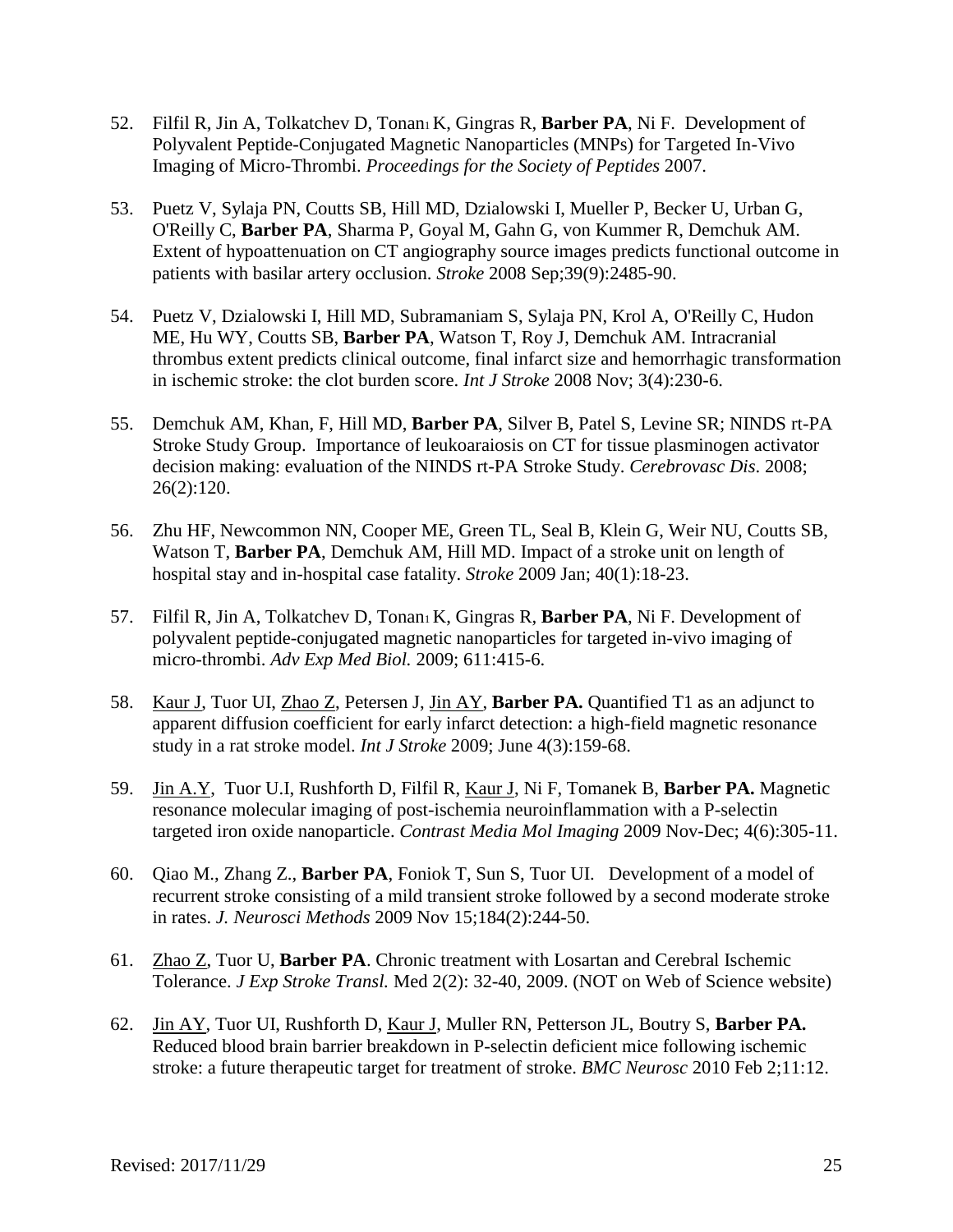52. Filfil R, Jin A, Tolkatchev D, Tonan1 K, Gingras R, **Barber PA**, Ni F. Development of Polyvalent Peptide-Conjugated Magnetic Nanoparticles (MNPs) for Targeted In-Vivo Imaging of Micro-Thrombi. *Proceedings for the Society of Peptides* 2007.

53. Puetz V, Sylaja PN, Coutts SB, Hill MD, Dzialowski I, Mueller P, Becker U, Urban G, O'Reilly C, **Barber PA**, Sharma P, Goyal M, Gahn G, von Kummer R, Demchuk AM. Extent of hypoattenuation on CT angiography source images predicts functional outcome in patients with basilar artery occlusion. *Stroke* 2008 Sep;39(9):2485-90.

54. Puetz V, Dzialowski I, Hill MD, Subramaniam S, Sylaja PN, Krol A, O'Reilly C, Hudon ME, Hu WY, Coutts SB, **Barber PA**, Watson T, Roy J, Demchuk AM. Intracranial thrombus extent predicts clinical outcome, final infarct size and hemorrhagic transformation in ischemic stroke: the clot burden score. *Int J Stroke* 2008 Nov; 3(4):230-6.

55. Demchuk AM, Khan, F, Hill MD, **Barber PA**, Silver B, Patel S, Levine SR; NINDS rt-PA Stroke Study Group. Importance of leukoaraiosis on CT for tissue plasminogen activator decision making: evaluation of the NINDS rt-PA Stroke Study. *Cerebrovasc Dis*. 2008; 26(2):120.

56. Zhu HF, Newcommon NN, Cooper ME, Green TL, Seal B, Klein G, Weir NU, Coutts SB, Watson T, **Barber PA**, Demchuk AM, Hill MD. Impact of a stroke unit on length of hospital stay and in-hospital case fatality. *Stroke* 2009 Jan; 40(1):18-23.

57. Filfil R, Jin A, Tolkatchev D, Tonan1 K, Gingras R, **Barber PA**, Ni F. Development of polyvalent peptide-conjugated magnetic nanoparticles for targeted in-vivo imaging of micro-thrombi. *Adv Exp Med Biol.* 2009; 611:415-6.

58. Kaur J, Tuor UI, Zhao Z, Petersen J, Jin AY, **Barber PA.** Quantified T1 as an adjunct to apparent diffusion coefficient for early infarct detection: a high-field magnetic resonance study in a rat stroke model. *Int J Stroke* 2009; June 4(3):159-68.

59. Jin A.Y, Tuor U.I, Rushforth D, Filfil R, Kaur J, Ni F, Tomanek B, **Barber PA.** Magnetic resonance molecular imaging of post-ischemia neuroinflammation with a P-selectin targeted iron oxide nanoparticle. *Contrast Media Mol Imaging* 2009 Nov-Dec; 4(6):305-11.

60. Qiao M., Zhang Z., **Barber PA**, Foniok T, Sun S, Tuor UI. Development of a model of recurrent stroke consisting of a mild transient stroke followed by a second moderate stroke in rates. *J. Neurosci Methods* 2009 Nov 15;184(2):244-50.

61. Zhao Z, Tuor U, **Barber PA**. Chronic treatment with Losartan and Cerebral Ischemic Tolerance. *J Exp Stroke Transl.* Med 2(2): 32-40, 2009. (NOT on Web of Science website)

62. Jin AY, Tuor UI, Rushforth D, Kaur J, Muller RN, Petterson JL, Boutry S, **Barber PA.** Reduced blood brain barrier breakdown in P-selectin deficient mice following ischemic stroke: a future therapeutic target for treatment of stroke. *BMC Neurosc* 2010 Feb 2;11:12.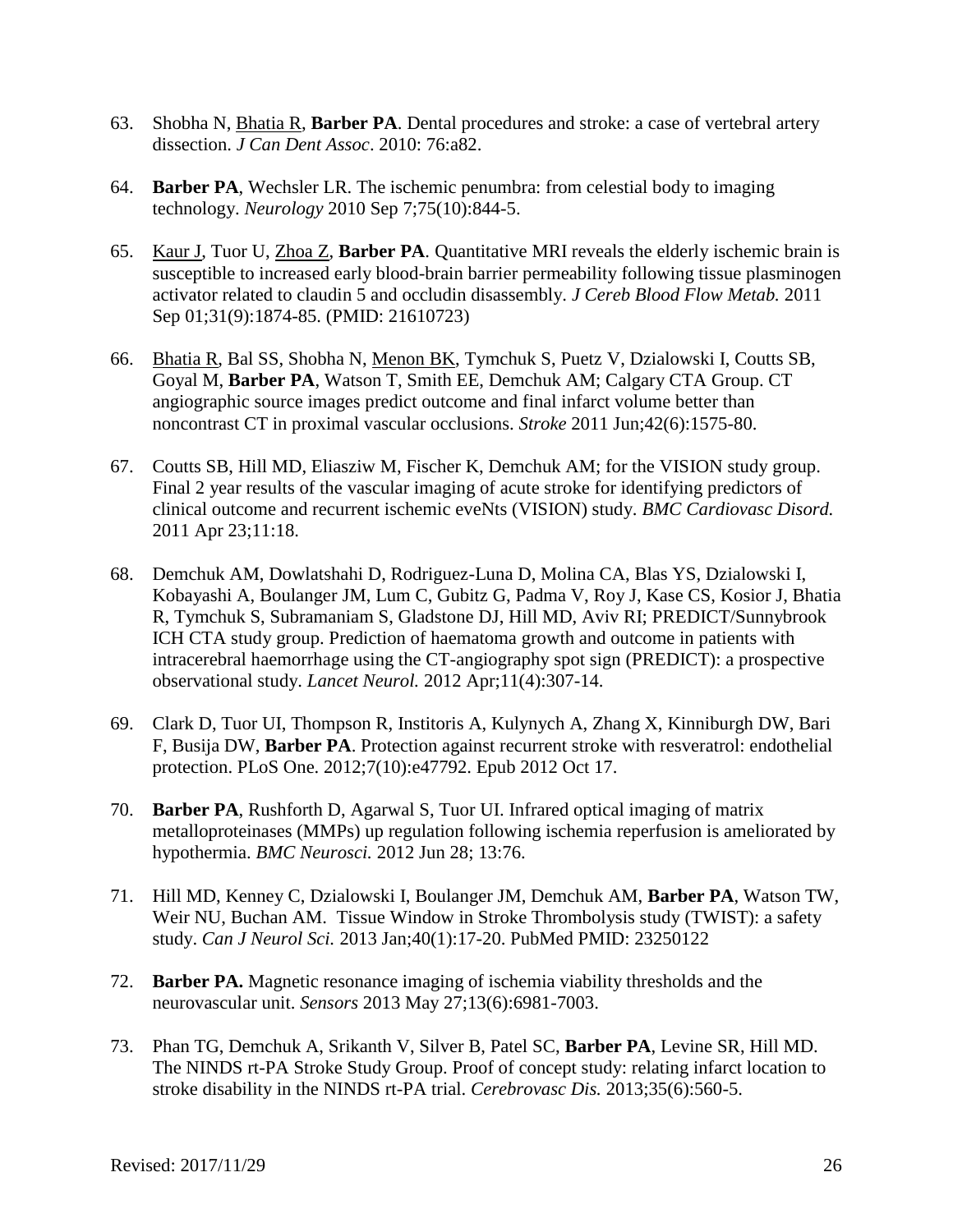63. Shobha N, <u>Bhatia R</u>, **Barber PA**. Dental procedures and stroke: a case of vertebral artery dissection. *J Can Dent Assoc*. 2010: 76:a82.

64. **Barber PA**, Wechsler LR. The ischemic penumbra: from celestial body to imaging technology. *Neurology* 2010 Sep 7;75(10):844-5.

65. <u>Kaur J</u>, Tuor U, <u>Zhoa Z</u>, **Barber PA**. Quantitative MRI reveals the elderly ischemic brain is susceptible to increased early blood-brain barrier permeability following tissue plasminogen activator related to claudin 5 and occludin disassembly. *J Cereb Blood Flow Metab.* 2011 Sep 01;31(9):1874-85. (PMID: 21610723)

66. <u>Bhatia R</u>, Bal SS, Shobha N, <u>Menon BK</u>, Tymchuk S, Puetz V, Dzialowski I, Coutts SB, Goyal M, **Barber PA**, Watson T, Smith EE, Demchuk AM; Calgary CTA Group. CT angiographic source images predict outcome and final infarct volume better than noncontrast CT in proximal vascular occlusions. *Stroke* 2011 Jun;42(6):1575-80.

67. Coutts SB, Hill MD, Eliasziw M, Fischer K, Demchuk AM; for the VISION study group. Final 2 year results of the vascular imaging of acute stroke for identifying predictors of clinical outcome and recurrent ischemic eveNts (VISION) study. *BMC Cardiovasc Disord.* 2011 Apr 23;11:18.

68. Demchuk AM, Dowlatshahi D, Rodriguez-Luna D, Molina CA, Blas YS, Dzialowski I, Kobayashi A, Boulanger JM, Lum C, Gubitz G, Padma V, Roy J, Kase CS, Kosior J, Bhatia R, Tymchuk S, Subramaniam S, Gladstone DJ, Hill MD, Aviv RI; PREDICT/Sunnybrook ICH CTA study group. Prediction of haematoma growth and outcome in patients with intracerebral haemorrhage using the CT-angiography spot sign (PREDICT): a prospective observational study. *Lancet Neurol.* 2012 Apr;11(4):307-14.

69. Clark D, Tuor UI, Thompson R, Institoris A, Kulynych A, Zhang X, Kinniburgh DW, Bari F, Busija DW, **Barber PA**. Protection against recurrent stroke with resveratrol: endothelial protection. PLoS One. 2012;7(10):e47792. Epub 2012 Oct 17.

70. **Barber PA**, Rushforth D, Agarwal S, Tuor UI. Infrared optical imaging of matrix metalloproteinases (MMPs) up regulation following ischemia reperfusion is ameliorated by hypothermia. *BMC Neurosci.* 2012 Jun 28; 13:76.

71. Hill MD, Kenney C, Dzialowski I, Boulanger JM, Demchuk AM, **Barber PA**, Watson TW, Weir NU, Buchan AM. Tissue Window in Stroke Thrombolysis study (TWIST): a safety study. *Can J Neurol Sci.* 2013 Jan;40(1):17-20. PubMed PMID: 23250122

72. **Barber PA.** Magnetic resonance imaging of ischemia viability thresholds and the neurovascular unit. *Sensors* 2013 May 27;13(6):6981-7003.

73. Phan TG, Demchuk A, Srikanth V, Silver B, Patel SC, **Barber PA**, Levine SR, Hill MD. The NINDS rt-PA Stroke Study Group. Proof of concept study: relating infarct location to stroke disability in the NINDS rt-PA trial. *Cerebrovasc Dis.* 2013;35(6):560-5.

Revised: 2017/11/29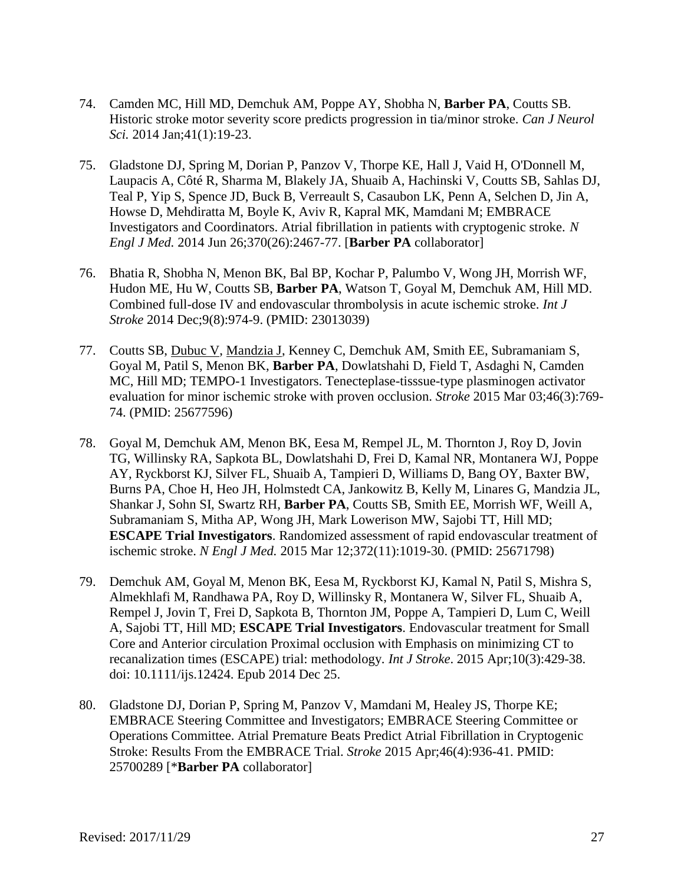74. Camden MC, Hill MD, Demchuk AM, Poppe AY, Shobha N, **Barber PA**, Coutts SB. Historic stroke motor severity score predicts progression in tia/minor stroke. *Can J Neurol Sci.* 2014 Jan;41(1):19-23.

75. Gladstone DJ, Spring M, Dorian P, Panzov V, Thorpe KE, Hall J, Vaid H, O'Donnell M, Laupacis A, Côté R, Sharma M, Blakely JA, Shuaib A, Hachinski V, Coutts SB, Sahlas DJ, Teal P, Yip S, Spence JD, Buck B, Verreault S, Casaubon LK, Penn A, Selchen D, Jin A, Howse D, Mehdiratta M, Boyle K, Aviv R, Kapral MK, Mamdani M; EMBRACE Investigators and Coordinators. Atrial fibrillation in patients with cryptogenic stroke. *N Engl J Med.* 2014 Jun 26;370(26):2467-77. [**Barber PA** collaborator]

76. Bhatia R, Shobha N, Menon BK, Bal BP, Kochar P, Palumbo V, Wong JH, Morrish WF, Hudon ME, Hu W, Coutts SB, **Barber PA**, Watson T, Goyal M, Demchuk AM, Hill MD. Combined full-dose IV and endovascular thrombolysis in acute ischemic stroke. *Int J Stroke* 2014 Dec;9(8):974-9. (PMID: 23013039)

77. Coutts SB, <u>Dubuc V</u>, <u>Mandzia J</u>, Kenney C, Demchuk AM, Smith EE, Subramaniam S, Goyal M, Patil S, Menon BK, **Barber PA**, Dowlatshahi D, Field T, Asdaghi N, Camden MC, Hill MD; TEMPO-1 Investigators. Tenecteplase-tisssue-type plasminogen activator evaluation for minor ischemic stroke with proven occlusion. *Stroke* 2015 Mar 03;46(3):769-74. (PMID: 25677596)

78. Goyal M, Demchuk AM, Menon BK, Eesa M, Rempel JL, M. Thornton J, Roy D, Jovin TG, Willinsky RA, Sapkota BL, Dowlatshahi D, Frei D, Kamal NR, Montanera WJ, Poppe AY, Ryckborst KJ, Silver FL, Shuaib A, Tampieri D, Williams D, Bang OY, Baxter BW, Burns PA, Choe H, Heo JH, Holmstedt CA, Jankowitz B, Kelly M, Linares G, Mandzia JL, Shankar J, Sohn SI, Swartz RH, **Barber PA**, Coutts SB, Smith EE, Morrish WF, Weill A, Subramaniam S, Mitha AP, Wong JH, Mark Lowerison MW, Sajobi TT, Hill MD; **ESCAPE Trial Investigators**. Randomized assessment of rapid endovascular treatment of ischemic stroke. *N Engl J Med.* 2015 Mar 12;372(11):1019-30. (PMID: 25671798)

79. Demchuk AM, Goyal M, Menon BK, Eesa M, Ryckborst KJ, Kamal N, Patil S, Mishra S, Almekhlafi M, Randhawa PA, Roy D, Willinsky R, Montanera W, Silver FL, Shuaib A, Rempel J, Jovin T, Frei D, Sapkota B, Thornton JM, Poppe A, Tampieri D, Lum C, Weill A, Sajobi TT, Hill MD; **ESCAPE Trial Investigators**. Endovascular treatment for Small Core and Anterior circulation Proximal occlusion with Emphasis on minimizing CT to recanalization times (ESCAPE) trial: methodology. *Int J Stroke*. 2015 Apr;10(3):429-38. doi: 10.1111/ijs.12424. Epub 2014 Dec 25.

80. Gladstone DJ, Dorian P, Spring M, Panzov V, Mamdani M, Healey JS, Thorpe KE; EMBRACE Steering Committee and Investigators; EMBRACE Steering Committee or Operations Committee. Atrial Premature Beats Predict Atrial Fibrillation in Cryptogenic Stroke: Results From the EMBRACE Trial. *Stroke* 2015 Apr;46(4):936-41. PMID: 25700289 [\***Barber PA** collaborator]

Revised: 2017/11/29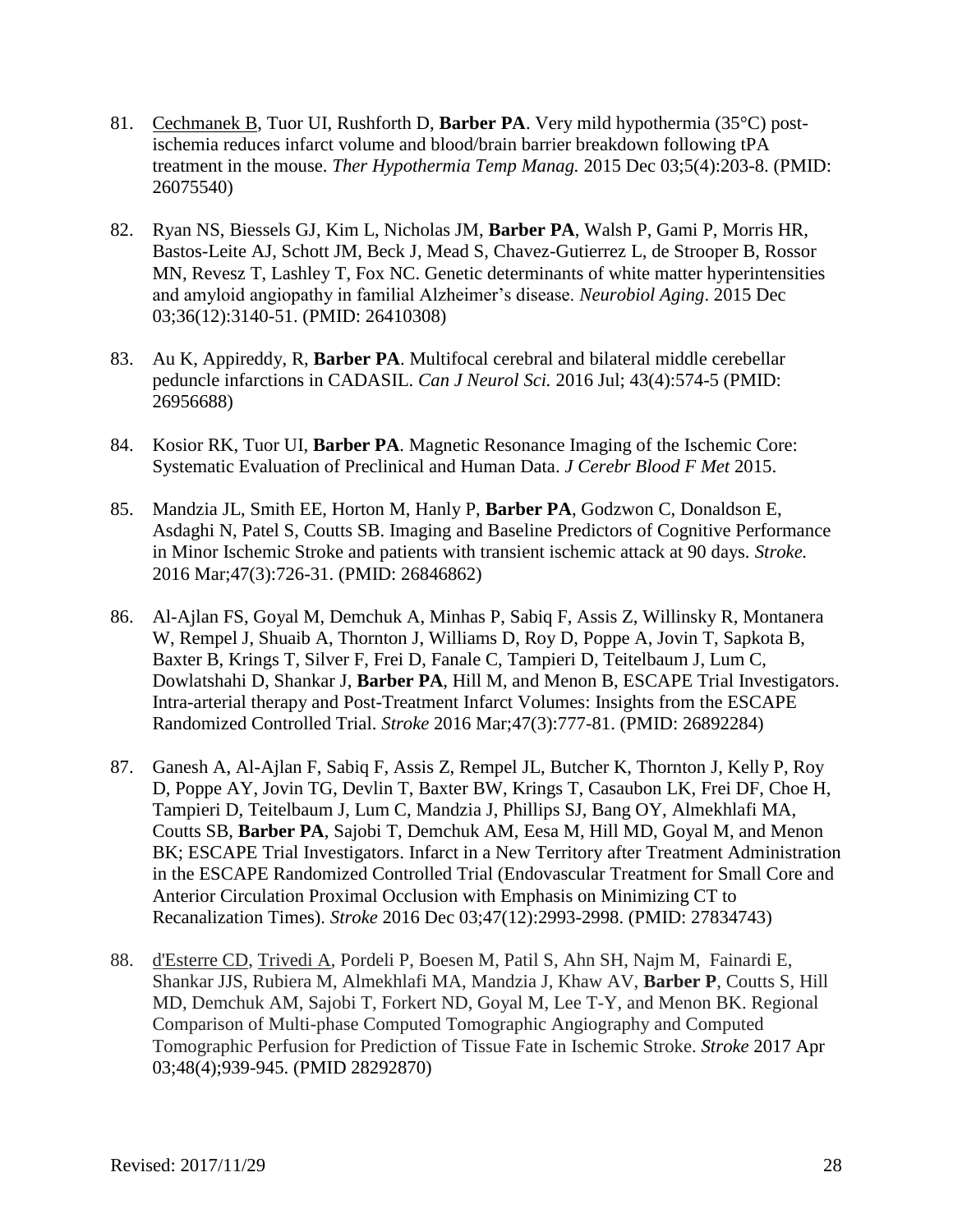81. Cechmanek B, Tuor UI, Rushforth D, **Barber PA**. Very mild hypothermia (35°C) post-ischemia reduces infarct volume and blood/brain barrier breakdown following tPA treatment in the mouse. *Ther Hypothermia Temp Manag.* 2015 Dec 03;5(4):203-8. (PMID: 26075540)

82. Ryan NS, Biessels GJ, Kim L, Nicholas JM, **Barber PA**, Walsh P, Gami P, Morris HR, Bastos-Leite AJ, Schott JM, Beck J, Mead S, Chavez-Gutierrez L, de Strooper B, Rossor MN, Revesz T, Lashley T, Fox NC. Genetic determinants of white matter hyperintensities and amyloid angiopathy in familial Alzheimer's disease. *Neurobiol Aging*. 2015 Dec 03;36(12):3140-51. (PMID: 26410308)

83. Au K, Appireddy, R, **Barber PA**. Multifocal cerebral and bilateral middle cerebellar peduncle infarctions in CADASIL. *Can J Neurol Sci.* 2016 Jul; 43(4):574-5 (PMID: 26956688)

84. Kosior RK, Tuor UI, **Barber PA**. Magnetic Resonance Imaging of the Ischemic Core: Systematic Evaluation of Preclinical and Human Data. *J Cerebr Blood F Met* 2015.

85. Mandzia JL, Smith EE, Horton M, Hanly P, **Barber PA**, Godzwon C, Donaldson E, Asdaghi N, Patel S, Coutts SB. Imaging and Baseline Predictors of Cognitive Performance in Minor Ischemic Stroke and patients with transient ischemic attack at 90 days. *Stroke.* 2016 Mar;47(3):726-31. (PMID: 26846862)

86. Al-Ajlan FS, Goyal M, Demchuk A, Minhas P, Sabiq F, Assis Z, Willinsky R, Montanera W, Rempel J, Shuaib A, Thornton J, Williams D, Roy D, Poppe A, Jovin T, Sapkota B, Baxter B, Krings T, Silver F, Frei D, Fanale C, Tampieri D, Teitelbaum J, Lum C, Dowlatshahi D, Shankar J, **Barber PA**, Hill M, and Menon B, ESCAPE Trial Investigators. Intra-arterial therapy and Post-Treatment Infarct Volumes: Insights from the ESCAPE Randomized Controlled Trial. *Stroke* 2016 Mar;47(3):777-81. (PMID: 26892284)

87. Ganesh A, Al-Ajlan F, Sabiq F, Assis Z, Rempel JL, Butcher K, Thornton J, Kelly P, Roy D, Poppe AY, Jovin TG, Devlin T, Baxter BW, Krings T, Casaubon LK, Frei DF, Choe H, Tampieri D, Teitelbaum J, Lum C, Mandzia J, Phillips SJ, Bang OY, Almekhlafi MA, Coutts SB, **Barber PA**, Sajobi T, Demchuk AM, Eesa M, Hill MD, Goyal M, and Menon BK; ESCAPE Trial Investigators. Infarct in a New Territory after Treatment Administration in the ESCAPE Randomized Controlled Trial (Endovascular Treatment for Small Core and Anterior Circulation Proximal Occlusion with Emphasis on Minimizing CT to Recanalization Times). *Stroke* 2016 Dec 03;47(12):2993-2998. (PMID: 27834743)

88. d'Esterre CD, Trivedi A, Pordeli P, Boesen M, Patil S, Ahn SH, Najm M, Fainardi E, Shankar JJS, Rubiera M, Almekhlafi MA, Mandzia J, Khaw AV, **Barber P**, Coutts S, Hill MD, Demchuk AM, Sajobi T, Forkert ND, Goyal M, Lee T-Y, and Menon BK. Regional Comparison of Multi-phase Computed Tomographic Angiography and Computed Tomographic Perfusion for Prediction of Tissue Fate in Ischemic Stroke. *Stroke* 2017 Apr 03;48(4);939-945. (PMID 28292870)

Revised: 2017/11/29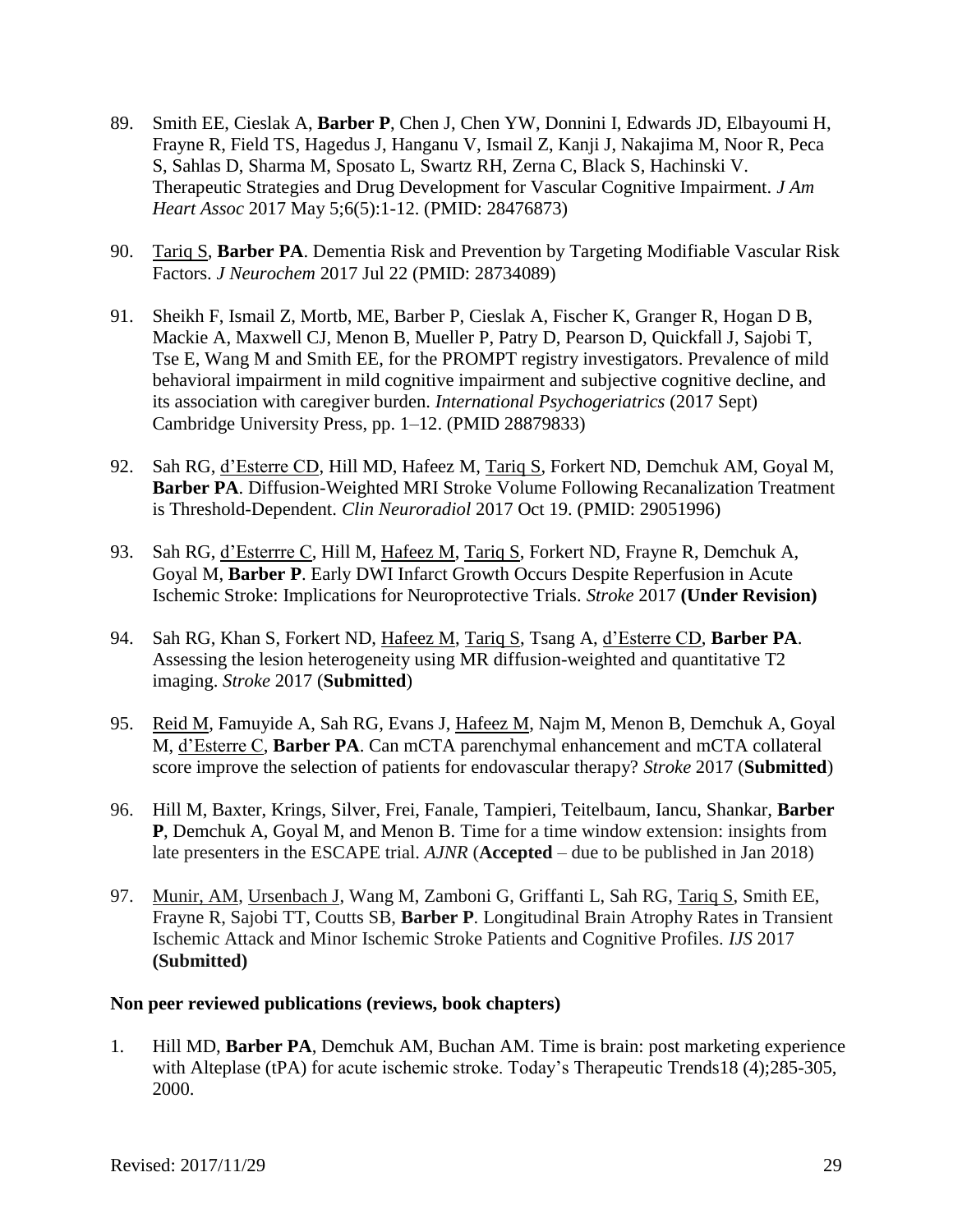89. Smith EE, Cieslak A, **Barber P**, Chen J, Chen YW, Donnini I, Edwards JD, Elbayoumi H, Frayne R, Field TS, Hagedus J, Hanganu V, Ismail Z, Kanji J, Nakajima M, Noor R, Peca S, Sahlas D, Sharma M, Sposato L, Swartz RH, Zerna C, Black S, Hachinski V. Therapeutic Strategies and Drug Development for Vascular Cognitive Impairment. *J Am Heart Assoc* 2017 May 5;6(5):1-12. (PMID: 28476873)

90. Tariq S, **Barber PA**. Dementia Risk and Prevention by Targeting Modifiable Vascular Risk Factors. *J Neurochem* 2017 Jul 22 (PMID: 28734089)

91. Sheikh F, Ismail Z, Mortb, ME, Barber P, Cieslak A, Fischer K, Granger R, Hogan D B, Mackie A, Maxwell CJ, Menon B, Mueller P, Patry D, Pearson D, Quickfall J, Sajobi T, Tse E, Wang M and Smith EE, for the PROMPT registry investigators. Prevalence of mild behavioral impairment in mild cognitive impairment and subjective cognitive decline, and its association with caregiver burden. *International Psychogeriatrics* (2017 Sept) Cambridge University Press, pp. 1–12. (PMID 28879833)

92. Sah RG, d'Esterre CD, Hill MD, Hafeez M, Tariq S, Forkert ND, Demchuk AM, Goyal M, **Barber PA**. Diffusion-Weighted MRI Stroke Volume Following Recanalization Treatment is Threshold-Dependent. *Clin Neuroradiol* 2017 Oct 19. (PMID: 29051996)

93. Sah RG, d'Esterrre C, Hill M, Hafeez M, Tariq S, Forkert ND, Frayne R, Demchuk A, Goyal M, **Barber P**. Early DWI Infarct Growth Occurs Despite Reperfusion in Acute Ischemic Stroke: Implications for Neuroprotective Trials. *Stroke* 2017 **(Under Revision)**

94. Sah RG, Khan S, Forkert ND, Hafeez M, Tariq S, Tsang A, d'Esterre CD, **Barber PA**. Assessing the lesion heterogeneity using MR diffusion-weighted and quantitative T2 imaging. *Stroke* 2017 (**Submitted**)

95. Reid M, Famuyide A, Sah RG, Evans J, Hafeez M, Najm M, Menon B, Demchuk A, Goyal M, d'Esterre C, **Barber PA**. Can mCTA parenchymal enhancement and mCTA collateral score improve the selection of patients for endovascular therapy? *Stroke* 2017 (**Submitted**)

96. Hill M, Baxter, Krings, Silver, Frei, Fanale, Tampieri, Teitelbaum, Iancu, Shankar, **Barber P**, Demchuk A, Goyal M, and Menon B. Time for a time window extension: insights from late presenters in the ESCAPE trial. *AJNR* (**Accepted** – due to be published in Jan 2018)

97. Munir, AM, Ursenbach J, Wang M, Zamboni G, Griffanti L, Sah RG, Tariq S, Smith EE, Frayne R, Sajobi TT, Coutts SB, **Barber P**. Longitudinal Brain Atrophy Rates in Transient Ischemic Attack and Minor Ischemic Stroke Patients and Cognitive Profiles. *IJS* 2017 **(Submitted)**

**Non peer reviewed publications (reviews, book chapters)**

1. Hill MD, **Barber PA**, Demchuk AM, Buchan AM. Time is brain: post marketing experience with Alteplase (tPA) for acute ischemic stroke. Today's Therapeutic Trends18 (4);285-305, 2000.

Revised: 2017/11/29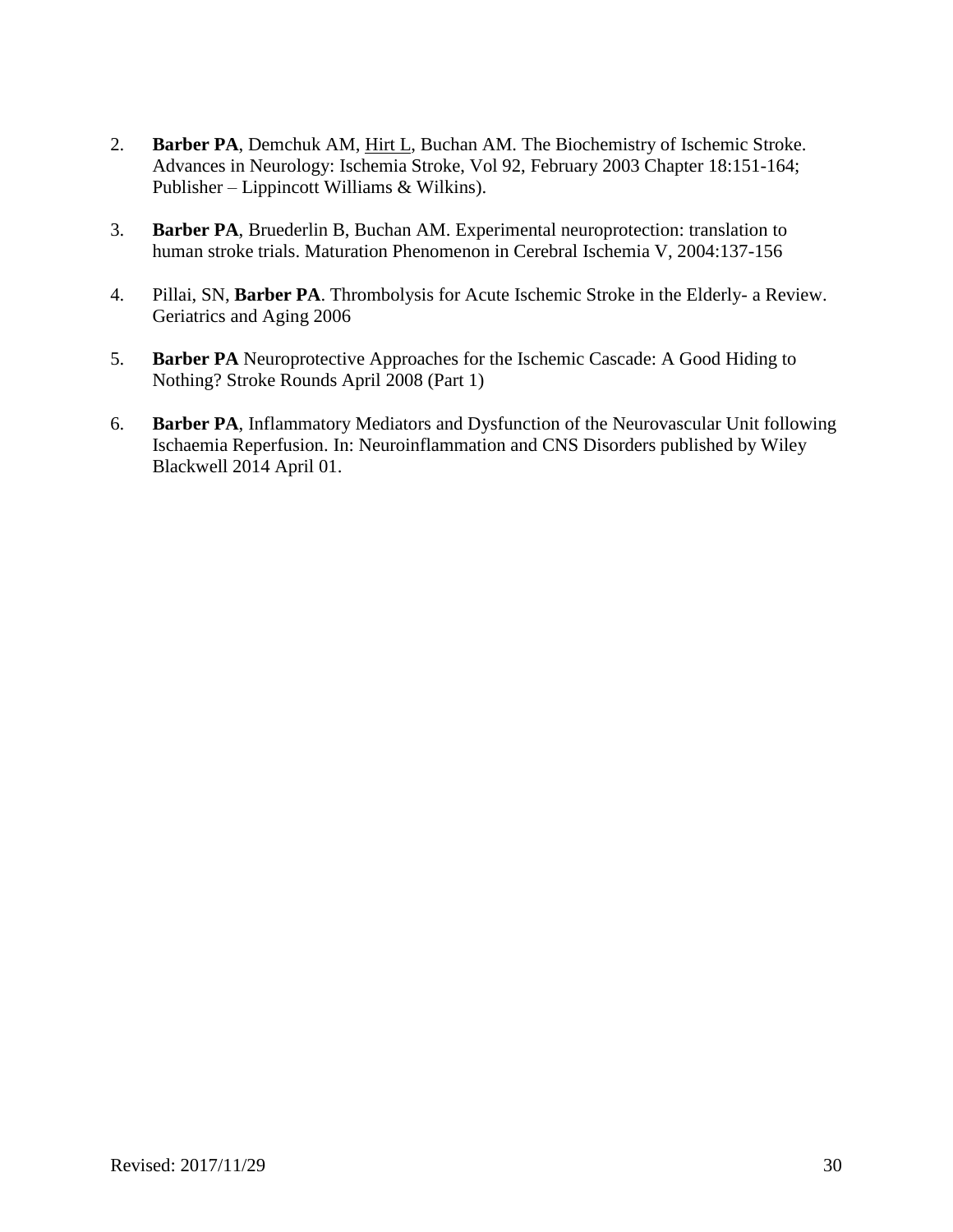2. **Barber PA**, Demchuk AM, <u>Hirt L</u>, Buchan AM. The Biochemistry of Ischemic Stroke. Advances in Neurology: Ischemia Stroke, Vol 92, February 2003 Chapter 18:151-164; Publisher – Lippincott Williams & Wilkins).

3. **Barber PA**, Bruederlin B, Buchan AM. Experimental neuroprotection: translation to human stroke trials. Maturation Phenomenon in Cerebral Ischemia V, 2004:137-156

4. Pillai, SN, **Barber PA**. Thrombolysis for Acute Ischemic Stroke in the Elderly- a Review. Geriatrics and Aging 2006

5. **Barber PA** Neuroprotective Approaches for the Ischemic Cascade: A Good Hiding to Nothing? Stroke Rounds April 2008 (Part 1)

6. **Barber PA**, Inflammatory Mediators and Dysfunction of the Neurovascular Unit following Ischaemia Reperfusion. In: Neuroinflammation and CNS Disorders published by Wiley Blackwell 2014 April 01.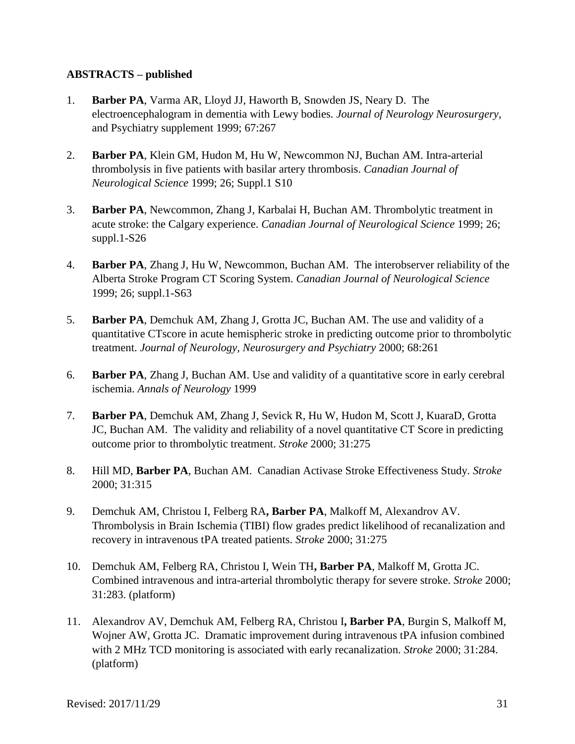**ABSTRACTS – published**

1. **Barber PA**, Varma AR, Lloyd JJ, Haworth B, Snowden JS, Neary D. The electroencephalogram in dementia with Lewy bodies. *Journal of Neurology Neurosurgery*, and Psychiatry supplement 1999; 67:267

2. **Barber PA**, Klein GM, Hudon M, Hu W, Newcommon NJ, Buchan AM. Intra-arterial thrombolysis in five patients with basilar artery thrombosis. *Canadian Journal of Neurological Science* 1999; 26; Suppl.1 S10

3. **Barber PA**, Newcommon, Zhang J, Karbalai H, Buchan AM. Thrombolytic treatment in acute stroke: the Calgary experience. *Canadian Journal of Neurological Science* 1999; 26; suppl.1-S26

4. **Barber PA**, Zhang J, Hu W, Newcommon, Buchan AM. The interobserver reliability of the Alberta Stroke Program CT Scoring System. *Canadian Journal of Neurological Science* 1999; 26; suppl.1-S63

5. **Barber PA**, Demchuk AM, Zhang J, Grotta JC, Buchan AM. The use and validity of a quantitative CTscore in acute hemispheric stroke in predicting outcome prior to thrombolytic treatment. *Journal of Neurology, Neurosurgery and Psychiatry* 2000; 68:261

6. **Barber PA**, Zhang J, Buchan AM. Use and validity of a quantitative score in early cerebral ischemia. *Annals of Neurology* 1999

7. **Barber PA**, Demchuk AM, Zhang J, Sevick R, Hu W, Hudon M, Scott J, KuaraD, Grotta JC, Buchan AM. The validity and reliability of a novel quantitative CT Score in predicting outcome prior to thrombolytic treatment. *Stroke* 2000; 31:275

8. Hill MD, **Barber PA**, Buchan AM. Canadian Activase Stroke Effectiveness Study. *Stroke* 2000; 31:315

9. Demchuk AM, Christou I, Felberg RA**, Barber PA**, Malkoff M, Alexandrov AV. Thrombolysis in Brain Ischemia (TIBI) flow grades predict likelihood of recanalization and recovery in intravenous tPA treated patients. *Stroke* 2000; 31:275

10. Demchuk AM, Felberg RA, Christou I, Wein TH**, Barber PA**, Malkoff M, Grotta JC. Combined intravenous and intra-arterial thrombolytic therapy for severe stroke. *Stroke* 2000; 31:283. (platform)

11. Alexandrov AV, Demchuk AM, Felberg RA, Christou I**, Barber PA**, Burgin S, Malkoff M, Wojner AW, Grotta JC. Dramatic improvement during intravenous tPA infusion combined with 2 MHz TCD monitoring is associated with early recanalization. *Stroke* 2000; 31:284. (platform)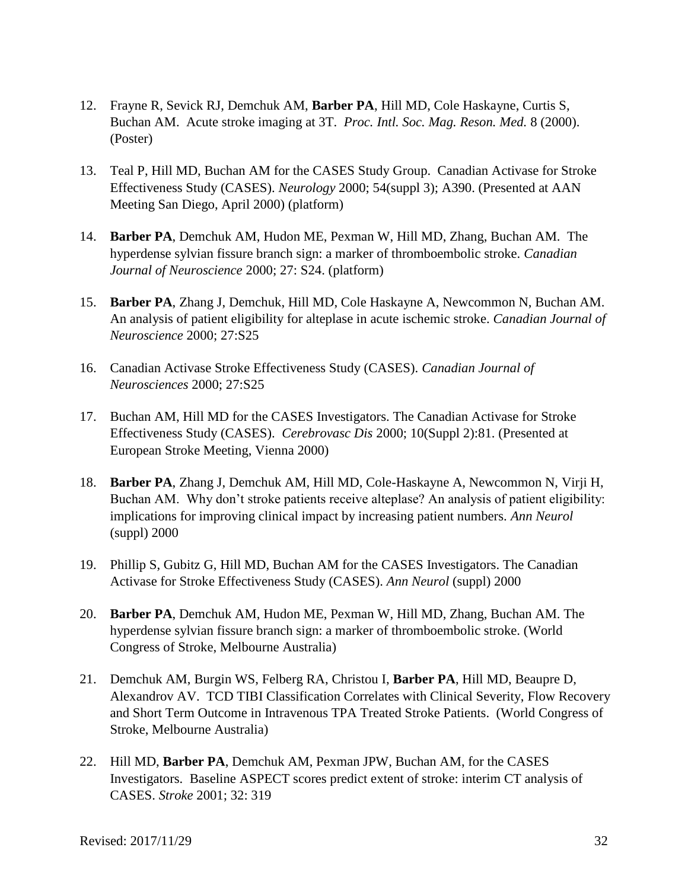12. Frayne R, Sevick RJ, Demchuk AM, **Barber PA**, Hill MD, Cole Haskayne, Curtis S, Buchan AM. Acute stroke imaging at 3T. *Proc. Intl. Soc. Mag. Reson. Med.* 8 (2000). (Poster)

13. Teal P, Hill MD, Buchan AM for the CASES Study Group. Canadian Activase for Stroke Effectiveness Study (CASES). *Neurology* 2000; 54(suppl 3); A390. (Presented at AAN Meeting San Diego, April 2000) (platform)

14. **Barber PA**, Demchuk AM, Hudon ME, Pexman W, Hill MD, Zhang, Buchan AM. The hyperdense sylvian fissure branch sign: a marker of thromboembolic stroke. *Canadian Journal of Neuroscience* 2000; 27: S24. (platform)

15. **Barber PA**, Zhang J, Demchuk, Hill MD, Cole Haskayne A, Newcommon N, Buchan AM. An analysis of patient eligibility for alteplase in acute ischemic stroke. *Canadian Journal of Neuroscience* 2000; 27:S25

16. Canadian Activase Stroke Effectiveness Study (CASES). *Canadian Journal of Neurosciences* 2000; 27:S25

17. Buchan AM, Hill MD for the CASES Investigators. The Canadian Activase for Stroke Effectiveness Study (CASES). *Cerebrovasc Dis* 2000; 10(Suppl 2):81. (Presented at European Stroke Meeting, Vienna 2000)

18. **Barber PA**, Zhang J, Demchuk AM, Hill MD, Cole-Haskayne A, Newcommon N, Virji H, Buchan AM. Why don't stroke patients receive alteplase? An analysis of patient eligibility: implications for improving clinical impact by increasing patient numbers. *Ann Neurol* (suppl) 2000

19. Phillip S, Gubitz G, Hill MD, Buchan AM for the CASES Investigators. The Canadian Activase for Stroke Effectiveness Study (CASES). *Ann Neurol* (suppl) 2000

20. **Barber PA**, Demchuk AM, Hudon ME, Pexman W, Hill MD, Zhang, Buchan AM. The hyperdense sylvian fissure branch sign: a marker of thromboembolic stroke. (World Congress of Stroke, Melbourne Australia)

21. Demchuk AM, Burgin WS, Felberg RA, Christou I, **Barber PA**, Hill MD, Beaupre D, Alexandrov AV. TCD TIBI Classification Correlates with Clinical Severity, Flow Recovery and Short Term Outcome in Intravenous TPA Treated Stroke Patients. (World Congress of Stroke, Melbourne Australia)

22. Hill MD, **Barber PA**, Demchuk AM, Pexman JPW, Buchan AM, for the CASES Investigators. Baseline ASPECT scores predict extent of stroke: interim CT analysis of CASES. *Stroke* 2001; 32: 319

Revised: 2017/11/29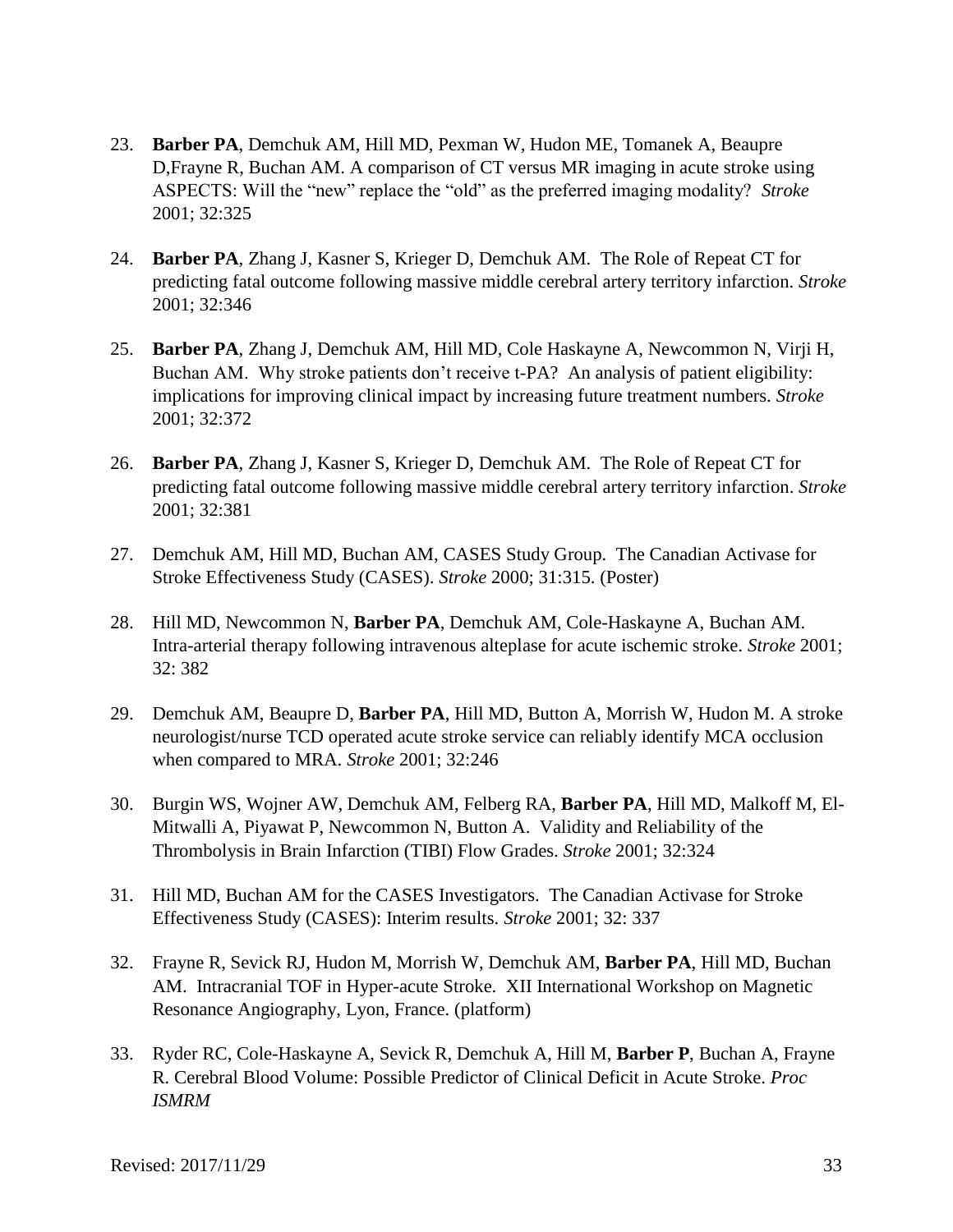23. **Barber PA**, Demchuk AM, Hill MD, Pexman W, Hudon ME, Tomanek A, Beaupre D,Frayne R, Buchan AM. A comparison of CT versus MR imaging in acute stroke using ASPECTS: Will the "new" replace the "old" as the preferred imaging modality? *Stroke* 2001; 32:325

24. **Barber PA**, Zhang J, Kasner S, Krieger D, Demchuk AM. The Role of Repeat CT for predicting fatal outcome following massive middle cerebral artery territory infarction. *Stroke* 2001; 32:346

25. **Barber PA**, Zhang J, Demchuk AM, Hill MD, Cole Haskayne A, Newcommon N, Virji H, Buchan AM. Why stroke patients don't receive t-PA? An analysis of patient eligibility: implications for improving clinical impact by increasing future treatment numbers. *Stroke* 2001; 32:372

26. **Barber PA**, Zhang J, Kasner S, Krieger D, Demchuk AM. The Role of Repeat CT for predicting fatal outcome following massive middle cerebral artery territory infarction. *Stroke* 2001; 32:381

27. Demchuk AM, Hill MD, Buchan AM, CASES Study Group. The Canadian Activase for Stroke Effectiveness Study (CASES). *Stroke* 2000; 31:315. (Poster)

28. Hill MD, Newcommon N, **Barber PA**, Demchuk AM, Cole-Haskayne A, Buchan AM. Intra-arterial therapy following intravenous alteplase for acute ischemic stroke. *Stroke* 2001; 32: 382

29. Demchuk AM, Beaupre D, **Barber PA**, Hill MD, Button A, Morrish W, Hudon M. A stroke neurologist/nurse TCD operated acute stroke service can reliably identify MCA occlusion when compared to MRA. *Stroke* 2001; 32:246

30. Burgin WS, Wojner AW, Demchuk AM, Felberg RA, **Barber PA**, Hill MD, Malkoff M, El-Mitwalli A, Piyawat P, Newcommon N, Button A. Validity and Reliability of the Thrombolysis in Brain Infarction (TIBI) Flow Grades. *Stroke* 2001; 32:324

31. Hill MD, Buchan AM for the CASES Investigators. The Canadian Activase for Stroke Effectiveness Study (CASES): Interim results. *Stroke* 2001; 32: 337

32. Frayne R, Sevick RJ, Hudon M, Morrish W, Demchuk AM, **Barber PA**, Hill MD, Buchan AM. Intracranial TOF in Hyper-acute Stroke. XII International Workshop on Magnetic Resonance Angiography, Lyon, France. (platform)

33. Ryder RC, Cole-Haskayne A, Sevick R, Demchuk A, Hill M, **Barber P**, Buchan A, Frayne R. Cerebral Blood Volume: Possible Predictor of Clinical Deficit in Acute Stroke. *Proc ISMRM*

Revised: 2017/11/29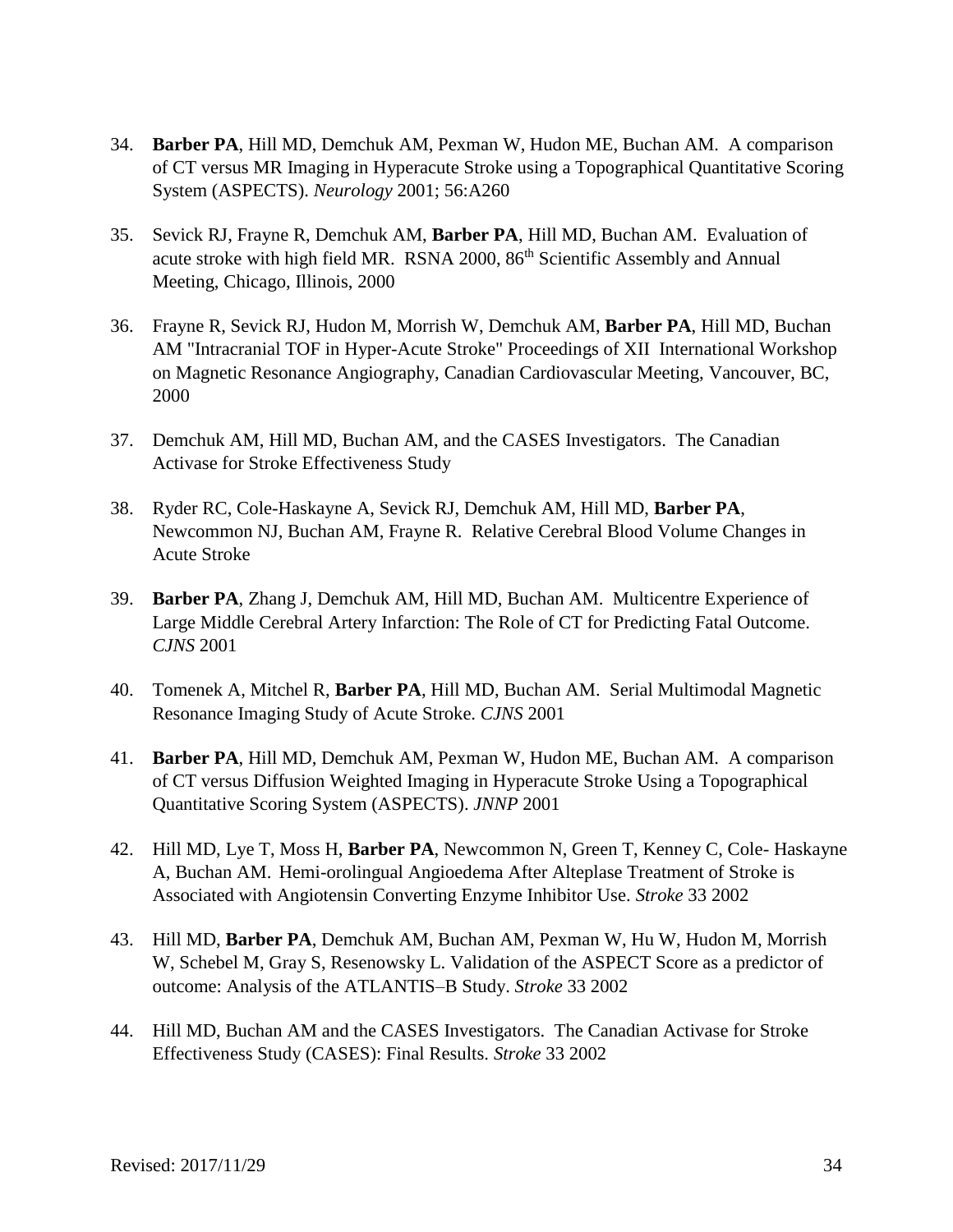34. **Barber PA**, Hill MD, Demchuk AM, Pexman W, Hudon ME, Buchan AM. A comparison of CT versus MR Imaging in Hyperacute Stroke using a Topographical Quantitative Scoring System (ASPECTS). *Neurology* 2001; 56:A260

35. Sevick RJ, Frayne R, Demchuk AM, **Barber PA**, Hill MD, Buchan AM. Evaluation of acute stroke with high field MR. RSNA 2000, 86th Scientific Assembly and Annual Meeting, Chicago, Illinois, 2000

36. Frayne R, Sevick RJ, Hudon M, Morrish W, Demchuk AM, **Barber PA**, Hill MD, Buchan AM "Intracranial TOF in Hyper-Acute Stroke" Proceedings of XII International Workshop on Magnetic Resonance Angiography, Canadian Cardiovascular Meeting, Vancouver, BC, 2000

37. Demchuk AM, Hill MD, Buchan AM, and the CASES Investigators. The Canadian Activase for Stroke Effectiveness Study

38. Ryder RC, Cole-Haskayne A, Sevick RJ, Demchuk AM, Hill MD, **Barber PA**, Newcommon NJ, Buchan AM, Frayne R. Relative Cerebral Blood Volume Changes in Acute Stroke

39. **Barber PA**, Zhang J, Demchuk AM, Hill MD, Buchan AM. Multicentre Experience of Large Middle Cerebral Artery Infarction: The Role of CT for Predicting Fatal Outcome. *CJNS* 2001

40. Tomenek A, Mitchel R, **Barber PA**, Hill MD, Buchan AM. Serial Multimodal Magnetic Resonance Imaging Study of Acute Stroke. *CJNS* 2001

41. **Barber PA**, Hill MD, Demchuk AM, Pexman W, Hudon ME, Buchan AM. A comparison of CT versus Diffusion Weighted Imaging in Hyperacute Stroke Using a Topographical Quantitative Scoring System (ASPECTS). *JNNP* 2001

42. Hill MD, Lye T, Moss H, **Barber PA**, Newcommon N, Green T, Kenney C, Cole- Haskayne A, Buchan AM. Hemi-orolingual Angioedema After Alteplase Treatment of Stroke is Associated with Angiotensin Converting Enzyme Inhibitor Use. *Stroke* 33 2002

43. Hill MD, **Barber PA**, Demchuk AM, Buchan AM, Pexman W, Hu W, Hudon M, Morrish W, Schebel M, Gray S, Resenowsky L. Validation of the ASPECT Score as a predictor of outcome: Analysis of the ATLANTIS–B Study. *Stroke* 33 2002

44. Hill MD, Buchan AM and the CASES Investigators. The Canadian Activase for Stroke Effectiveness Study (CASES): Final Results. *Stroke* 33 2002

Revised: 2017/11/29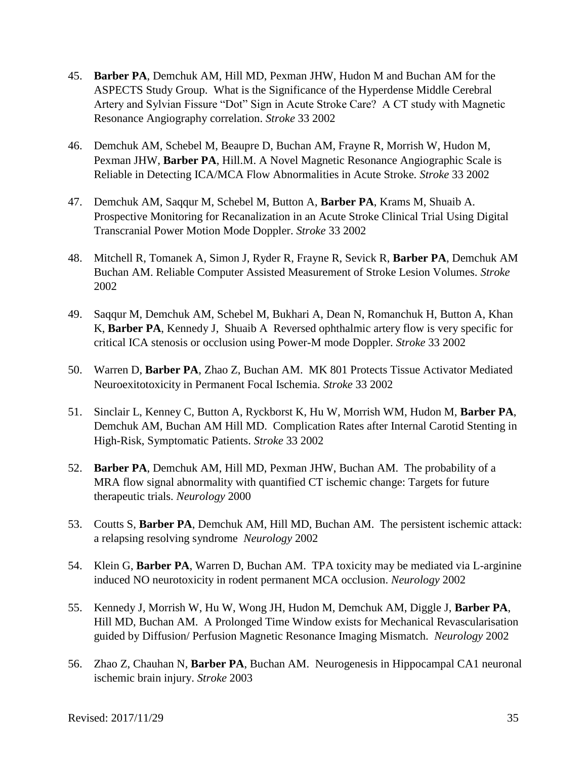45. **Barber PA**, Demchuk AM, Hill MD, Pexman JHW, Hudon M and Buchan AM for the ASPECTS Study Group. What is the Significance of the Hyperdense Middle Cerebral Artery and Sylvian Fissure "Dot" Sign in Acute Stroke Care? A CT study with Magnetic Resonance Angiography correlation. *Stroke* 33 2002

46. Demchuk AM, Schebel M, Beaupre D, Buchan AM, Frayne R, Morrish W, Hudon M, Pexman JHW, **Barber PA**, Hill.M. A Novel Magnetic Resonance Angiographic Scale is Reliable in Detecting ICA/MCA Flow Abnormalities in Acute Stroke. *Stroke* 33 2002

47. Demchuk AM, Saqqur M, Schebel M, Button A, **Barber PA**, Krams M, Shuaib A. Prospective Monitoring for Recanalization in an Acute Stroke Clinical Trial Using Digital Transcranial Power Motion Mode Doppler. *Stroke* 33 2002

48. Mitchell R, Tomanek A, Simon J, Ryder R, Frayne R, Sevick R, **Barber PA**, Demchuk AM Buchan AM. Reliable Computer Assisted Measurement of Stroke Lesion Volumes. *Stroke* 2002

49. Saqqur M, Demchuk AM, Schebel M, Bukhari A, Dean N, Romanchuk H, Button A, Khan K, **Barber PA**, Kennedy J, Shuaib A Reversed ophthalmic artery flow is very specific for critical ICA stenosis or occlusion using Power-M mode Doppler. *Stroke* 33 2002

50. Warren D, **Barber PA**, Zhao Z, Buchan AM. MK 801 Protects Tissue Activator Mediated Neuroexitotoxicity in Permanent Focal Ischemia. *Stroke* 33 2002

51. Sinclair L, Kenney C, Button A, Ryckborst K, Hu W, Morrish WM, Hudon M, **Barber PA**, Demchuk AM, Buchan AM Hill MD. Complication Rates after Internal Carotid Stenting in High-Risk, Symptomatic Patients. *Stroke* 33 2002

52. **Barber PA**, Demchuk AM, Hill MD, Pexman JHW, Buchan AM. The probability of a MRA flow signal abnormality with quantified CT ischemic change: Targets for future therapeutic trials. *Neurology* 2000

53. Coutts S, **Barber PA**, Demchuk AM, Hill MD, Buchan AM. The persistent ischemic attack: a relapsing resolving syndrome *Neurology* 2002

54. Klein G, **Barber PA**, Warren D, Buchan AM. TPA toxicity may be mediated via L-arginine induced NO neurotoxicity in rodent permanent MCA occlusion. *Neurology* 2002

55. Kennedy J, Morrish W, Hu W, Wong JH, Hudon M, Demchuk AM, Diggle J, **Barber PA**, Hill MD, Buchan AM. A Prolonged Time Window exists for Mechanical Revascularisation guided by Diffusion/ Perfusion Magnetic Resonance Imaging Mismatch. *Neurology* 2002

56. Zhao Z, Chauhan N, **Barber PA**, Buchan AM. Neurogenesis in Hippocampal CA1 neuronal ischemic brain injury. *Stroke* 2003

Revised: 2017/11/29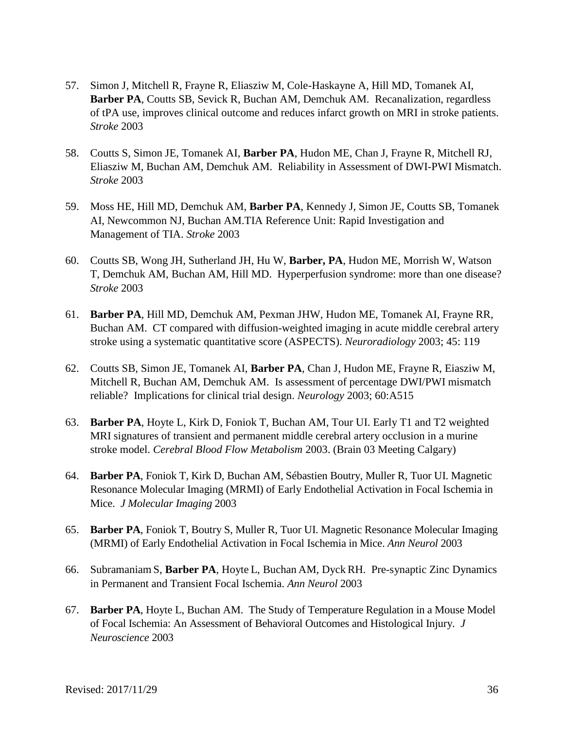57. Simon J, Mitchell R, Frayne R, Eliasziw M, Cole-Haskayne A, Hill MD, Tomanek AI, **Barber PA**, Coutts SB, Sevick R, Buchan AM, Demchuk AM. Recanalization, regardless of tPA use, improves clinical outcome and reduces infarct growth on MRI in stroke patients. *Stroke* 2003

58. Coutts S, Simon JE, Tomanek AI, **Barber PA**, Hudon ME, Chan J, Frayne R, Mitchell RJ, Eliasziw M, Buchan AM, Demchuk AM. Reliability in Assessment of DWI-PWI Mismatch. *Stroke* 2003

59. Moss HE, Hill MD, Demchuk AM, **Barber PA**, Kennedy J, Simon JE, Coutts SB, Tomanek AI, Newcommon NJ, Buchan AM.TIA Reference Unit: Rapid Investigation and Management of TIA. *Stroke* 2003

60. Coutts SB, Wong JH, Sutherland JH, Hu W, **Barber, PA**, Hudon ME, Morrish W, Watson T, Demchuk AM, Buchan AM, Hill MD. Hyperperfusion syndrome: more than one disease? *Stroke* 2003

61. **Barber PA**, Hill MD, Demchuk AM, Pexman JHW, Hudon ME, Tomanek AI, Frayne RR, Buchan AM. CT compared with diffusion-weighted imaging in acute middle cerebral artery stroke using a systematic quantitative score (ASPECTS). *Neuroradiology* 2003; 45: 119

62. Coutts SB, Simon JE, Tomanek AI, **Barber PA**, Chan J, Hudon ME, Frayne R, Eiasziw M, Mitchell R, Buchan AM, Demchuk AM. Is assessment of percentage DWI/PWI mismatch reliable? Implications for clinical trial design. *Neurology* 2003; 60:A515

63. **Barber PA**, Hoyte L, Kirk D, Foniok T, Buchan AM, Tour UI. Early T1 and T2 weighted MRI signatures of transient and permanent middle cerebral artery occlusion in a murine stroke model. *Cerebral Blood Flow Metabolism* 2003. (Brain 03 Meeting Calgary)

64. **Barber PA**, Foniok T, Kirk D, Buchan AM, Sébastien Boutry, Muller R, Tuor UI. Magnetic Resonance Molecular Imaging (MRMI) of Early Endothelial Activation in Focal Ischemia in Mice. *J Molecular Imaging* 2003

65. **Barber PA**, Foniok T, Boutry S, Muller R, Tuor UI. Magnetic Resonance Molecular Imaging (MRMI) of Early Endothelial Activation in Focal Ischemia in Mice. *Ann Neurol* 2003

66. Subramaniam S, **Barber PA**, Hoyte L, Buchan AM, Dyck RH. Pre-synaptic Zinc Dynamics in Permanent and Transient Focal Ischemia. *Ann Neurol* 2003

67. **Barber PA**, Hoyte L, Buchan AM. The Study of Temperature Regulation in a Mouse Model of Focal Ischemia: An Assessment of Behavioral Outcomes and Histological Injury. *J Neuroscience* 2003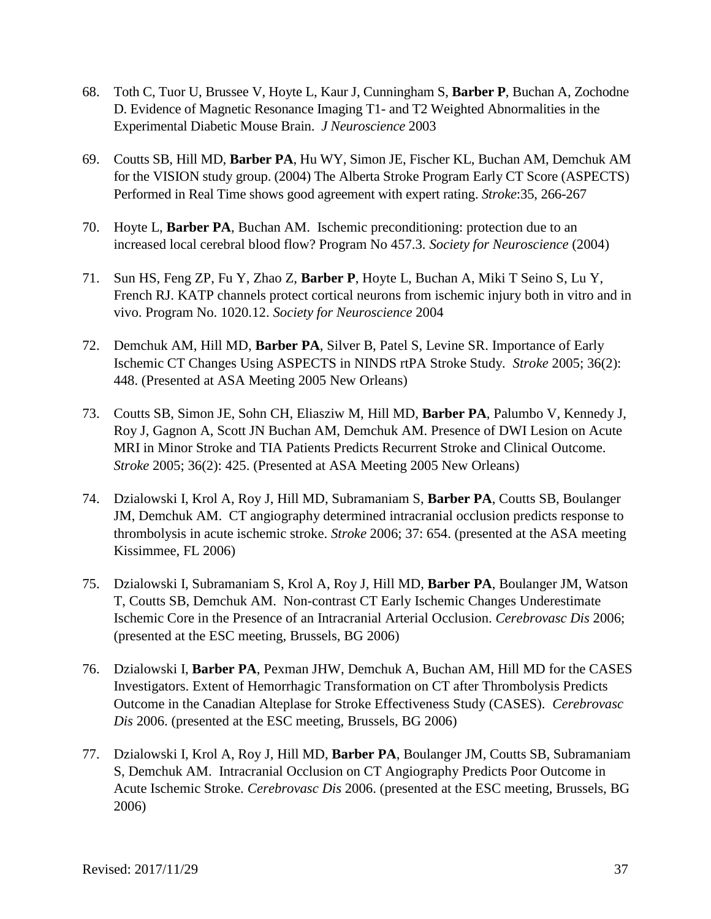68. Toth C, Tuor U, Brussee V, Hoyte L, Kaur J, Cunningham S, **Barber P**, Buchan A, Zochodne D. Evidence of Magnetic Resonance Imaging T1- and T2 Weighted Abnormalities in the Experimental Diabetic Mouse Brain. *J Neuroscience* 2003

69. Coutts SB, Hill MD, **Barber PA**, Hu WY, Simon JE, Fischer KL, Buchan AM, Demchuk AM for the VISION study group. (2004) The Alberta Stroke Program Early CT Score (ASPECTS) Performed in Real Time shows good agreement with expert rating. *Stroke*:35, 266-267

70. Hoyte L, **Barber PA**, Buchan AM. Ischemic preconditioning: protection due to an increased local cerebral blood flow? Program No 457.3. *Society for Neuroscience* (2004)

71. Sun HS, Feng ZP, Fu Y, Zhao Z, **Barber P**, Hoyle L, Buchan A, Miki T Seino S, Lu Y, French RJ. KATP channels protect cortical neurons from ischemic injury both in vitro and in vivo. Program No. 1020.12. *Society for Neuroscience* 2004

72. Demchuk AM, Hill MD, **Barber PA**, Silver B, Patel S, Levine SR. Importance of Early Ischemic CT Changes Using ASPECTS in NINDS rtPA Stroke Study. *Stroke* 2005; 36(2): 448. (Presented at ASA Meeting 2005 New Orleans)

73. Coutts SB, Simon JE, Sohn CH, Eliasziw M, Hill MD, **Barber PA**, Palumbo V, Kennedy J, Roy J, Gagnon A, Scott JN Buchan AM, Demchuk AM. Presence of DWI Lesion on Acute MRI in Minor Stroke and TIA Patients Predicts Recurrent Stroke and Clinical Outcome. *Stroke* 2005; 36(2): 425. (Presented at ASA Meeting 2005 New Orleans)

74. Dzialowski I, Krol A, Roy J, Hill MD, Subramaniam S, **Barber PA**, Coutts SB, Boulanger JM, Demchuk AM. CT angiography determined intracranial occlusion predicts response to thrombolysis in acute ischemic stroke. *Stroke* 2006; 37: 654. (presented at the ASA meeting Kissimmee, FL 2006)

75. Dzialowski I, Subramaniam S, Krol A, Roy J, Hill MD, **Barber PA**, Boulanger JM, Watson T, Coutts SB, Demchuk AM. Non-contrast CT Early Ischemic Changes Underestimate Ischemic Core in the Presence of an Intracranial Arterial Occlusion. *Cerebrovasc Dis* 2006; (presented at the ESC meeting, Brussels, BG 2006)

76. Dzialowski I, **Barber PA**, Pexman JHW, Demchuk A, Buchan AM, Hill MD for the CASES Investigators. Extent of Hemorrhagic Transformation on CT after Thrombolysis Predicts Outcome in the Canadian Alteplase for Stroke Effectiveness Study (CASES). *Cerebrovasc Dis* 2006. (presented at the ESC meeting, Brussels, BG 2006)

77. Dzialowski I, Krol A, Roy J, Hill MD, **Barber PA**, Boulanger JM, Coutts SB, Subramaniam S, Demchuk AM. Intracranial Occlusion on CT Angiography Predicts Poor Outcome in Acute Ischemic Stroke. *Cerebrovasc Dis* 2006. (presented at the ESC meeting, Brussels, BG 2006)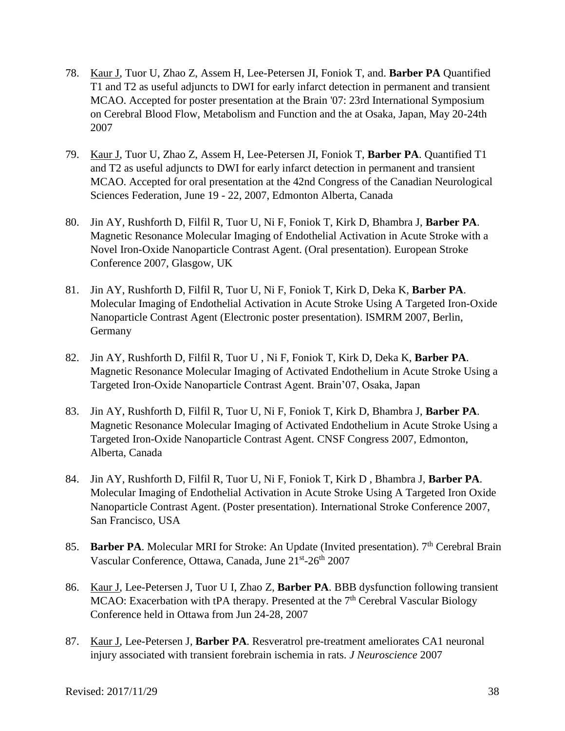78. Kaur J, Tuor U, Zhao Z, Assem H, Lee-Petersen JI, Foniok T, and. **Barber PA** Quantified T1 and T2 as useful adjuncts to DWI for early infarct detection in permanent and transient MCAO. Accepted for poster presentation at the Brain '07: 23rd International Symposium on Cerebral Blood Flow, Metabolism and Function and the at Osaka, Japan, May 20-24th 2007

79. Kaur J, Tuor U, Zhao Z, Assem H, Lee-Petersen JI, Foniok T, **Barber PA**. Quantified T1 and T2 as useful adjuncts to DWI for early infarct detection in permanent and transient MCAO. Accepted for oral presentation at the 42nd Congress of the Canadian Neurological Sciences Federation, June 19 - 22, 2007, Edmonton Alberta, Canada

80. Jin AY, Rushforth D, Filfil R, Tuor U, Ni F, Foniok T, Kirk D, Bhambra J, **Barber PA**. Magnetic Resonance Molecular Imaging of Endothelial Activation in Acute Stroke with a Novel Iron-Oxide Nanoparticle Contrast Agent. (Oral presentation). European Stroke Conference 2007, Glasgow, UK

81. Jin AY, Rushforth D, Filfil R, Tuor U, Ni F, Foniok T, Kirk D, Deka K, **Barber PA**. Molecular Imaging of Endothelial Activation in Acute Stroke Using A Targeted Iron-Oxide Nanoparticle Contrast Agent (Electronic poster presentation). ISMRM 2007, Berlin, Germany

82. Jin AY, Rushforth D, Filfil R, Tuor U , Ni F, Foniok T, Kirk D, Deka K, **Barber PA**. Magnetic Resonance Molecular Imaging of Activated Endothelium in Acute Stroke Using a Targeted Iron-Oxide Nanoparticle Contrast Agent. Brain'07, Osaka, Japan

83. Jin AY, Rushforth D, Filfil R, Tuor U, Ni F, Foniok T, Kirk D, Bhambra J, **Barber PA**. Magnetic Resonance Molecular Imaging of Activated Endothelium in Acute Stroke Using a Targeted Iron-Oxide Nanoparticle Contrast Agent. CNSF Congress 2007, Edmonton, Alberta, Canada

84. Jin AY, Rushforth D, Filfil R, Tuor U, Ni F, Foniok T, Kirk D , Bhambra J, **Barber PA**. Molecular Imaging of Endothelial Activation in Acute Stroke Using A Targeted Iron Oxide Nanoparticle Contrast Agent. (Poster presentation). International Stroke Conference 2007, San Francisco, USA

85. **Barber PA**. Molecular MRI for Stroke: An Update (Invited presentation). 7th Cerebral Brain Vascular Conference, Ottawa, Canada, June 21st-26th 2007

86. Kaur J, Lee-Petersen J, Tuor U I, Zhao Z, **Barber PA**. BBB dysfunction following transient MCAO: Exacerbation with tPA therapy. Presented at the 7th Cerebral Vascular Biology Conference held in Ottawa from Jun 24-28, 2007

87. Kaur J, Lee-Petersen J, **Barber PA**. Resveratrol pre-treatment ameliorates CA1 neuronal injury associated with transient forebrain ischemia in rats. *J Neuroscience* 2007

Revised: 2017/11/29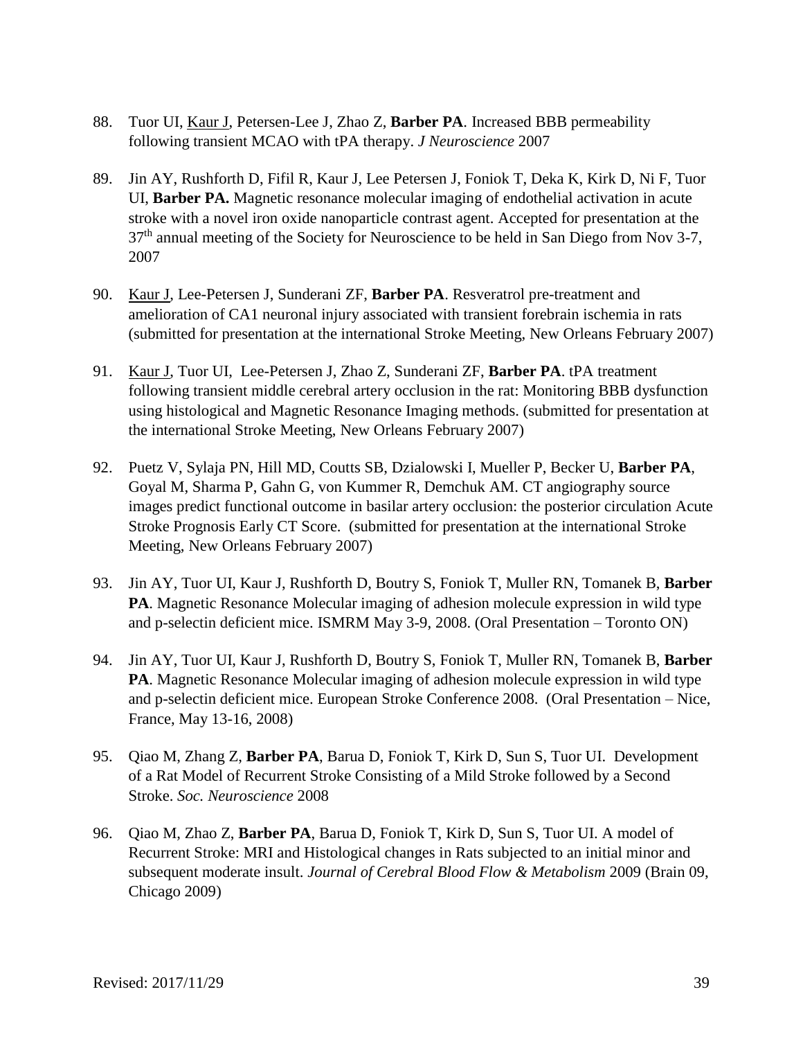88. Tuor UI, <u>Kaur J</u>, Petersen-Lee J, Zhao Z, **Barber PA**. Increased BBB permeability following transient MCAO with tPA therapy. *J Neuroscience* 2007

89. Jin AY, Rushforth D, Fifil R, Kaur J, Lee Petersen J, Foniok T, Deka K, Kirk D, Ni F, Tuor UI, **Barber PA.** Magnetic resonance molecular imaging of endothelial activation in acute stroke with a novel iron oxide nanoparticle contrast agent. Accepted for presentation at the 37th annual meeting of the Society for Neuroscience to be held in San Diego from Nov 3-7, 2007

90. <u>Kaur J</u>, Lee-Petersen J, Sunderani ZF, **Barber PA**. Resveratrol pre-treatment and amelioration of CA1 neuronal injury associated with transient forebrain ischemia in rats (submitted for presentation at the international Stroke Meeting, New Orleans February 2007)

91. <u>Kaur J</u>, Tuor UI, Lee-Petersen J, Zhao Z, Sunderani ZF, **Barber PA**. tPA treatment following transient middle cerebral artery occlusion in the rat: Monitoring BBB dysfunction using histological and Magnetic Resonance Imaging methods. (submitted for presentation at the international Stroke Meeting, New Orleans February 2007)

92. Puetz V, Sylaja PN, Hill MD, Coutts SB, Dzialowski I, Mueller P, Becker U, **Barber PA**, Goyal M, Sharma P, Gahn G, von Kummer R, Demchuk AM. CT angiography source images predict functional outcome in basilar artery occlusion: the posterior circulation Acute Stroke Prognosis Early CT Score. (submitted for presentation at the international Stroke Meeting, New Orleans February 2007)

93. Jin AY, Tuor UI, Kaur J, Rushforth D, Boutry S, Foniok T, Muller RN, Tomanek B, **Barber PA**. Magnetic Resonance Molecular imaging of adhesion molecule expression in wild type and p-selectin deficient mice. ISMRM May 3-9, 2008. (Oral Presentation – Toronto ON)

94. Jin AY, Tuor UI, Kaur J, Rushforth D, Boutry S, Foniok T, Muller RN, Tomanek B, **Barber PA**. Magnetic Resonance Molecular imaging of adhesion molecule expression in wild type and p-selectin deficient mice. European Stroke Conference 2008. (Oral Presentation – Nice, France, May 13-16, 2008)

95. Qiao M, Zhang Z, **Barber PA**, Barua D, Foniok T, Kirk D, Sun S, Tuor UI. Development of a Rat Model of Recurrent Stroke Consisting of a Mild Stroke followed by a Second Stroke. *Soc. Neuroscience* 2008

96. Qiao M, Zhao Z, **Barber PA**, Barua D, Foniok T, Kirk D, Sun S, Tuor UI. A model of Recurrent Stroke: MRI and Histological changes in Rats subjected to an initial minor and subsequent moderate insult. *Journal of Cerebral Blood Flow & Metabolism* 2009 (Brain 09, Chicago 2009)

Revised: 2017/11/29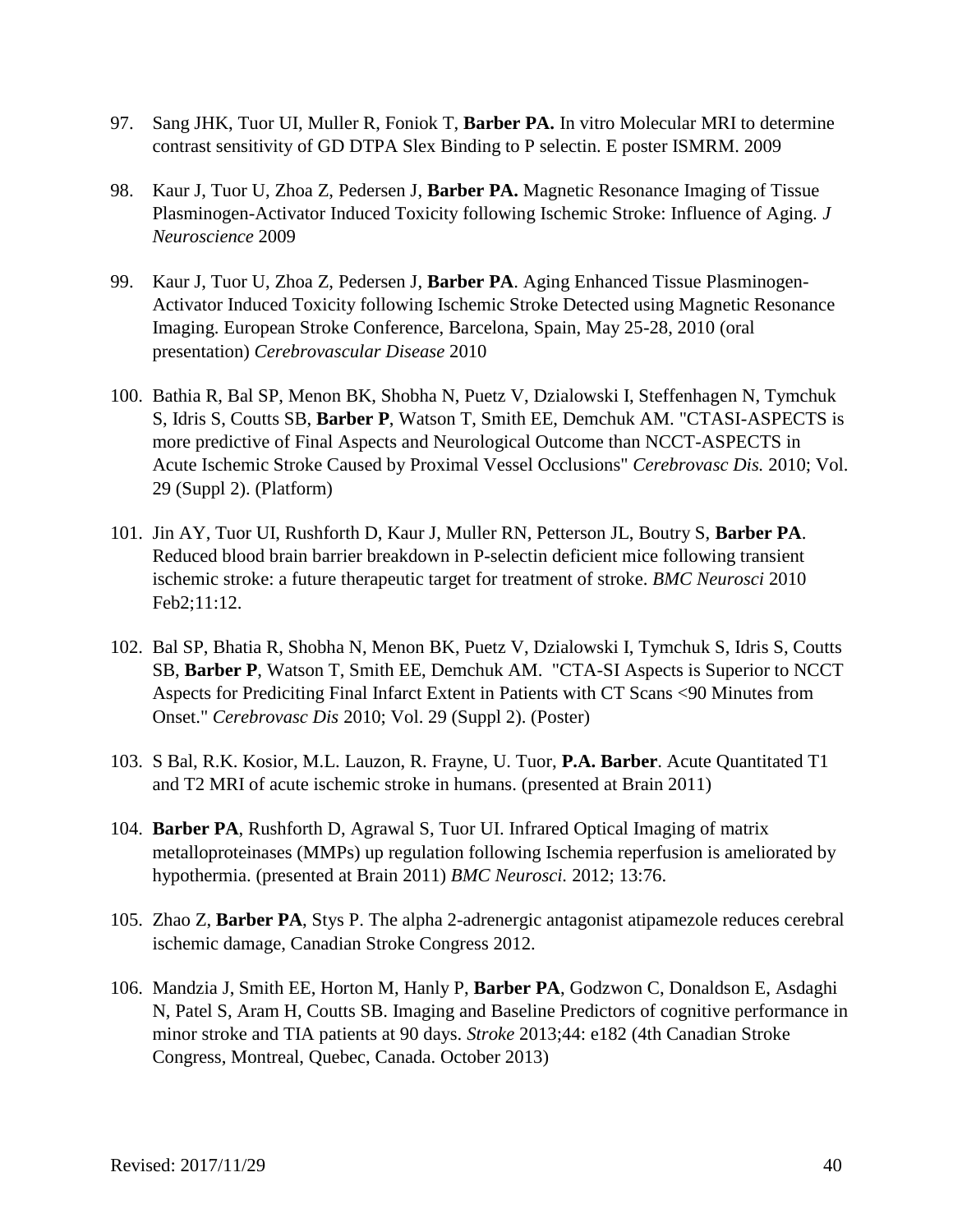97. Sang JHK, Tuor UI, Muller R, Foniok T, **Barber PA.** In vitro Molecular MRI to determine contrast sensitivity of GD DTPA Slex Binding to P selectin. E poster ISMRM. 2009

98. Kaur J, Tuor U, Zhoa Z, Pedersen J, **Barber PA.** Magnetic Resonance Imaging of Tissue Plasminogen-Activator Induced Toxicity following Ischemic Stroke: Influence of Aging. *J Neuroscience* 2009

99. Kaur J, Tuor U, Zhoa Z, Pedersen J, **Barber PA**. Aging Enhanced Tissue Plasminogen-Activator Induced Toxicity following Ischemic Stroke Detected using Magnetic Resonance Imaging. European Stroke Conference, Barcelona, Spain, May 25-28, 2010 (oral presentation) *Cerebrovascular Disease* 2010

100. Bathia R, Bal SP, Menon BK, Shobha N, Puetz V, Dzialowski I, Steffenhagen N, Tymchuk S, Idris S, Coutts SB, **Barber P**, Watson T, Smith EE, Demchuk AM. "CTASI-ASPECTS is more predictive of Final Aspects and Neurological Outcome than NCCT-ASPECTS in Acute Ischemic Stroke Caused by Proximal Vessel Occlusions" *Cerebrovasc Dis.* 2010; Vol. 29 (Suppl 2). (Platform)

101. Jin AY, Tuor UI, Rushforth D, Kaur J, Muller RN, Petterson JL, Boutry S, **Barber PA**. Reduced blood brain barrier breakdown in P-selectin deficient mice following transient ischemic stroke: a future therapeutic target for treatment of stroke. *BMC Neurosci* 2010 Feb2;11:12.

102. Bal SP, Bhatia R, Shobha N, Menon BK, Puetz V, Dzialowski I, Tymchuk S, Idris S, Coutts SB, **Barber P**, Watson T, Smith EE, Demchuk AM. "CTA-SI Aspects is Superior to NCCT Aspects for Prediciting Final Infarct Extent in Patients with CT Scans <90 Minutes from Onset." *Cerebrovasc Dis* 2010; Vol. 29 (Suppl 2). (Poster)

103. S Bal, R.K. Kosior, M.L. Lauzon, R. Frayne, U. Tuor, **P.A. Barber**. Acute Quantitated T1 and T2 MRI of acute ischemic stroke in humans. (presented at Brain 2011)

104. **Barber PA**, Rushforth D, Agrawal S, Tuor UI. Infrared Optical Imaging of matrix metalloproteinases (MMPs) up regulation following Ischemia reperfusion is ameliorated by hypothermia. (presented at Brain 2011) *BMC Neurosci.* 2012; 13:76.

105. Zhao Z, **Barber PA**, Stys P. The alpha 2-adrenergic antagonist atipamezole reduces cerebral ischemic damage, Canadian Stroke Congress 2012.

106. Mandzia J, Smith EE, Horton M, Hanly P, **Barber PA**, Godzwon C, Donaldson E, Asdaghi N, Patel S, Aram H, Coutts SB. Imaging and Baseline Predictors of cognitive performance in minor stroke and TIA patients at 90 days. *Stroke* 2013;44: e182 (4th Canadian Stroke Congress, Montreal, Quebec, Canada. October 2013)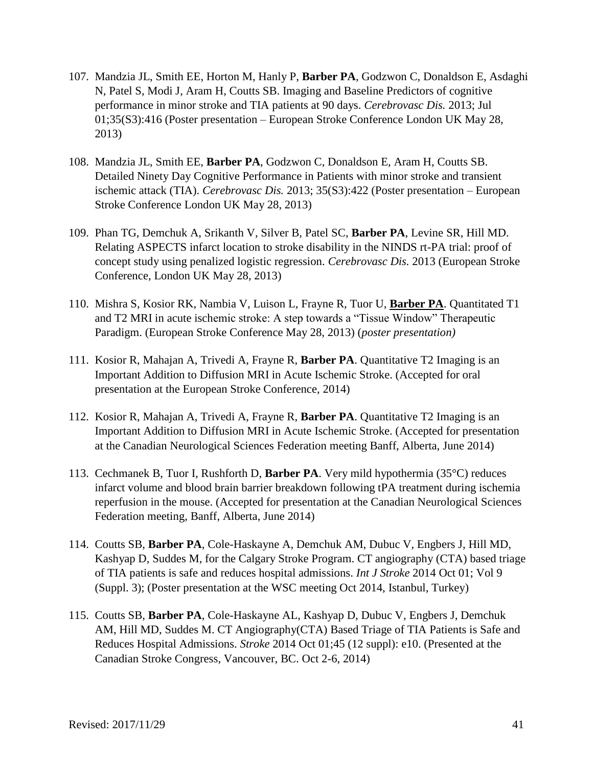107. Mandzia JL, Smith EE, Horton M, Hanly P, **Barber PA**, Godzwon C, Donaldson E, Asdaghi N, Patel S, Modi J, Aram H, Coutts SB. Imaging and Baseline Predictors of cognitive performance in minor stroke and TIA patients at 90 days. *Cerebrovasc Dis.* 2013; Jul 01;35(S3):416 (Poster presentation – European Stroke Conference London UK May 28, 2013)

108. Mandzia JL, Smith EE, **Barber PA**, Godzwon C, Donaldson E, Aram H, Coutts SB. Detailed Ninety Day Cognitive Performance in Patients with minor stroke and transient ischemic attack (TIA). *Cerebrovasc Dis.* 2013; 35(S3):422 (Poster presentation – European Stroke Conference London UK May 28, 2013)

109. Phan TG, Demchuk A, Srikanth V, Silver B, Patel SC, **Barber PA**, Levine SR, Hill MD. Relating ASPECTS infarct location to stroke disability in the NINDS rt-PA trial: proof of concept study using penalized logistic regression. *Cerebrovasc Dis.* 2013 (European Stroke Conference, London UK May 28, 2013)

110. Mishra S, Kosior RK, Nambia V, Luison L, Frayne R, Tuor U, **<u>Barber PA</u>**. Quantitated T1 and T2 MRI in acute ischemic stroke: A step towards a "Tissue Window" Therapeutic Paradigm. (European Stroke Conference May 28, 2013) (*poster presentation)*

111. Kosior R, Mahajan A, Trivedi A, Frayne R, **Barber PA**. Quantitative T2 Imaging is an Important Addition to Diffusion MRI in Acute Ischemic Stroke. (Accepted for oral presentation at the European Stroke Conference, 2014)

112. Kosior R, Mahajan A, Trivedi A, Frayne R, **Barber PA**. Quantitative T2 Imaging is an Important Addition to Diffusion MRI in Acute Ischemic Stroke. (Accepted for presentation at the Canadian Neurological Sciences Federation meeting Banff, Alberta, June 2014)

113. Cechmanek B, Tuor I, Rushforth D, **Barber PA**. Very mild hypothermia (35°C) reduces infarct volume and blood brain barrier breakdown following tPA treatment during ischemia reperfusion in the mouse. (Accepted for presentation at the Canadian Neurological Sciences Federation meeting, Banff, Alberta, June 2014)

114. Coutts SB, **Barber PA**, Cole-Haskayne A, Demchuk AM, Dubuc V, Engbers J, Hill MD, Kashyap D, Suddes M, for the Calgary Stroke Program. CT angiography (CTA) based triage of TIA patients is safe and reduces hospital admissions. *Int J Stroke* 2014 Oct 01; Vol 9 (Suppl. 3); (Poster presentation at the WSC meeting Oct 2014, Istanbul, Turkey)

115. Coutts SB, **Barber PA**, Cole-Haskayne AL, Kashyap D, Dubuc V, Engbers J, Demchuk AM, Hill MD, Suddes M. CT Angiography(CTA) Based Triage of TIA Patients is Safe and Reduces Hospital Admissions. *Stroke* 2014 Oct 01;45 (12 suppl): e10. (Presented at the Canadian Stroke Congress, Vancouver, BC. Oct 2-6, 2014)

Revised: 2017/11/29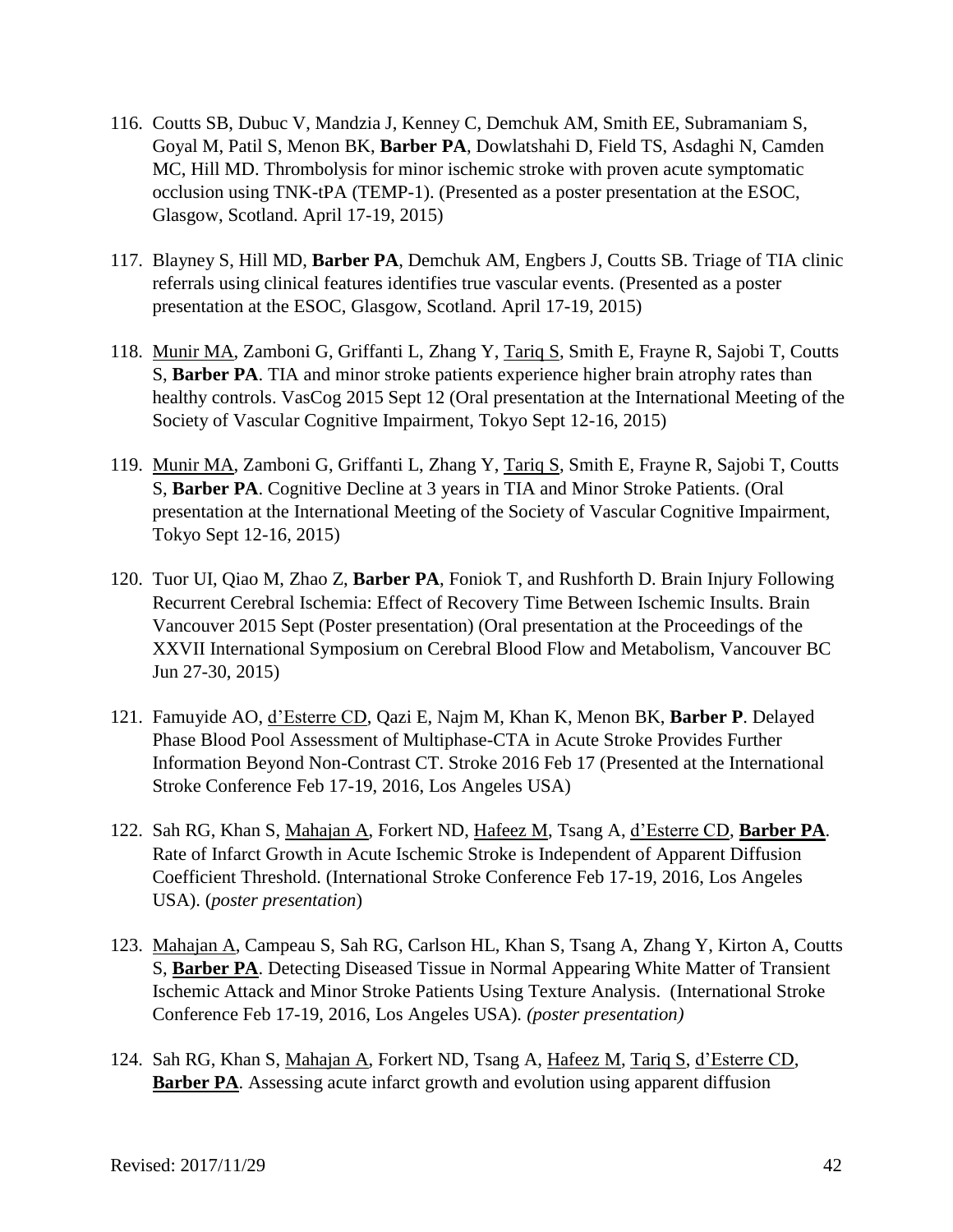116. Coutts SB, Dubuc V, Mandzia J, Kenney C, Demchuk AM, Smith EE, Subramaniam S, Goyal M, Patil S, Menon BK, **Barber PA**, Dowlatshahi D, Field TS, Asdaghi N, Camden MC, Hill MD. Thrombolysis for minor ischemic stroke with proven acute symptomatic occlusion using TNK-tPA (TEMP-1). (Presented as a poster presentation at the ESOC, Glasgow, Scotland. April 17-19, 2015)

117. Blayney S, Hill MD, **Barber PA**, Demchuk AM, Engbers J, Coutts SB. Triage of TIA clinic referrals using clinical features identifies true vascular events. (Presented as a poster presentation at the ESOC, Glasgow, Scotland. April 17-19, 2015)

118. <u>Munir MA</u>, Zamboni G, Griffanti L, Zhang Y, <u>Tariq S</u>, Smith E, Frayne R, Sajobi T, Coutts S, **Barber PA**. TIA and minor stroke patients experience higher brain atrophy rates than healthy controls. VasCog 2015 Sept 12 (Oral presentation at the International Meeting of the Society of Vascular Cognitive Impairment, Tokyo Sept 12-16, 2015)

119. <u>Munir MA</u>, Zamboni G, Griffanti L, Zhang Y, <u>Tariq S</u>, Smith E, Frayne R, Sajobi T, Coutts S, **Barber PA**. Cognitive Decline at 3 years in TIA and Minor Stroke Patients. (Oral presentation at the International Meeting of the Society of Vascular Cognitive Impairment, Tokyo Sept 12-16, 2015)

120. Tuor UI, Qiao M, Zhao Z, **Barber PA**, Foniok T, and Rushforth D. Brain Injury Following Recurrent Cerebral Ischemia: Effect of Recovery Time Between Ischemic Insults. Brain Vancouver 2015 Sept (Poster presentation) (Oral presentation at the Proceedings of the XXVII International Symposium on Cerebral Blood Flow and Metabolism, Vancouver BC Jun 27-30, 2015)

121. Famuyide AO, <u>d'Esterre CD</u>, Qazi E, Najm M, Khan K, Menon BK, **Barber P**. Delayed Phase Blood Pool Assessment of Multiphase-CTA in Acute Stroke Provides Further Information Beyond Non-Contrast CT. Stroke 2016 Feb 17 (Presented at the International Stroke Conference Feb 17-19, 2016, Los Angeles USA)

122. Sah RG, Khan S, <u>Mahajan A</u>, Forkert ND, <u>Hafeez M</u>, Tsang A, <u>d'Esterre CD</u>, <u>**Barber PA**</u>. Rate of Infarct Growth in Acute Ischemic Stroke is Independent of Apparent Diffusion Coefficient Threshold. (International Stroke Conference Feb 17-19, 2016, Los Angeles USA). (*poster presentation*)

123. <u>Mahajan A</u>, Campeau S, Sah RG, Carlson HL, Khan S, Tsang A, Zhang Y, Kirton A, Coutts S, <u>**Barber PA**</u>. Detecting Diseased Tissue in Normal Appearing White Matter of Transient Ischemic Attack and Minor Stroke Patients Using Texture Analysis. (International Stroke Conference Feb 17-19, 2016, Los Angeles USA). *(poster presentation)*

124. Sah RG, Khan S, <u>Mahajan A</u>, Forkert ND, Tsang A, <u>Hafeez M</u>, <u>Tariq S</u>, <u>d'Esterre CD</u>, <u>**Barber PA**</u>. Assessing acute infarct growth and evolution using apparent diffusion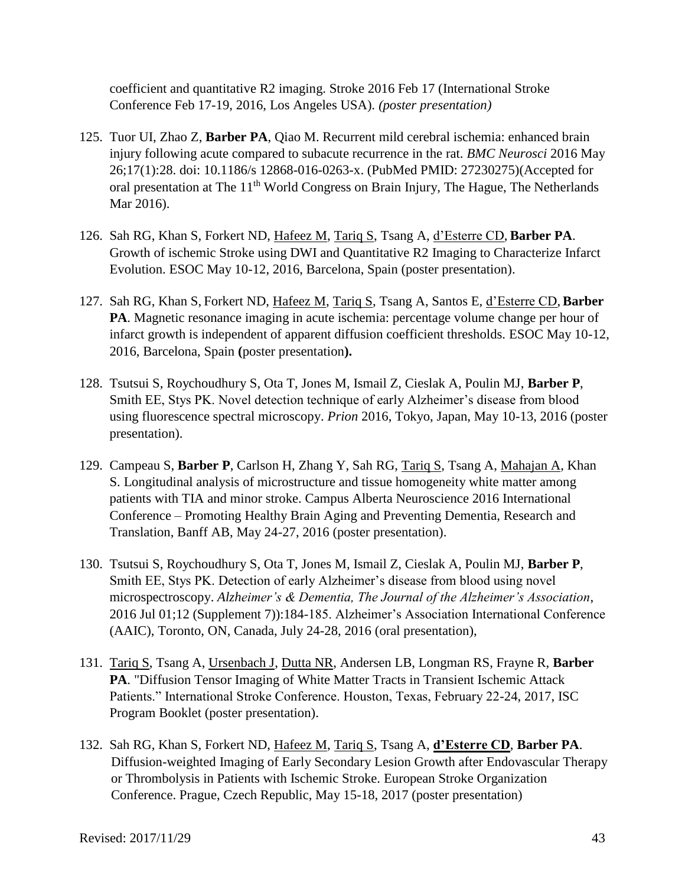coefficient and quantitative R2 imaging. Stroke 2016 Feb 17 (International Stroke Conference Feb 17-19, 2016, Los Angeles USA). *(poster presentation)*

125. Tuor UI, Zhao Z, **Barber PA**, Qiao M. Recurrent mild cerebral ischemia: enhanced brain injury following acute compared to subacute recurrence in the rat. *BMC Neurosci* 2016 May 26;17(1):28. doi: 10.1186/s 12868-016-0263-x. (PubMed PMID: 27230275)(Accepted for oral presentation at The 11th World Congress on Brain Injury, The Hague, The Netherlands Mar 2016).

126. Sah RG, Khan S, Forkert ND, Hafeez M, Tariq S, Tsang A, d'Esterre CD, **Barber PA**. Growth of ischemic Stroke using DWI and Quantitative R2 Imaging to Characterize Infarct Evolution. ESOC May 10-12, 2016, Barcelona, Spain (poster presentation).

127. Sah RG, Khan S, Forkert ND, Hafeez M, Tariq S, Tsang A, Santos E, d'Esterre CD, **Barber PA**. Magnetic resonance imaging in acute ischemia: percentage volume change per hour of infarct growth is independent of apparent diffusion coefficient thresholds. ESOC May 10-12, 2016, Barcelona, Spain **(**poster presentation**).**

128. Tsutsui S, Roychoudhury S, Ota T, Jones M, Ismail Z, Cieslak A, Poulin MJ, **Barber P**, Smith EE, Stys PK. Novel detection technique of early Alzheimer's disease from blood using fluorescence spectral microscopy. *Prion* 2016, Tokyo, Japan, May 10-13, 2016 (poster presentation).

129. Campeau S, **Barber P**, Carlson H, Zhang Y, Sah RG, Tariq S, Tsang A, Mahajan A, Khan S. Longitudinal analysis of microstructure and tissue homogeneity white matter among patients with TIA and minor stroke. Campus Alberta Neuroscience 2016 International Conference – Promoting Healthy Brain Aging and Preventing Dementia, Research and Translation, Banff AB, May 24-27, 2016 (poster presentation).

130. Tsutsui S, Roychoudhury S, Ota T, Jones M, Ismail Z, Cieslak A, Poulin MJ, **Barber P**, Smith EE, Stys PK. Detection of early Alzheimer's disease from blood using novel microspectroscopy. *Alzheimer's & Dementia, The Journal of the Alzheimer's Association*, 2016 Jul 01;12 (Supplement 7)):184-185. Alzheimer's Association International Conference (AAIC), Toronto, ON, Canada, July 24-28, 2016 (oral presentation),

131. Tariq S, Tsang A, Ursenbach J, Dutta NR, Andersen LB, Longman RS, Frayne R, **Barber PA**. "Diffusion Tensor Imaging of White Matter Tracts in Transient Ischemic Attack Patients." International Stroke Conference. Houston, Texas, February 22-24, 2017, ISC Program Booklet (poster presentation).

132. Sah RG, Khan S, Forkert ND, Hafeez M, Tariq S, Tsang A, **d'Esterre CD**, **Barber PA**. Diffusion-weighted Imaging of Early Secondary Lesion Growth after Endovascular Therapy or Thrombolysis in Patients with Ischemic Stroke. European Stroke Organization Conference. Prague, Czech Republic, May 15-18, 2017 (poster presentation)

Revised: 2017/11/29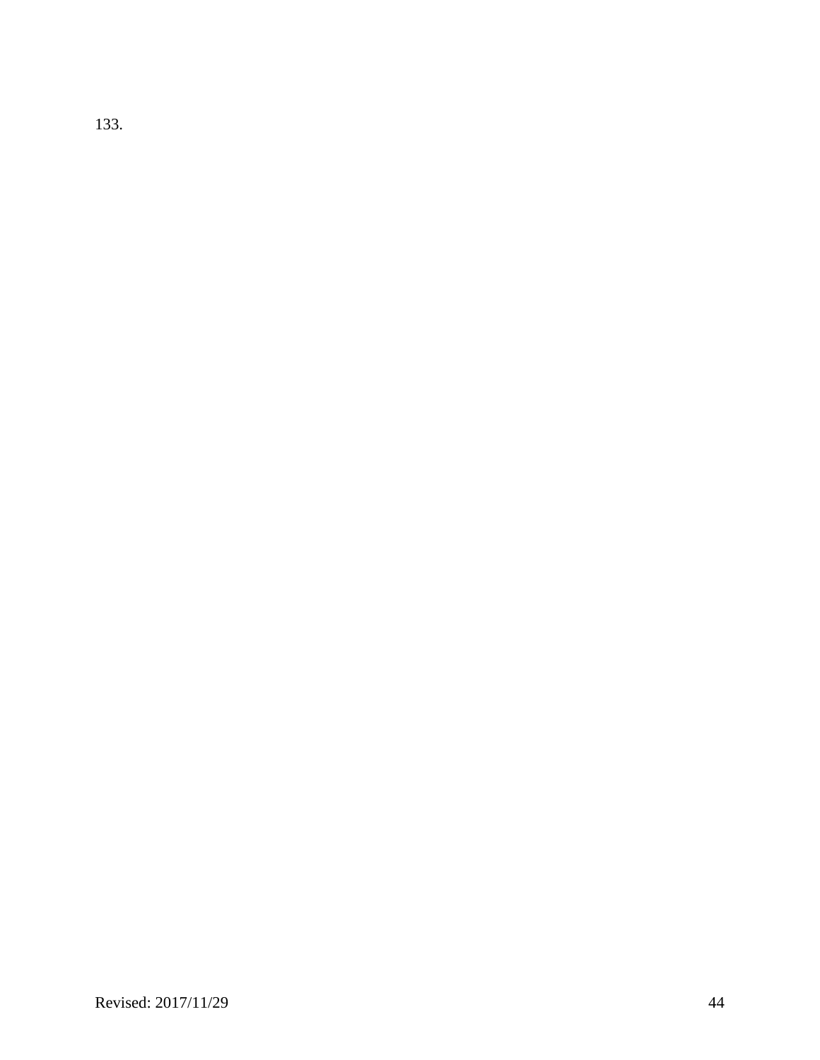133.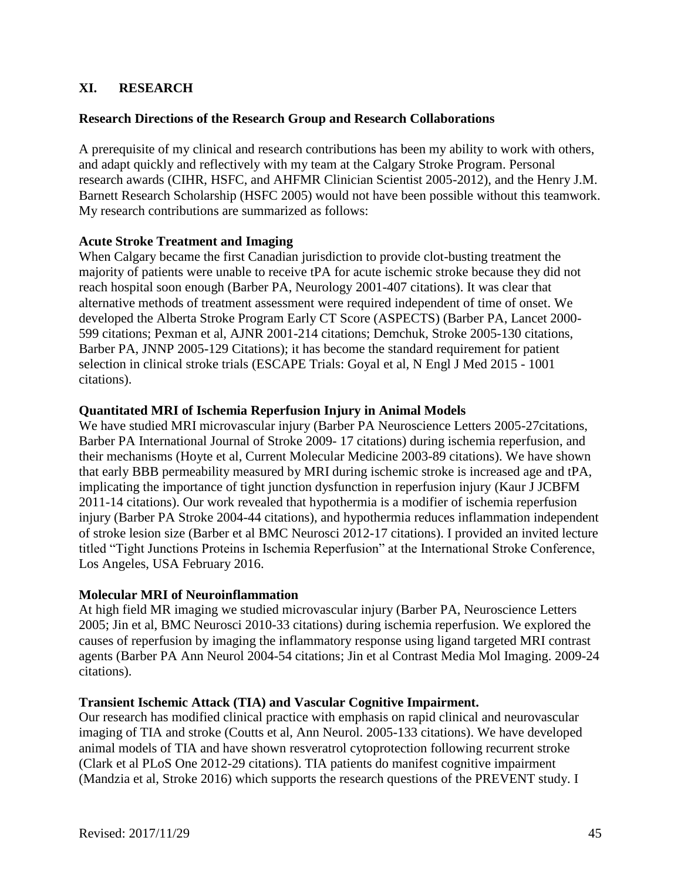## XI. RESEARCH

### Research Directions of the Research Group and Research Collaborations

A prerequisite of my clinical and research contributions has been my ability to work with others, and adapt quickly and reflectively with my team at the Calgary Stroke Program. Personal research awards (CIHR, HSFC, and AHFMR Clinician Scientist 2005-2012), and the Henry J.M. Barnett Research Scholarship (HSFC 2005) would not have been possible without this teamwork. My research contributions are summarized as follows:

**Acute Stroke Treatment and Imaging**

When Calgary became the first Canadian jurisdiction to provide clot-busting treatment the majority of patients were unable to receive tPA for acute ischemic stroke because they did not reach hospital soon enough (Barber PA, Neurology 2001-407 citations). It was clear that alternative methods of treatment assessment were required independent of time of onset. We developed the Alberta Stroke Program Early CT Score (ASPECTS) (Barber PA, Lancet 2000-599 citations; Pexman et al, AJNR 2001-214 citations; Demchuk, Stroke 2005-130 citations, Barber PA, JNNP 2005-129 Citations); it has become the standard requirement for patient selection in clinical stroke trials (ESCAPE Trials: Goyal et al, N Engl J Med 2015 - 1001 citations).

**Quantitated MRI of Ischemia Reperfusion Injury in Animal Models**

We have studied MRI microvascular injury (Barber PA Neuroscience Letters 2005-27citations, Barber PA International Journal of Stroke 2009- 17 citations) during ischemia reperfusion, and their mechanisms (Hoyte et al, Current Molecular Medicine 2003-89 citations). We have shown that early BBB permeability measured by MRI during ischemic stroke is increased age and tPA, implicating the importance of tight junction dysfunction in reperfusion injury (Kaur J JCBFM 2011-14 citations). Our work revealed that hypothermia is a modifier of ischemia reperfusion injury (Barber PA Stroke 2004-44 citations), and hypothermia reduces inflammation independent of stroke lesion size (Barber et al BMC Neurosci 2012-17 citations). I provided an invited lecture titled "Tight Junctions Proteins in Ischemia Reperfusion" at the International Stroke Conference, Los Angeles, USA February 2016.

**Molecular MRI of Neuroinflammation**

At high field MR imaging we studied microvascular injury (Barber PA, Neuroscience Letters 2005; Jin et al, BMC Neurosci 2010-33 citations) during ischemia reperfusion. We explored the causes of reperfusion by imaging the inflammatory response using ligand targeted MRI contrast agents (Barber PA Ann Neurol 2004-54 citations; Jin et al Contrast Media Mol Imaging. 2009-24 citations).

**Transient Ischemic Attack (TIA) and Vascular Cognitive Impairment.**

Our research has modified clinical practice with emphasis on rapid clinical and neurovascular imaging of TIA and stroke (Coutts et al, Ann Neurol. 2005-133 citations). We have developed animal models of TIA and have shown resveratrol cytoprotection following recurrent stroke (Clark et al PLoS One 2012-29 citations). TIA patients do manifest cognitive impairment (Mandzia et al, Stroke 2016) which supports the research questions of the PREVENT study. I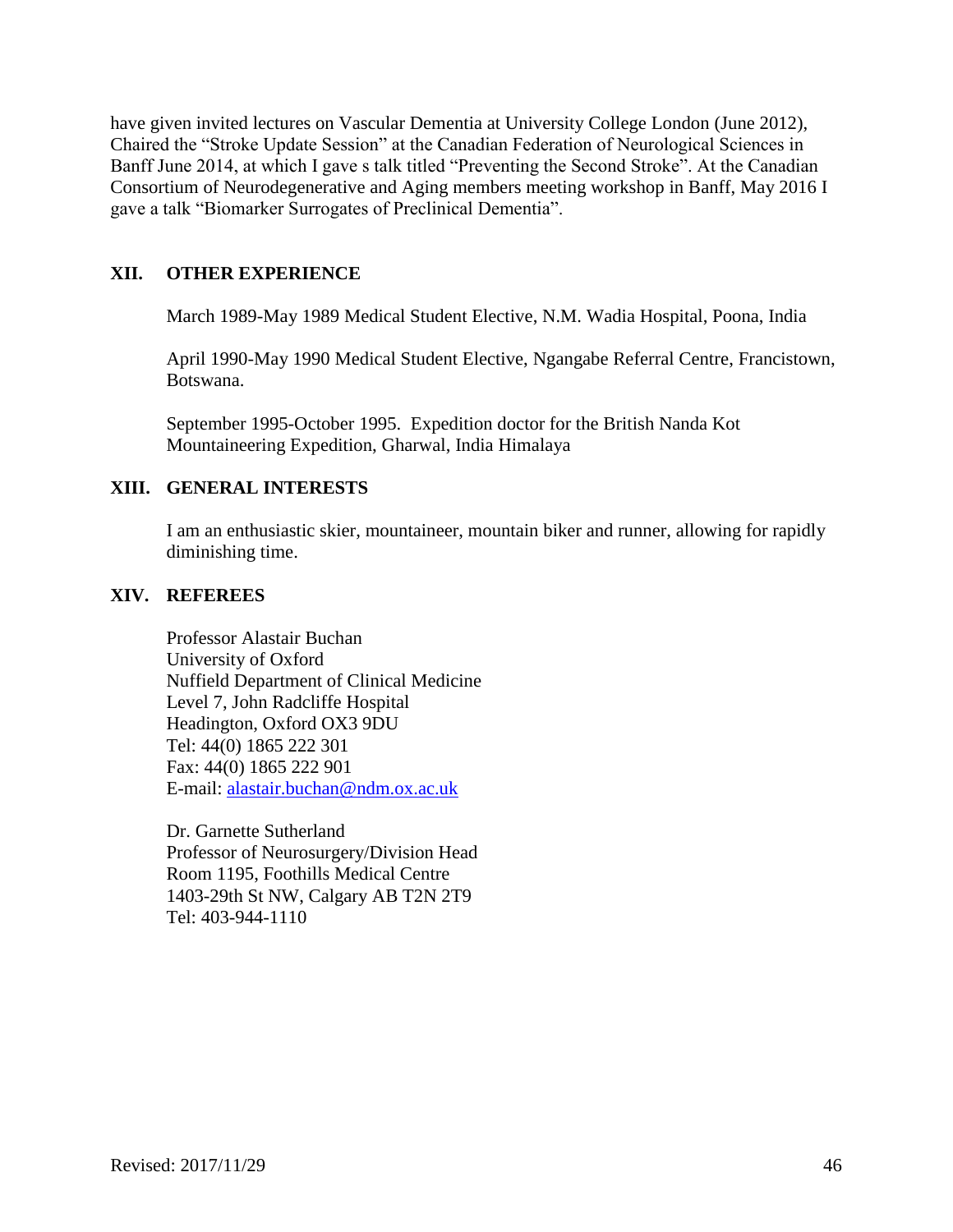have given invited lectures on Vascular Dementia at University College London (June 2012), Chaired the "Stroke Update Session" at the Canadian Federation of Neurological Sciences in Banff June 2014, at which I gave s talk titled "Preventing the Second Stroke". At the Canadian Consortium of Neurodegenerative and Aging members meeting workshop in Banff, May 2016 I gave a talk "Biomarker Surrogates of Preclinical Dementia".

## XII. OTHER EXPERIENCE

March 1989-May 1989 Medical Student Elective, N.M. Wadia Hospital, Poona, India

April 1990-May 1990 Medical Student Elective, Ngangabe Referral Centre, Francistown, Botswana.

September 1995-October 1995. Expedition doctor for the British Nanda Kot Mountaineering Expedition, Gharwal, India Himalaya

## XIII. GENERAL INTERESTS

I am an enthusiastic skier, mountaineer, mountain biker and runner, allowing for rapidly diminishing time.

## XIV. REFEREES

Professor Alastair Buchan
University of Oxford
Nuffield Department of Clinical Medicine
Level 7, John Radcliffe Hospital
Headington, Oxford OX3 9DU
Tel: 44(0) 1865 222 301
Fax: 44(0) 1865 222 901
E-mail: alastair.buchan@ndm.ox.ac.uk

Dr. Garnette Sutherland
Professor of Neurosurgery/Division Head
Room 1195, Foothills Medical Centre
1403-29th St NW, Calgary AB T2N 2T9
Tel: 403-944-1110

Revised: 2017/11/29